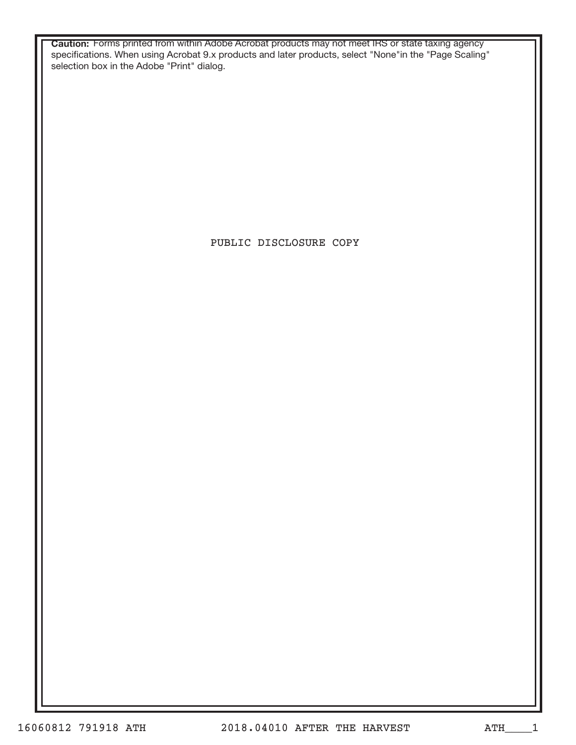**Caution:** Forms printed from within Adobe Acrobat products may not meet IRS or state taxing agency specifications. When using Acrobat 9.x products and later products, select "None"in the "Page Scaling" selection box in the Adobe "Print" dialog.

PUBLIC DISCLOSURE COPY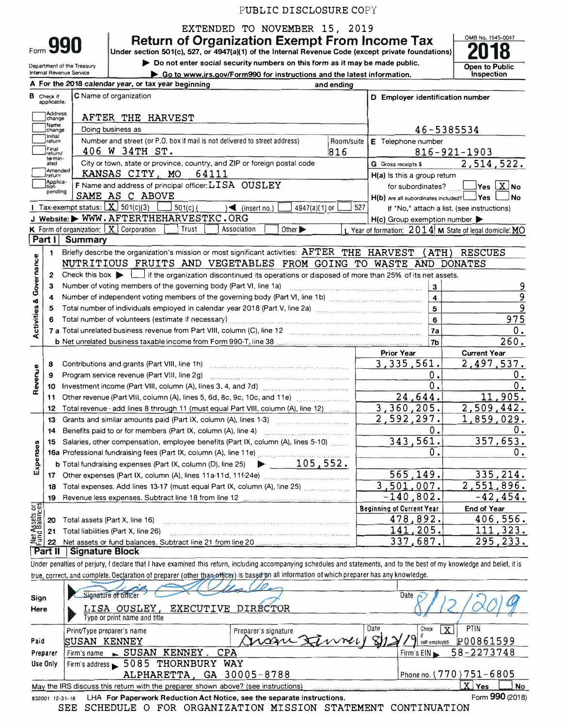PUBLIC DISCLOSURE COPY

EXTENDED TO NOVEMBER 15, 2019

# Form 990 — Return of Organization Exempt From Income Tax — 2018

Under section 501(c), 527, or 4947(a)(1) of the Internal Revenue Code (except private foundations)

▶ Do not enter social security numbers on this form as it may be made public.

▶ Go to www.irs.gov/Form990 for instructions and the latest information.

Department of the Treasury
Internal Revenue Service

OMB No. 1545-0047

Open to Public Inspection

**A** For the 2018 calendar year, or tax year beginning and ending

**B** Check if applicable: Address change, Name change, Initial return, Final return/terminated, Amended return, Application pending

**C** Name of organization: AFTER THE HARVEST

Doing business as

Number and street (or P.O. box if mail is not delivered to street address): 406 W 34TH ST. Room/suite: 816

City or town, state or province, country, and ZIP or foreign postal code: KANSAS CITY, MO 64111

**D** Employer identification number: 46-5385534

**E** Telephone number: 816-921-1903

**G** Gross receipts $ 2,514,522.

**F** Name and address of principal officer: LISA OUSLEY SAME AS C ABOVE

**H(a)** Is this a group return for subordinates? ☐ Yes ☒ No

**H(b)** Are all subordinates included? ☐ Yes ☐ No If "No," attach a list. (see instructions)

**H(c)** Group exemption number ▶

**I** Tax-exempt status: ☒ 501(c)(3) ☐ 501(c) ( ) ◀ (insert no.) ☐ 4947(a)(1) or ☐ 527

**J** Website: ▶ WWW.AFTERTHEHARVESTKC.ORG

**K** Form of organization: ☒ Corporation ☐ Trust ☐ Association ☐ Other ▶

**L** Year of formation: 2014 **M** State of legal domicile: MO

## Part I Summary

**Activities & Governance**

1 Briefly describe the organization's mission or most significant activities: AFTER THE HARVEST (ATH) RESCUES NUTRITIOUS FRUITS AND VEGETABLES FROM GOING TO WASTE AND DONATES

2 Check this box ▶ ☐ if the organization discontinued its operations or disposed of more than 25% of its net assets.

| | | | |
|---|---|---|---|
| 3 | Number of voting members of the governing body (Part VI, line 1a) | 3 | 9 |
| 4 | Number of independent voting members of the governing body (Part VI, line 1b) | 4 | 9 |
| 5 | Total number of individuals employed in calendar year 2018 (Part V, line 2a) | 5 | 9 |
| 6 | Total number of volunteers (estimate if necessary) | 6 | 975 |
| 7a | Total unrelated business revenue from Part VIII, column (C), line 12 | 7a | 0. |
| b | Net unrelated business taxable income from Form 990-T, line 38 | 7b | 260. |

| | | Prior Year | Current Year |
|---|---|---|---|
| **Revenue** | | | |
| 8 | Contributions and grants (Part VIII, line 1h) | 3,335,561. | 2,497,537. |
| 9 | Program service revenue (Part VIII, line 2g) | 0. | 0. |
| 10 | Investment income (Part VIII, column (A), lines 3, 4, and 7d) | 0. | 0. |
| 11 | Other revenue (Part VIII, column (A), lines 5, 6d, 8c, 9c, 10c, and 11e) | 24,644. | 11,905. |
| 12 | Total revenue - add lines 8 through 11 (must equal Part VIII, column (A), line 12) | 3,360,205. | 2,509,442. |
| **Expenses** | | | |
| 13 | Grants and similar amounts paid (Part IX, column (A), lines 1-3) | 2,592,297. | 1,859,029. |
| 14 | Benefits paid to or for members (Part IX, column (A), line 4) | 0. | 0. |
| 15 | Salaries, other compensation, employee benefits (Part IX, column (A), lines 5-10) | 343,561. | 357,653. |
| 16a | Professional fundraising fees (Part IX, column (A), line 11e) | 0. | 0. |
| b | Total fundraising expenses (Part IX, column (D), line 25) ▶ 105,552. | | |
| 17 | Other expenses (Part IX, column (A), lines 11a-11d, 11f-24e) | 565,149. | 335,214. |
| 18 | Total expenses. Add lines 13-17 (must equal Part IX, column (A), line 25) | 3,501,007. | 2,551,896. |
| 19 | Revenue less expenses. Subtract line 18 from line 12 | -140,802. | -42,454. |

| | | Beginning of Current Year | End of Year |
|---|---|---|---|
| **Net Assets or Fund Balances** | | | |
| 20 | Total assets (Part X, line 16) | 478,892. | 406,556. |
| 21 | Total liabilities (Part X, line 26) | 141,205. | 111,323. |
| 22 | Net assets or fund balances. Subtract line 21 from line 20 | 337,687. | 295,233. |

## Part II Signature Block

Under penalties of perjury, I declare that I have examined this return, including accompanying schedules and statements, and to the best of my knowledge and belief, it is true, correct, and complete. Declaration of preparer (other than officer) is based on all information of which preparer has any knowledge.

**Sign Here**

Signature of officer — Date 8/12/2019

LISA OUSLEY, EXECUTIVE DIRECTOR
Type or print name and title

**Paid Preparer Use Only**

| Print/Type preparer's name | Preparer's signature | Date | Check ☒ if self-employed | PTIN |
|---|---|---|---|---|
| SUSAN KENNEY | | 8/12/19 | | P00861599 |

Firm's name ▶ SUSAN KENNEY, CPA — Firm's EIN ▶ 58-2273748

Firm's address ▶ 5085 THORNBURY WAY, ALPHARETTA, GA 30005-8788 — Phone no. (770)751-6805

May the IRS discuss this return with the preparer shown above? (see instructions) ☒ Yes ☐ No

832001 12-31-18 LHA For Paperwork Reduction Act Notice, see the separate instructions. Form 990 (2018)

SEE SCHEDULE O FOR ORGANIZATION MISSION STATEMENT CONTINUATION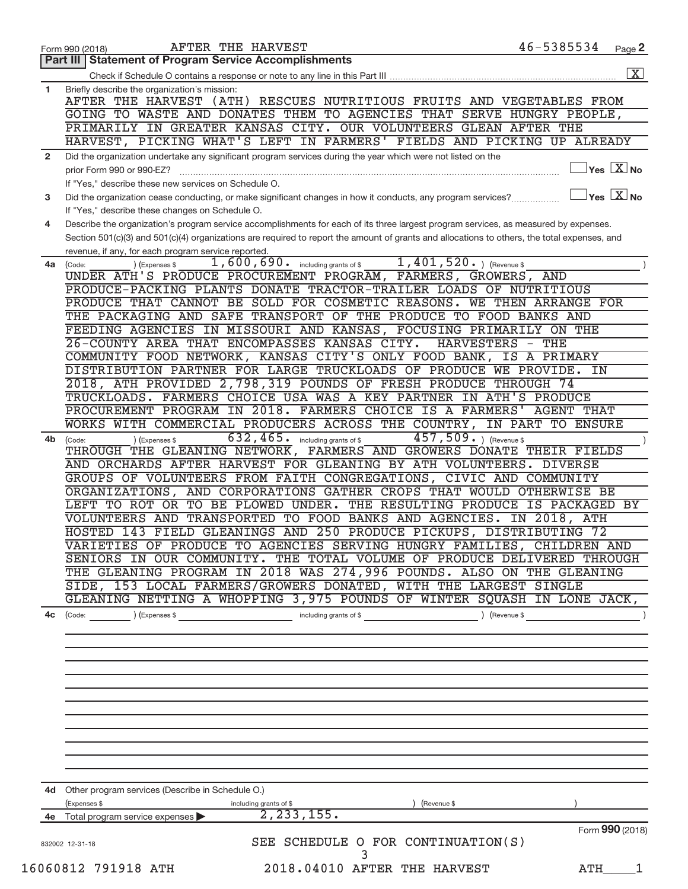Form 990 (2018) AFTER THE HARVEST 46-5385534 Page 2

## Part III | Statement of Program Service Accomplishments

Check if Schedule O contains a response or note to any line in this Part III .......... [X]

**1** Briefly describe the organization's mission:

AFTER THE HARVEST (ATH) RESCUES NUTRITIOUS FRUITS AND VEGETABLES FROM GOING TO WASTE AND DONATES THEM TO AGENCIES THAT SERVE HUNGRY PEOPLE, PRIMARILY IN GREATER KANSAS CITY. OUR VOLUNTEERS GLEAN AFTER THE HARVEST, PICKING WHAT'S LEFT IN FARMERS' FIELDS AND PICKING UP ALREADY

**2** Did the organization undertake any significant program services during the year which were not listed on the prior Form 990 or 990-EZ? .......... [ ] Yes [X] No

If "Yes," describe these new services on Schedule O.

**3** Did the organization cease conducting, or make significant changes in how it conducts, any program services? .......... [ ] Yes [X] No

If "Yes," describe these changes on Schedule O.

**4** Describe the organization's program service accomplishments for each of its three largest program services, as measured by expenses. Section 501(c)(3) and 501(c)(4) organizations are required to report the amount of grants and allocations to others, the total expenses, and revenue, if any, for each program service reported.

**4a** (Code: ) (Expenses $ 1,600,690. including grants of $ 1,401,520. ) (Revenue $ )

UNDER ATH'S PRODUCE PROCUREMENT PROGRAM, FARMERS, GROWERS, AND PRODUCE-PACKING PLANTS DONATE TRACTOR-TRAILER LOADS OF NUTRITIOUS PRODUCE THAT CANNOT BE SOLD FOR COSMETIC REASONS. WE THEN ARRANGE FOR THE PACKAGING AND SAFE TRANSPORT OF THE PRODUCE TO FOOD BANKS AND FEEDING AGENCIES IN MISSOURI AND KANSAS, FOCUSING PRIMARILY ON THE 26-COUNTY AREA THAT ENCOMPASSES KANSAS CITY. HARVESTERS - THE COMMUNITY FOOD NETWORK, KANSAS CITY'S ONLY FOOD BANK, IS A PRIMARY DISTRIBUTION PARTNER FOR LARGE TRUCKLOADS OF PRODUCE WE PROVIDE. IN 2018, ATH PROVIDED 2,798,319 POUNDS OF FRESH PRODUCE THROUGH 74 TRUCKLOADS. FARMERS CHOICE USA WAS A KEY PARTNER IN ATH'S PRODUCE PROCUREMENT PROGRAM IN 2018. FARMERS CHOICE IS A FARMERS' AGENT THAT WORKS WITH COMMERCIAL PRODUCERS ACROSS THE COUNTRY, IN PART TO ENSURE

**4b** (Code: ) (Expenses $ 632,465. including grants of $ 457,509. ) (Revenue $ )

THROUGH THE GLEANING NETWORK, FARMERS AND GROWERS DONATE THEIR FIELDS AND ORCHARDS AFTER HARVEST FOR GLEANING BY ATH VOLUNTEERS. DIVERSE GROUPS OF VOLUNTEERS FROM FAITH CONGREGATIONS, CIVIC AND COMMUNITY ORGANIZATIONS, AND CORPORATIONS GATHER CROPS THAT WOULD OTHERWISE BE LEFT TO ROT OR TO BE PLOWED UNDER. THE RESULTING PRODUCE IS PACKAGED BY VOLUNTEERS AND TRANSPORTED TO FOOD BANKS AND AGENCIES. IN 2018, ATH HOSTED 143 FIELD GLEANINGS AND 250 PRODUCE PICKUPS, DISTRIBUTING 72 VARIETIES OF PRODUCE TO AGENCIES SERVING HUNGRY FAMILIES, CHILDREN AND SENIORS IN OUR COMMUNITY. THE TOTAL VOLUME OF PRODUCE DELIVERED THROUGH THE GLEANING PROGRAM IN 2018 WAS 274,996 POUNDS. ALSO ON THE GLEANING SIDE, 153 LOCAL FARMERS/GROWERS DONATED, WITH THE LARGEST SINGLE GLEANING NETTING A WHOPPING 3,975 POUNDS OF WINTER SQUASH IN LONE JACK,

**4c** (Code: ) (Expenses $ including grants of $ ) (Revenue $ )

**4d** Other program services (Describe in Schedule O.)

(Expenses $ including grants of $ ) (Revenue $ )

**4e** Total program service expenses ▶ 2,233,155.

Form **990** (2018)

832002 12-31-18

SEE SCHEDULE O FOR CONTINUATION(S)

16060812 791918 ATH 2018.04010 AFTER THE HARVEST ATH____1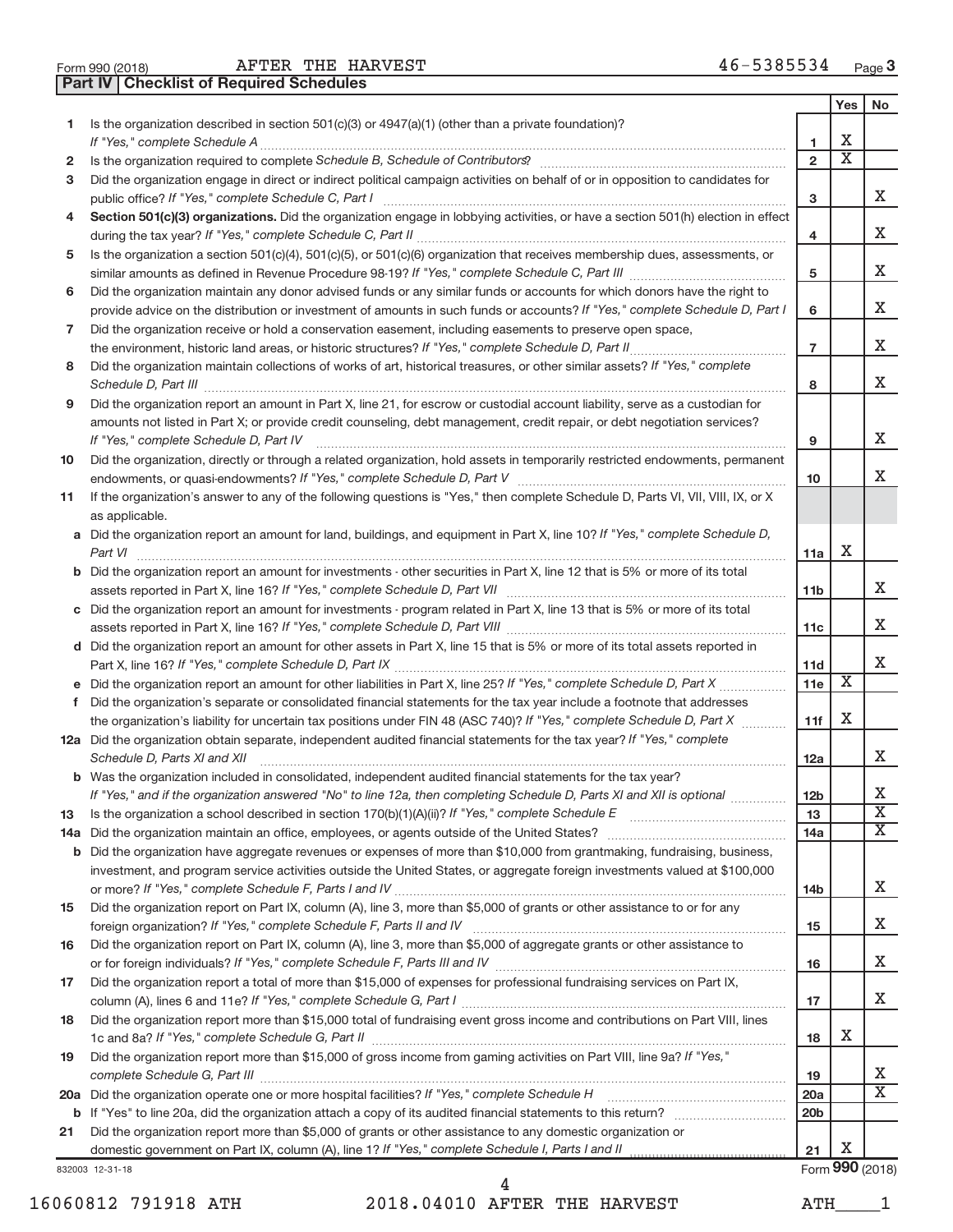Form 990 (2018) AFTER THE HARVEST 46-5385534 Page 3

## Part IV | Checklist of Required Schedules

| | | | Yes | No |
|---|---|---|---|---|
| 1 | Is the organization described in section 501(c)(3) or 4947(a)(1) (other than a private foundation)? *If "Yes," complete Schedule A* | 1 | X | |
| 2 | Is the organization required to complete *Schedule B, Schedule of Contributors*? | 2 | X | |
| 3 | Did the organization engage in direct or indirect political campaign activities on behalf of or in opposition to candidates for public office? *If "Yes," complete Schedule C, Part I* | 3 | | X |
| 4 | **Section 501(c)(3) organizations.** Did the organization engage in lobbying activities, or have a section 501(h) election in effect during the tax year? *If "Yes," complete Schedule C, Part II* | 4 | | X |
| 5 | Is the organization a section 501(c)(4), 501(c)(5), or 501(c)(6) organization that receives membership dues, assessments, or similar amounts as defined in Revenue Procedure 98-19? *If "Yes," complete Schedule C, Part III* | 5 | | X |
| 6 | Did the organization maintain any donor advised funds or any similar funds or accounts for which donors have the right to provide advice on the distribution or investment of amounts in such funds or accounts? *If "Yes," complete Schedule D, Part I* | 6 | | X |
| 7 | Did the organization receive or hold a conservation easement, including easements to preserve open space, the environment, historic land areas, or historic structures? *If "Yes," complete Schedule D, Part II* | 7 | | X |
| 8 | Did the organization maintain collections of works of art, historical treasures, or other similar assets? *If "Yes," complete Schedule D, Part III* | 8 | | X |
| 9 | Did the organization report an amount in Part X, line 21, for escrow or custodial account liability, serve as a custodian for amounts not listed in Part X; or provide credit counseling, debt management, credit repair, or debt negotiation services? *If "Yes," complete Schedule D, Part IV* | 9 | | X |
| 10 | Did the organization, directly or through a related organization, hold assets in temporarily restricted endowments, permanent endowments, or quasi-endowments? *If "Yes," complete Schedule D, Part V* | 10 | | X |
| 11 | If the organization's answer to any of the following questions is "Yes," then complete Schedule D, Parts VI, VII, VIII, IX, or X as applicable. | | | |
| a | Did the organization report an amount for land, buildings, and equipment in Part X, line 10? *If "Yes," complete Schedule D, Part VI* | 11a | X | |
| b | Did the organization report an amount for investments - other securities in Part X, line 12 that is 5% or more of its total assets reported in Part X, line 16? *If "Yes," complete Schedule D, Part VII* | 11b | | X |
| c | Did the organization report an amount for investments - program related in Part X, line 13 that is 5% or more of its total assets reported in Part X, line 16? *If "Yes," complete Schedule D, Part VIII* | 11c | | X |
| d | Did the organization report an amount for other assets in Part X, line 15 that is 5% or more of its total assets reported in Part X, line 16? *If "Yes," complete Schedule D, Part IX* | 11d | | X |
| e | Did the organization report an amount for other liabilities in Part X, line 25? *If "Yes," complete Schedule D, Part X* | 11e | X | |
| f | Did the organization's separate or consolidated financial statements for the tax year include a footnote that addresses the organization's liability for uncertain tax positions under FIN 48 (ASC 740)? *If "Yes," complete Schedule D, Part X* | 11f | X | |
| 12a | Did the organization obtain separate, independent audited financial statements for the tax year? *If "Yes," complete Schedule D, Parts XI and XII* | 12a | | X |
| b | Was the organization included in consolidated, independent audited financial statements for the tax year? *If "Yes," and if the organization answered "No" to line 12a, then completing Schedule D, Parts XI and XII is optional* | 12b | | X |
| 13 | Is the organization a school described in section 170(b)(1)(A)(ii)? *If "Yes," complete Schedule E* | 13 | | X |
| 14a | Did the organization maintain an office, employees, or agents outside of the United States? | 14a | | X |
| b | Did the organization have aggregate revenues or expenses of more than $10,000 from grantmaking, fundraising, business, investment, and program service activities outside the United States, or aggregate foreign investments valued at $100,000 or more? *If "Yes," complete Schedule F, Parts I and IV* | 14b | | X |
| 15 | Did the organization report on Part IX, column (A), line 3, more than $5,000 of grants or other assistance to or for any foreign organization? *If "Yes," complete Schedule F, Parts II and IV* | 15 | | X |
| 16 | Did the organization report on Part IX, column (A), line 3, more than $5,000 of aggregate grants or other assistance to or for foreign individuals? *If "Yes," complete Schedule F, Parts III and IV* | 16 | | X |
| 17 | Did the organization report a total of more than $15,000 of expenses for professional fundraising services on Part IX, column (A), lines 6 and 11e? *If "Yes," complete Schedule G, Part I* | 17 | | X |
| 18 | Did the organization report more than $15,000 total of fundraising event gross income and contributions on Part VIII, lines 1c and 8a? *If "Yes," complete Schedule G, Part II* | 18 | X | |
| 19 | Did the organization report more than $15,000 of gross income from gaming activities on Part VIII, line 9a? *If "Yes," complete Schedule G, Part III* | 19 | | X |
| 20a | Did the organization operate one or more hospital facilities? *If "Yes," complete Schedule H* | 20a | | X |
| b | If "Yes" to line 20a, did the organization attach a copy of its audited financial statements to this return? | 20b | | |
| 21 | Did the organization report more than $5,000 of grants or other assistance to any domestic organization or domestic government on Part IX, column (A), line 1? *If "Yes," complete Schedule I, Parts I and II* | 21 | X | |

832003 12-31-18 Form 990 (2018)

16060812 791918 ATH 2018.04010 AFTER THE HARVEST ATH____1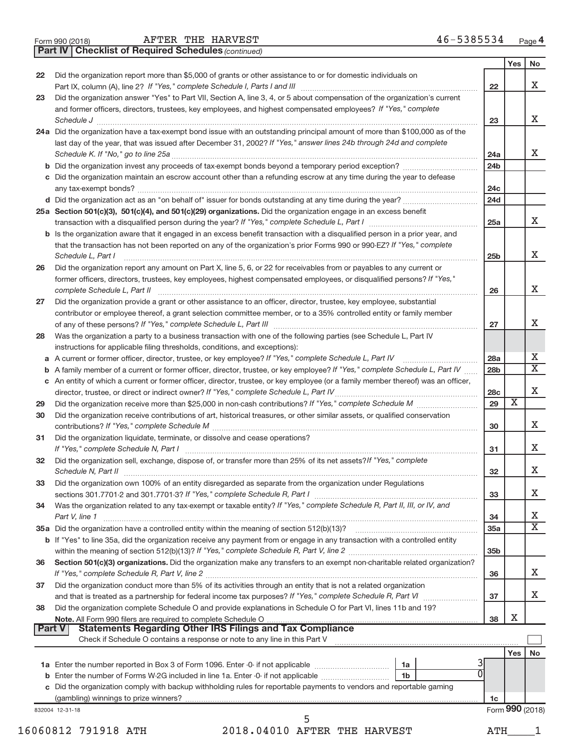Form 990 (2018) AFTER THE HARVEST 46-5385534 Page 4

**Part IV | Checklist of Required Schedules** *(continued)*

| | | | Yes | No |
|---|---|---|---|---|
| 22 | Did the organization report more than $5,000 of grants or other assistance to or for domestic individuals on Part IX, column (A), line 2? *If "Yes," complete Schedule I, Parts I and III* | 22 | | X |
| 23 | Did the organization answer "Yes" to Part VII, Section A, line 3, 4, or 5 about compensation of the organization's current and former officers, directors, trustees, key employees, and highest compensated employees? *If "Yes," complete Schedule J* | 23 | | X |
| 24a | Did the organization have a tax-exempt bond issue with an outstanding principal amount of more than $100,000 as of the last day of the year, that was issued after December 31, 2002? *If "Yes," answer lines 24b through 24d and complete Schedule K. If "No," go to line 25a* | 24a | | X |
| b | Did the organization invest any proceeds of tax-exempt bonds beyond a temporary period exception? | 24b | | |
| c | Did the organization maintain an escrow account other than a refunding escrow at any time during the year to defease any tax-exempt bonds? | 24c | | |
| d | Did the organization act as an "on behalf of" issuer for bonds outstanding at any time during the year? | 24d | | |
| 25a | **Section 501(c)(3), 501(c)(4), and 501(c)(29) organizations.** Did the organization engage in an excess benefit transaction with a disqualified person during the year? *If "Yes," complete Schedule L, Part I* | 25a | | X |
| b | Is the organization aware that it engaged in an excess benefit transaction with a disqualified person in a prior year, and that the transaction has not been reported on any of the organization's prior Forms 990 or 990-EZ? *If "Yes," complete Schedule L, Part I* | 25b | | X |
| 26 | Did the organization report any amount on Part X, line 5, 6, or 22 for receivables from or payables to any current or former officers, directors, trustees, key employees, highest compensated employees, or disqualified persons? *If "Yes," complete Schedule L, Part II* | 26 | | X |
| 27 | Did the organization provide a grant or other assistance to an officer, director, trustee, key employee, substantial contributor or employee thereof, a grant selection committee member, or to a 35% controlled entity or family member of any of these persons? *If "Yes," complete Schedule L, Part III* | 27 | | X |
| 28 | Was the organization a party to a business transaction with one of the following parties (see Schedule L, Part IV instructions for applicable filing thresholds, conditions, and exceptions): | | | |
| a | A current or former officer, director, trustee, or key employee? *If "Yes," complete Schedule L, Part IV* | 28a | | X |
| b | A family member of a current or former officer, director, trustee, or key employee? *If "Yes," complete Schedule L, Part IV* | 28b | | X |
| c | An entity of which a current or former officer, director, trustee, or key employee (or a family member thereof) was an officer, director, trustee, or direct or indirect owner? *If "Yes," complete Schedule L, Part IV* | 28c | | X |
| 29 | Did the organization receive more than $25,000 in non-cash contributions? *If "Yes," complete Schedule M* | 29 | X | |
| 30 | Did the organization receive contributions of art, historical treasures, or other similar assets, or qualified conservation contributions? *If "Yes," complete Schedule M* | 30 | | X |
| 31 | Did the organization liquidate, terminate, or dissolve and cease operations? *If "Yes," complete Schedule N, Part I* | 31 | | X |
| 32 | Did the organization sell, exchange, dispose of, or transfer more than 25% of its net assets? *If "Yes," complete Schedule N, Part II* | 32 | | X |
| 33 | Did the organization own 100% of an entity disregarded as separate from the organization under Regulations sections 301.7701-2 and 301.7701-3? *If "Yes," complete Schedule R, Part I* | 33 | | X |
| 34 | Was the organization related to any tax-exempt or taxable entity? *If "Yes," complete Schedule R, Part II, III, or IV, and Part V, line 1* | 34 | | X |
| 35a | Did the organization have a controlled entity within the meaning of section 512(b)(13)? | 35a | | X |
| b | If "Yes" to line 35a, did the organization receive any payment from or engage in any transaction with a controlled entity within the meaning of section 512(b)(13)? *If "Yes," complete Schedule R, Part V, line 2* | 35b | | |
| 36 | **Section 501(c)(3) organizations.** Did the organization make any transfers to an exempt non-charitable related organization? *If "Yes," complete Schedule R, Part V, line 2* | 36 | | X |
| 37 | Did the organization conduct more than 5% of its activities through an entity that is not a related organization and that is treated as a partnership for federal income tax purposes? *If "Yes," complete Schedule R, Part VI* | 37 | | X |
| 38 | Did the organization complete Schedule O and provide explanations in Schedule O for Part VI, lines 11b and 19? **Note.** All Form 990 filers are required to complete Schedule O | 38 | X | |

**Part V | Statements Regarding Other IRS Filings and Tax Compliance**

Check if Schedule O contains a response or note to any line in this Part V ☐

| | | | | | Yes | No |
|---|---|---|---|---|---|---|
| 1a | Enter the number reported in Box 3 of Form 1096. Enter -0- if not applicable | 1a | 3 | | | |
| b | Enter the number of Forms W-2G included in line 1a. Enter -0- if not applicable | 1b | 0 | | | |
| c | Did the organization comply with backup withholding rules for reportable payments to vendors and reportable gaming (gambling) winnings to prize winners? | | | 1c | | |

832004 12-31-18 Form **990** (2018)

16060812 791918 ATH 2018.04010 AFTER THE HARVEST ATH____1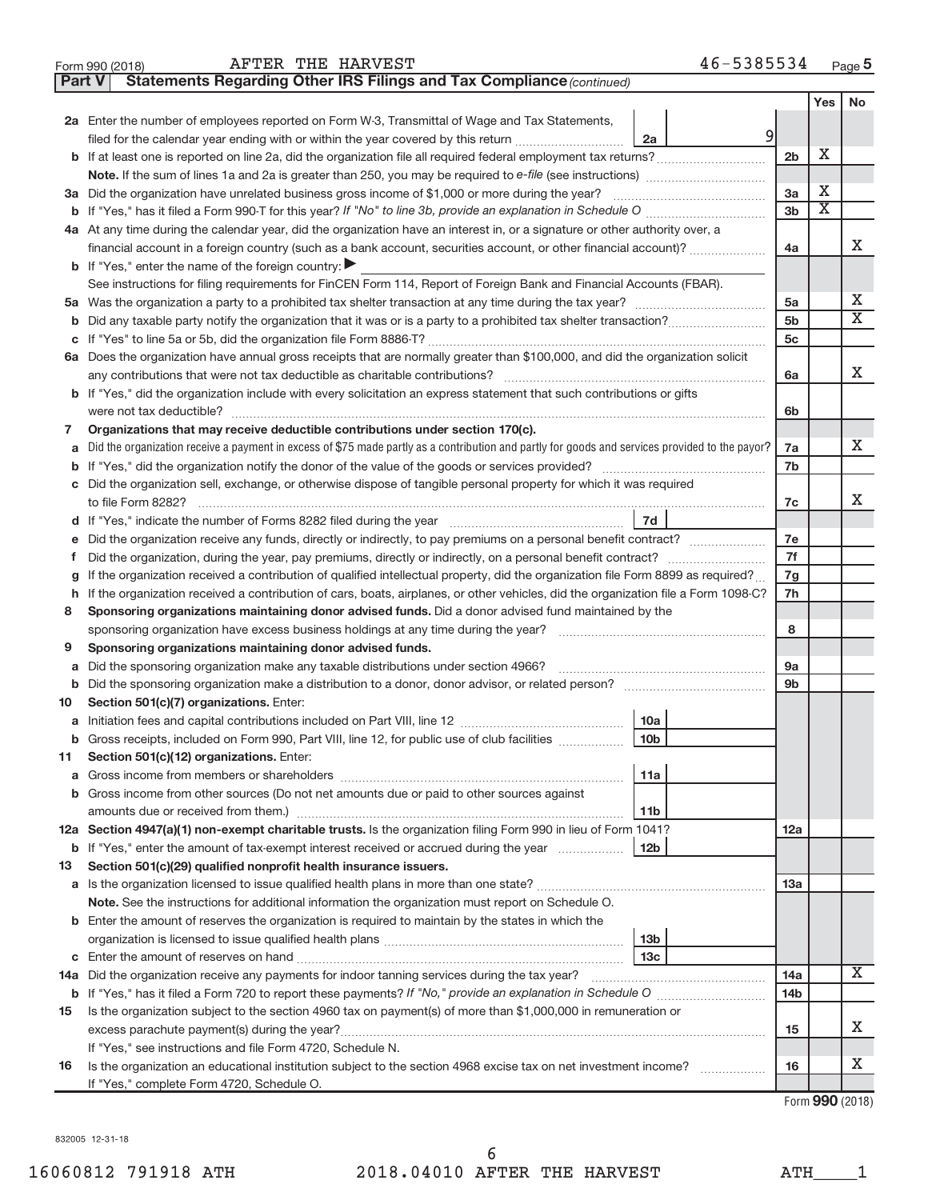Form 990 (2018) AFTER THE HARVEST 46-5385534 Page 5

**Part V Statements Regarding Other IRS Filings and Tax Compliance** *(continued)*

| | | | | Yes | No |
|---|---|---|---|---|---|
| **2a** | Enter the number of employees reported on Form W-3, Transmittal of Wage and Tax Statements, filed for the calendar year ending with or within the year covered by this return | 2a 9 | | | |
| **b** | If at least one is reported on line 2a, did the organization file all required federal employment tax returns? | | 2b | X | |
| | **Note.** If the sum of lines 1a and 2a is greater than 250, you may be required to *e-file* (see instructions) | | | | |
| **3a** | Did the organization have unrelated business gross income of $1,000 or more during the year? | | 3a | X | |
| **b** | If "Yes," has it filed a Form 990-T for this year? *If "No" to line 3b, provide an explanation in Schedule O* | | 3b | X | |
| **4a** | At any time during the calendar year, did the organization have an interest in, or a signature or other authority over, a financial account in a foreign country (such as a bank account, securities account, or other financial account)? | | 4a | | X |
| **b** | If "Yes," enter the name of the foreign country: ▶ | | | | |
| | See instructions for filing requirements for FinCEN Form 114, Report of Foreign Bank and Financial Accounts (FBAR). | | | | |
| **5a** | Was the organization a party to a prohibited tax shelter transaction at any time during the tax year? | | 5a | | X |
| **b** | Did any taxable party notify the organization that it was or is a party to a prohibited tax shelter transaction? | | 5b | | X |
| **c** | If "Yes" to line 5a or 5b, did the organization file Form 8886-T? | | 5c | | |
| **6a** | Does the organization have annual gross receipts that are normally greater than $100,000, and did the organization solicit any contributions that were not tax deductible as charitable contributions? | | 6a | | X |
| **b** | If "Yes," did the organization include with every solicitation an express statement that such contributions or gifts were not tax deductible? | | 6b | | |
| **7** | **Organizations that may receive deductible contributions under section 170(c).** | | | | |
| **a** | Did the organization receive a payment in excess of $75 made partly as a contribution and partly for goods and services provided to the payor? | | 7a | | X |
| **b** | If "Yes," did the organization notify the donor of the value of the goods or services provided? | | 7b | | |
| **c** | Did the organization sell, exchange, or otherwise dispose of tangible personal property for which it was required to file Form 8282? | | 7c | | X |
| **d** | If "Yes," indicate the number of Forms 8282 filed during the year | 7d | | | |
| **e** | Did the organization receive any funds, directly or indirectly, to pay premiums on a personal benefit contract? | | 7e | | |
| **f** | Did the organization, during the year, pay premiums, directly or indirectly, on a personal benefit contract? | | 7f | | |
| **g** | If the organization received a contribution of qualified intellectual property, did the organization file Form 8899 as required? | | 7g | | |
| **h** | If the organization received a contribution of cars, boats, airplanes, or other vehicles, did the organization file a Form 1098-C? | | 7h | | |
| **8** | **Sponsoring organizations maintaining donor advised funds.** Did a donor advised fund maintained by the sponsoring organization have excess business holdings at any time during the year? | | 8 | | |
| **9** | **Sponsoring organizations maintaining donor advised funds.** | | | | |
| **a** | Did the sponsoring organization make any taxable distributions under section 4966? | | 9a | | |
| **b** | Did the sponsoring organization make a distribution to a donor, donor advisor, or related person? | | 9b | | |
| **10** | **Section 501(c)(7) organizations.** Enter: | | | | |
| **a** | Initiation fees and capital contributions included on Part VIII, line 12 | 10a | | | |
| **b** | Gross receipts, included on Form 990, Part VIII, line 12, for public use of club facilities | 10b | | | |
| **11** | **Section 501(c)(12) organizations.** Enter: | | | | |
| **a** | Gross income from members or shareholders | 11a | | | |
| **b** | Gross income from other sources (Do not net amounts due or paid to other sources against amounts due or received from them.) | 11b | | | |
| **12a** | **Section 4947(a)(1) non-exempt charitable trusts.** Is the organization filing Form 990 in lieu of Form 1041? | | 12a | | |
| **b** | If "Yes," enter the amount of tax-exempt interest received or accrued during the year | 12b | | | |
| **13** | **Section 501(c)(29) qualified nonprofit health insurance issuers.** | | | | |
| **a** | Is the organization licensed to issue qualified health plans in more than one state? | | 13a | | |
| | **Note.** See the instructions for additional information the organization must report on Schedule O. | | | | |
| **b** | Enter the amount of reserves the organization is required to maintain by the states in which the organization is licensed to issue qualified health plans | 13b | | | |
| **c** | Enter the amount of reserves on hand | 13c | | | |
| **14a** | Did the organization receive any payments for indoor tanning services during the tax year? | | 14a | | X |
| **b** | If "Yes," has it filed a Form 720 to report these payments? *If "No," provide an explanation in Schedule O* | | 14b | | |
| **15** | Is the organization subject to the section 4960 tax on payment(s) of more than $1,000,000 in remuneration or excess parachute payment(s) during the year? | | 15 | | X |
| | If "Yes," see instructions and file Form 4720, Schedule N. | | | | |
| **16** | Is the organization an educational institution subject to the section 4968 excise tax on net investment income? | | 16 | | X |
| | If "Yes," complete Form 4720, Schedule O. | | | | |

Form **990** (2018)

832005 12-31-18

16060812 791918 ATH 2018.04010 AFTER THE HARVEST ATH____1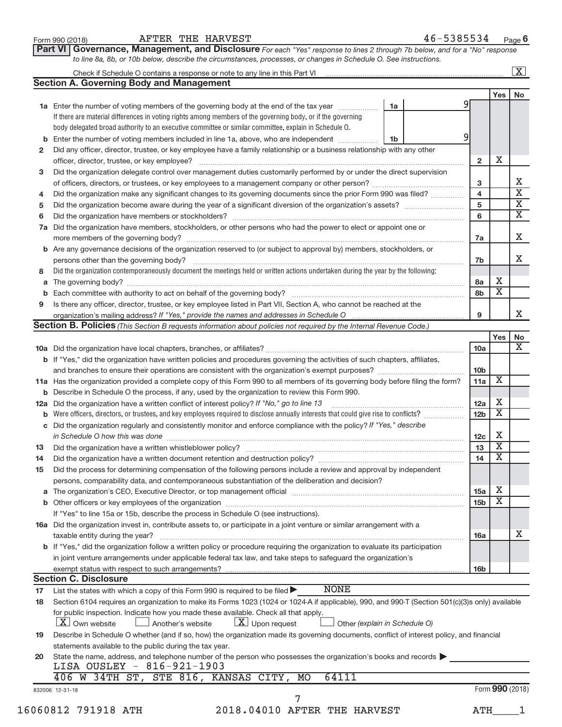Form 990 (2018) AFTER THE HARVEST 46-5385534 Page **6**

## Part VI Governance, Management, and Disclosure

*For each "Yes" response to lines 2 through 7b below, and for a "No" response to line 8a, 8b, or 10b below, describe the circumstances, processes, or changes in Schedule O. See instructions.*

Check if Schedule O contains a response or note to any line in this Part VI ..... [X]

### Section A. Governing Body and Management

| | | | | Yes | No |
|---|---|---|---|---|---|
| **1a** | Enter the number of voting members of the governing body at the end of the tax year ... **1a** 9<br>If there are material differences in voting rights among members of the governing body, or if the governing body delegated broad authority to an executive committee or similar committee, explain in Schedule O. | | | | |
| **b** | Enter the number of voting members included in line 1a, above, who are independent ... **1b** 9 | | | | |
| **2** | Did any officer, director, trustee, or key employee have a family relationship or a business relationship with any other officer, director, trustee, or key employee? | **2** | | X | |
| **3** | Did the organization delegate control over management duties customarily performed by or under the direct supervision of officers, directors, or trustees, or key employees to a management company or other person? | **3** | | | X |
| **4** | Did the organization make any significant changes to its governing documents since the prior Form 990 was filed? | **4** | | | X |
| **5** | Did the organization become aware during the year of a significant diversion of the organization's assets? | **5** | | | X |
| **6** | Did the organization have members or stockholders? | **6** | | | X |
| **7a** | Did the organization have members, stockholders, or other persons who had the power to elect or appoint one or more members of the governing body? | **7a** | | | X |
| **b** | Are any governance decisions of the organization reserved to (or subject to approval by) members, stockholders, or persons other than the governing body? | **7b** | | | X |
| **8** | Did the organization contemporaneously document the meetings held or written actions undertaken during the year by the following: | | | | |
| **a** | The governing body? | **8a** | | X | |
| **b** | Each committee with authority to act on behalf of the governing body? | **8b** | | X | |
| **9** | Is there any officer, director, trustee, or key employee listed in Part VII, Section A, who cannot be reached at the organization's mailing address? *If "Yes," provide the names and addresses in Schedule O* | **9** | | | X |

### Section B. Policies *(This Section B requests information about policies not required by the Internal Revenue Code.)*

| | | | Yes | No |
|---|---|---|---|---|
| **10a** | Did the organization have local chapters, branches, or affiliates? | **10a** | | X |
| **b** | If "Yes," did the organization have written policies and procedures governing the activities of such chapters, affiliates, and branches to ensure their operations are consistent with the organization's exempt purposes? | **10b** | | |
| **11a** | Has the organization provided a complete copy of this Form 990 to all members of its governing body before filing the form? | **11a** | X | |
| **b** | Describe in Schedule O the process, if any, used by the organization to review this Form 990. | | | |
| **12a** | Did the organization have a written conflict of interest policy? *If "No," go to line 13* | **12a** | X | |
| **b** | Were officers, directors, or trustees, and key employees required to disclose annually interests that could give rise to conflicts? | **12b** | X | |
| **c** | Did the organization regularly and consistently monitor and enforce compliance with the policy? *If "Yes," describe in Schedule O how this was done* | **12c** | X | |
| **13** | Did the organization have a written whistleblower policy? | **13** | X | |
| **14** | Did the organization have a written document retention and destruction policy? | **14** | X | |
| **15** | Did the process for determining compensation of the following persons include a review and approval by independent persons, comparability data, and contemporaneous substantiation of the deliberation and decision? | | | |
| **a** | The organization's CEO, Executive Director, or top management official | **15a** | X | |
| **b** | Other officers or key employees of the organization | **15b** | X | |
| | If "Yes" to line 15a or 15b, describe the process in Schedule O (see instructions). | | | |
| **16a** | Did the organization invest in, contribute assets to, or participate in a joint venture or similar arrangement with a taxable entity during the year? | **16a** | | X |
| **b** | If "Yes," did the organization follow a written policy or procedure requiring the organization to evaluate its participation in joint venture arrangements under applicable federal tax law, and take steps to safeguard the organization's exempt status with respect to such arrangements? | **16b** | | |

### Section C. Disclosure

**17** List the states with which a copy of this Form 990 is required to be filed ▶ NONE

**18** Section 6104 requires an organization to make its Forms 1023 (1024 or 1024-A if applicable), 990, and 990-T (Section 501(c)(3)s only) available for public inspection. Indicate how you made these available. Check all that apply.

[X] Own website [ ] Another's website [X] Upon request [ ] Other *(explain in Schedule O)*

**19** Describe in Schedule O whether (and if so, how) the organization made its governing documents, conflict of interest policy, and financial statements available to the public during the tax year.

**20** State the name, address, and telephone number of the person who possesses the organization's books and records ▶

LISA OUSLEY - 816-921-1903
406 W 34TH ST, STE 816, KANSAS CITY, MO 64111

832006 12-31-18 Form **990** (2018)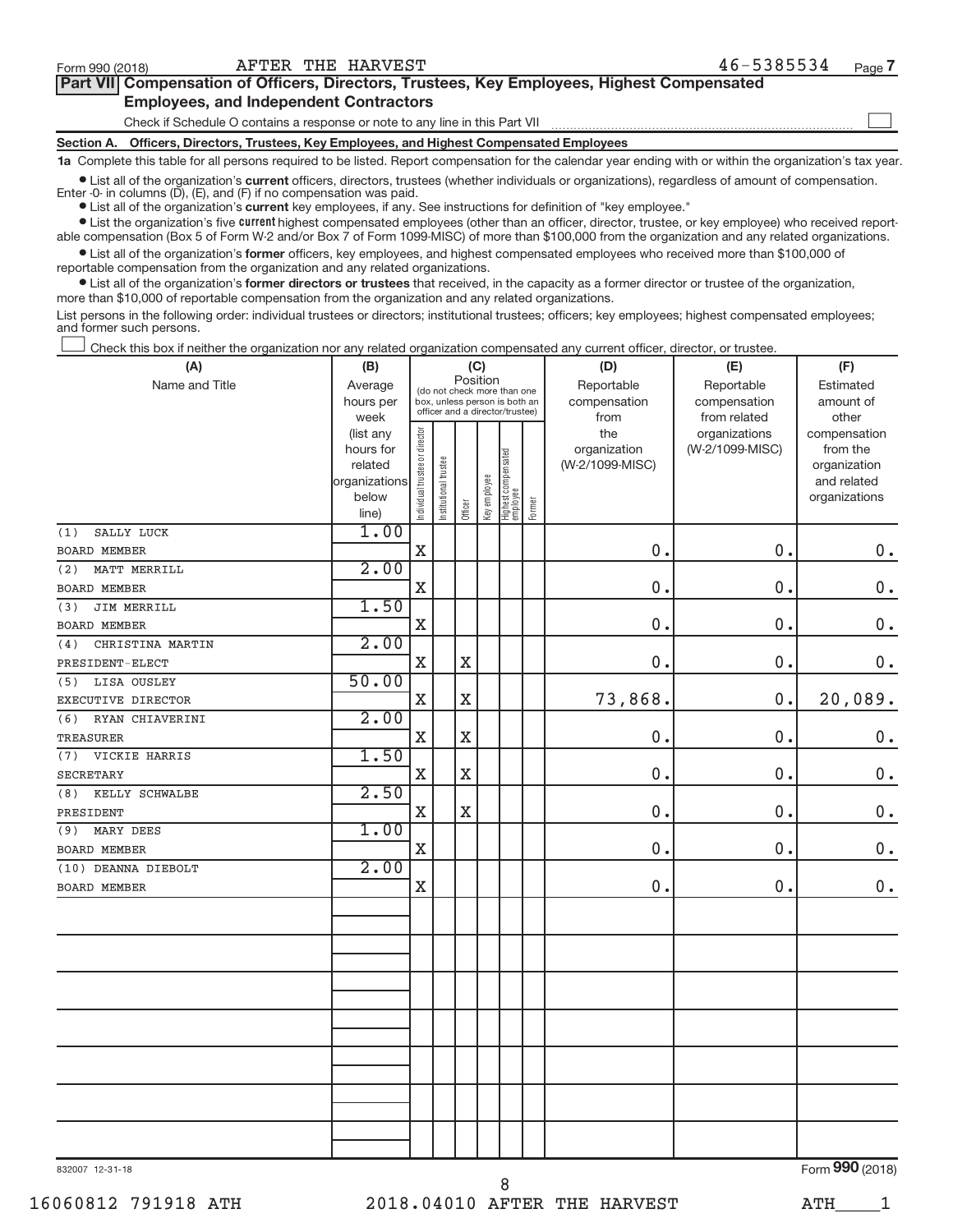Form 990 (2018) AFTER THE HARVEST 46-5385534 Page 7

**Part VII Compensation of Officers, Directors, Trustees, Key Employees, Highest Compensated Employees, and Independent Contractors**

Check if Schedule O contains a response or note to any line in this Part VII ☐

**Section A. Officers, Directors, Trustees, Key Employees, and Highest Compensated Employees**

**1a** Complete this table for all persons required to be listed. Report compensation for the calendar year ending with or within the organization's tax year.

- List all of the organization's **current** officers, directors, trustees (whether individuals or organizations), regardless of amount of compensation. Enter -0- in columns (D), (E), and (F) if no compensation was paid.
- List all of the organization's **current** key employees, if any. See instructions for definition of "key employee."
- List the organization's five **current** highest compensated employees (other than an officer, director, trustee, or key employee) who received reportable compensation (Box 5 of Form W-2 and/or Box 7 of Form 1099-MISC) of more than $100,000 from the organization and any related organizations.
- List all of the organization's **former** officers, key employees, and highest compensated employees who received more than $100,000 of reportable compensation from the organization and any related organizations.
- List all of the organization's **former directors or trustees** that received, in the capacity as a former director or trustee of the organization, more than $10,000 of reportable compensation from the organization and any related organizations.

List persons in the following order: individual trustees or directors; institutional trustees; officers; key employees; highest compensated employees; and former such persons.

☐ Check this box if neither the organization nor any related organization compensated any current officer, director, or trustee.

| (A) Name and Title | (B) Average hours per week (list any hours for related organizations below line) | (C) Position: Individual trustee or director | Institutional trustee | Officer | Key employee | Highest compensated employee | Former | (D) Reportable compensation from the organization (W-2/1099-MISC) | (E) Reportable compensation from related organizations (W-2/1099-MISC) | (F) Estimated amount of other compensation from the organization and related organizations |
|---|---|---|---|---|---|---|---|---|---|---|
| (1) SALLY LUCK<br>BOARD MEMBER | 1.00 | X | | | | | | 0. | 0. | 0. |
| (2) MATT MERRILL<br>BOARD MEMBER | 2.00 | X | | | | | | 0. | 0. | 0. |
| (3) JIM MERRILL<br>BOARD MEMBER | 1.50 | X | | | | | | 0. | 0. | 0. |
| (4) CHRISTINA MARTIN<br>PRESIDENT-ELECT | 2.00 | X | | X | | | | 0. | 0. | 0. |
| (5) LISA OUSLEY<br>EXECUTIVE DIRECTOR | 50.00 | X | | X | | | | 73,868. | 0. | 20,089. |
| (6) RYAN CHIAVERINI<br>TREASURER | 2.00 | X | | X | | | | 0. | 0. | 0. |
| (7) VICKIE HARRIS<br>SECRETARY | 1.50 | X | | X | | | | 0. | 0. | 0. |
| (8) KELLY SCHWALBE<br>PRESIDENT | 2.50 | X | | X | | | | 0. | 0. | 0. |
| (9) MARY DEES<br>BOARD MEMBER | 1.00 | X | | | | | | 0. | 0. | 0. |
| (10) DEANNA DIEBOLT<br>BOARD MEMBER | 2.00 | X | | | | | | 0. | 0. | 0. |

832007 12-31-18 Form 990 (2018)

16060812 791918 ATH 2018.04010 AFTER THE HARVEST ATH____1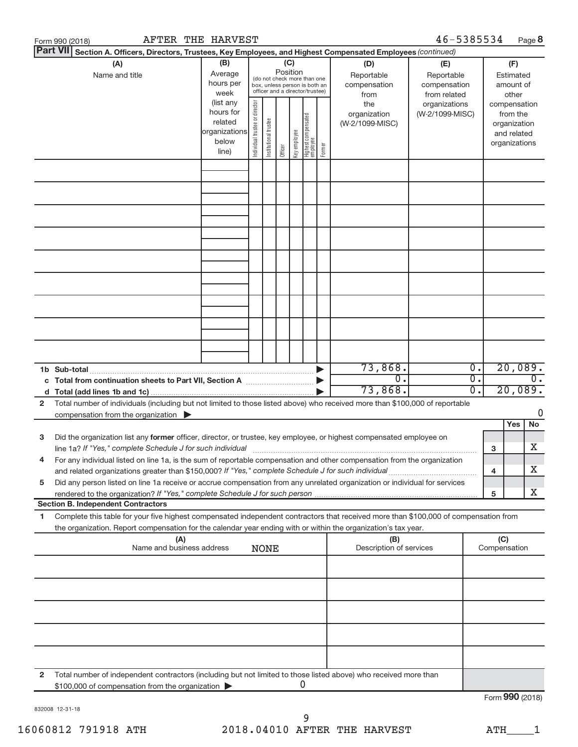Form 990 (2018) AFTER THE HARVEST 46-5385534 Page **8**

**Part VII** **Section A. Officers, Directors, Trustees, Key Employees, and Highest Compensated Employees** *(continued)*

| (A) Name and title | (B) Average hours per week (list any hours for related organizations below line) | (C) Position (do not check more than one box, unless person is both an officer and a director/trustee): Individual trustee or director | Institutional trustee | Officer | Key employee | Highest compensated employee | Former | (D) Reportable compensation from the organization (W-2/1099-MISC) | (E) Reportable compensation from related organizations (W-2/1099-MISC) | (F) Estimated amount of other compensation from the organization and related organizations |
|---|---|---|---|---|---|---|---|---|---|---|
| | | | | | | | | | | |
| | | | | | | | | | | |
| | | | | | | | | | | |
| | | | | | | | | | | |
| | | | | | | | | | | |
| | | | | | | | | | | |
| | | | | | | | | | | |
| | | | | | | | | | | |
| | | | | | | | | | | |
| **1b Sub-total** | | | | | | | ▶ | 73,868. | 0. | 20,089. |
| **c Total from continuation sheets to Part VII, Section A** | | | | | | | ▶ | 0. | 0. | 0. |
| **d Total (add lines 1b and 1c)** | | | | | | | ▶ | 73,868. | 0. | 20,089. |

**2** Total number of individuals (including but not limited to those listed above) who received more than $100,000 of reportable compensation from the organization ▶ 0

| | | | Yes | No |
|---|---|---|---|---|
| **3** | Did the organization list any **former** officer, director, or trustee, key employee, or highest compensated employee on line 1a? *If "Yes," complete Schedule J for such individual* | **3** | | X |
| **4** | For any individual listed on line 1a, is the sum of reportable compensation and other compensation from the organization and related organizations greater than $150,000? *If "Yes," complete Schedule J for such individual* | **4** | | X |
| **5** | Did any person listed on line 1a receive or accrue compensation from any unrelated organization or individual for services rendered to the organization? *If "Yes," complete Schedule J for such person* | **5** | | X |

**Section B. Independent Contractors**

**1** Complete this table for your five highest compensated independent contractors that received more than $100,000 of compensation from the organization. Report compensation for the calendar year ending with or within the organization's tax year.

| (A) Name and business address | (B) Description of services | (C) Compensation |
|---|---|---|
| NONE | | |
| | | |
| | | |
| | | |
| | | |
| | | |

**2** Total number of independent contractors (including but not limited to those listed above) who received more than $100,000 of compensation from the organization ▶ 0

Form **990** (2018)

832008 12-31-18

16060812 791918 ATH 2018.04010 AFTER THE HARVEST ATH____1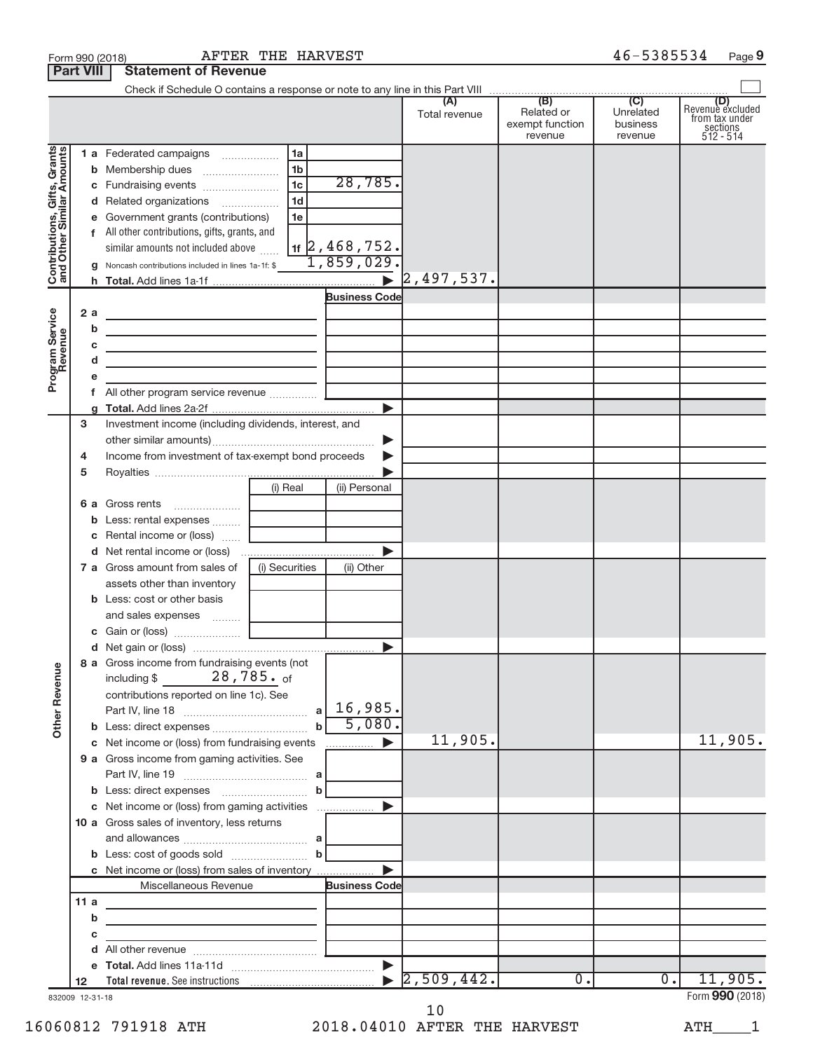Form 990 (2018) AFTER THE HARVEST 46-5385534 Page 9

## Part VIII Statement of Revenue

Check if Schedule O contains a response or note to any line in this Part VIII

| | | | (A) Total revenue | (B) Related or exempt function revenue | (C) Unrelated business revenue | (D) Revenue excluded from tax under sections 512 - 514 |
|---|---|---|---|---|---|---|
| **Contributions, Gifts, Grants and Other Similar Amounts** | 1 a Federated campaigns | 1a | | | | |
| | b Membership dues | 1b | | | | |
| | c Fundraising events | 1c 28,785. | | | | |
| | d Related organizations | 1d | | | | |
| | e Government grants (contributions) | 1e | | | | |
| | f All other contributions, gifts, grants, and similar amounts not included above | 1f 2,468,752. | | | | |
| | g Noncash contributions included in lines 1a-1f: $ 1,859,029. | | | | | |
| | h **Total.** Add lines 1a-1f | ▶ | 2,497,537. | | | |
| **Program Service Revenue** | | Business Code | | | | |
| | 2 a | | | | | |
| | b | | | | | |
| | c | | | | | |
| | d | | | | | |
| | e | | | | | |
| | f All other program service revenue | | | | | |
| | g **Total.** Add lines 2a-2f | ▶ | | | | |
| | 3 Investment income (including dividends, interest, and other similar amounts) | ▶ | | | | |
| | 4 Income from investment of tax-exempt bond proceeds | ▶ | | | | |
| | 5 Royalties | ▶ | | | | |
| | | (i) Real / (ii) Personal | | | | |
| | 6 a Gross rents | | | | | |
| | b Less: rental expenses | | | | | |
| | c Rental income or (loss) | | | | | |
| | d Net rental income or (loss) | ▶ | | | | |
| | | (i) Securities / (ii) Other | | | | |
| | 7 a Gross amount from sales of assets other than inventory | | | | | |
| | b Less: cost or other basis and sales expenses | | | | | |
| | c Gain or (loss) | | | | | |
| | d Net gain or (loss) | ▶ | | | | |
| **Other Revenue** | 8 a Gross income from fundraising events (not including $ 28,785. of contributions reported on line 1c). See Part IV, line 18 | a 16,985. | | | | |
| | b Less: direct expenses | b 5,080. | | | | |
| | c Net income or (loss) from fundraising events | ▶ | 11,905. | | | 11,905. |
| | 9 a Gross income from gaming activities. See Part IV, line 19 | a | | | | |
| | b Less: direct expenses | b | | | | |
| | c Net income or (loss) from gaming activities | ▶ | | | | |
| | 10 a Gross sales of inventory, less returns and allowances | a | | | | |
| | b Less: cost of goods sold | b | | | | |
| | c Net income or (loss) from sales of inventory | ▶ | | | | |
| | Miscellaneous Revenue | Business Code | | | | |
| | 11 a | | | | | |
| | b | | | | | |
| | c | | | | | |
| | d All other revenue | | | | | |
| | e **Total.** Add lines 11a-11d | ▶ | | | | |
| | 12 **Total revenue.** See instructions | ▶ | 2,509,442. | 0. | 0. | 11,905. |

832009 12-31-18

Form **990** (2018)

16060812 791918 ATH 2018.04010 AFTER THE HARVEST ATH____1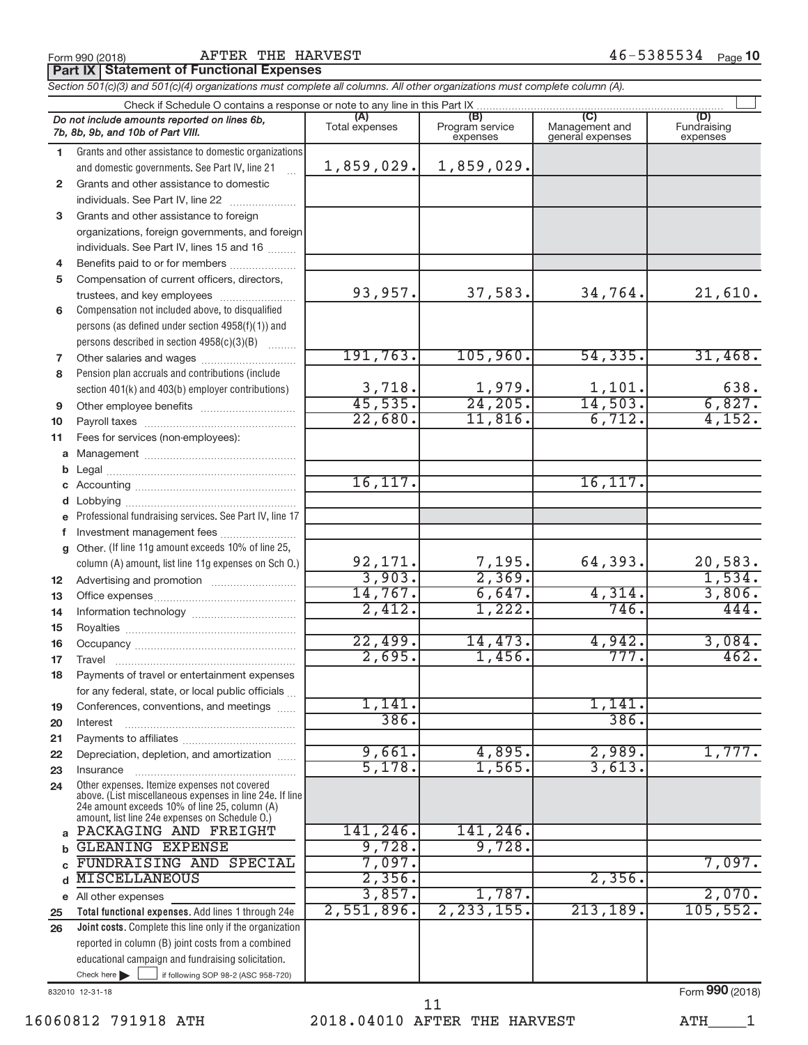Form 990 (2018) AFTER THE HARVEST 46-5385534 Page 10

## Part IX Statement of Functional Expenses

*Section 501(c)(3) and 501(c)(4) organizations must complete all columns. All other organizations must complete column (A).*

Check if Schedule O contains a response or note to any line in this Part IX

| *Do not include amounts reported on lines 6b, 7b, 8b, 9b, and 10b of Part VIII.* | (A) Total expenses | (B) Program service expenses | (C) Management and general expenses | (D) Fundraising expenses |
|---|---|---|---|---|
| 1 Grants and other assistance to domestic organizations and domestic governments. See Part IV, line 21 | 1,859,029. | 1,859,029. | | |
| 2 Grants and other assistance to domestic individuals. See Part IV, line 22 | | | | |
| 3 Grants and other assistance to foreign organizations, foreign governments, and foreign individuals. See Part IV, lines 15 and 16 | | | | |
| 4 Benefits paid to or for members | | | | |
| 5 Compensation of current officers, directors, trustees, and key employees | 93,957. | 37,583. | 34,764. | 21,610. |
| 6 Compensation not included above, to disqualified persons (as defined under section 4958(f)(1)) and persons described in section 4958(c)(3)(B) | | | | |
| 7 Other salaries and wages | 191,763. | 105,960. | 54,335. | 31,468. |
| 8 Pension plan accruals and contributions (include section 401(k) and 403(b) employer contributions) | 3,718. | 1,979. | 1,101. | 638. |
| 9 Other employee benefits | 45,535. | 24,205. | 14,503. | 6,827. |
| 10 Payroll taxes | 22,680. | 11,816. | 6,712. | 4,152. |
| 11 Fees for services (non-employees): | | | | |
| a Management | | | | |
| b Legal | | | | |
| c Accounting | 16,117. | | 16,117. | |
| d Lobbying | | | | |
| e Professional fundraising services. See Part IV, line 17 | | | | |
| f Investment management fees | | | | |
| g Other. (If line 11g amount exceeds 10% of line 25, column (A) amount, list line 11g expenses on Sch O.) | 92,171. | 7,195. | 64,393. | 20,583. |
| 12 Advertising and promotion | 3,903. | 2,369. | | 1,534. |
| 13 Office expenses | 14,767. | 6,647. | 4,314. | 3,806. |
| 14 Information technology | 2,412. | 1,222. | 746. | 444. |
| 15 Royalties | | | | |
| 16 Occupancy | 22,499. | 14,473. | 4,942. | 3,084. |
| 17 Travel | 2,695. | 1,456. | 777. | 462. |
| 18 Payments of travel or entertainment expenses for any federal, state, or local public officials | | | | |
| 19 Conferences, conventions, and meetings | 1,141. | | 1,141. | |
| 20 Interest | 386. | | 386. | |
| 21 Payments to affiliates | | | | |
| 22 Depreciation, depletion, and amortization | 9,661. | 4,895. | 2,989. | 1,777. |
| 23 Insurance | 5,178. | 1,565. | 3,613. | |
| 24 Other expenses. Itemize expenses not covered above. (List miscellaneous expenses in line 24e. If line 24e amount exceeds 10% of line 25, column (A) amount, list line 24e expenses on Schedule O.) | | | | |
| a PACKAGING AND FREIGHT | 141,246. | 141,246. | | |
| b GLEANING EXPENSE | 9,728. | 9,728. | | |
| c FUNDRAISING AND SPECIAL | 7,097. | | | 7,097. |
| d MISCELLANEOUS | 2,356. | | 2,356. | |
| e All other expenses | 3,857. | 1,787. | | 2,070. |
| 25 **Total functional expenses.** Add lines 1 through 24e | 2,551,896. | 2,233,155. | 213,189. | 105,552. |
| 26 **Joint costs.** Complete this line only if the organization reported in column (B) joint costs from a combined educational campaign and fundraising solicitation. Check here ☐ if following SOP 98-2 (ASC 958-720) | | | | |

832010 12-31-18

Form **990** (2018)

16060812 791918 ATH 2018.04010 AFTER THE HARVEST ATH____1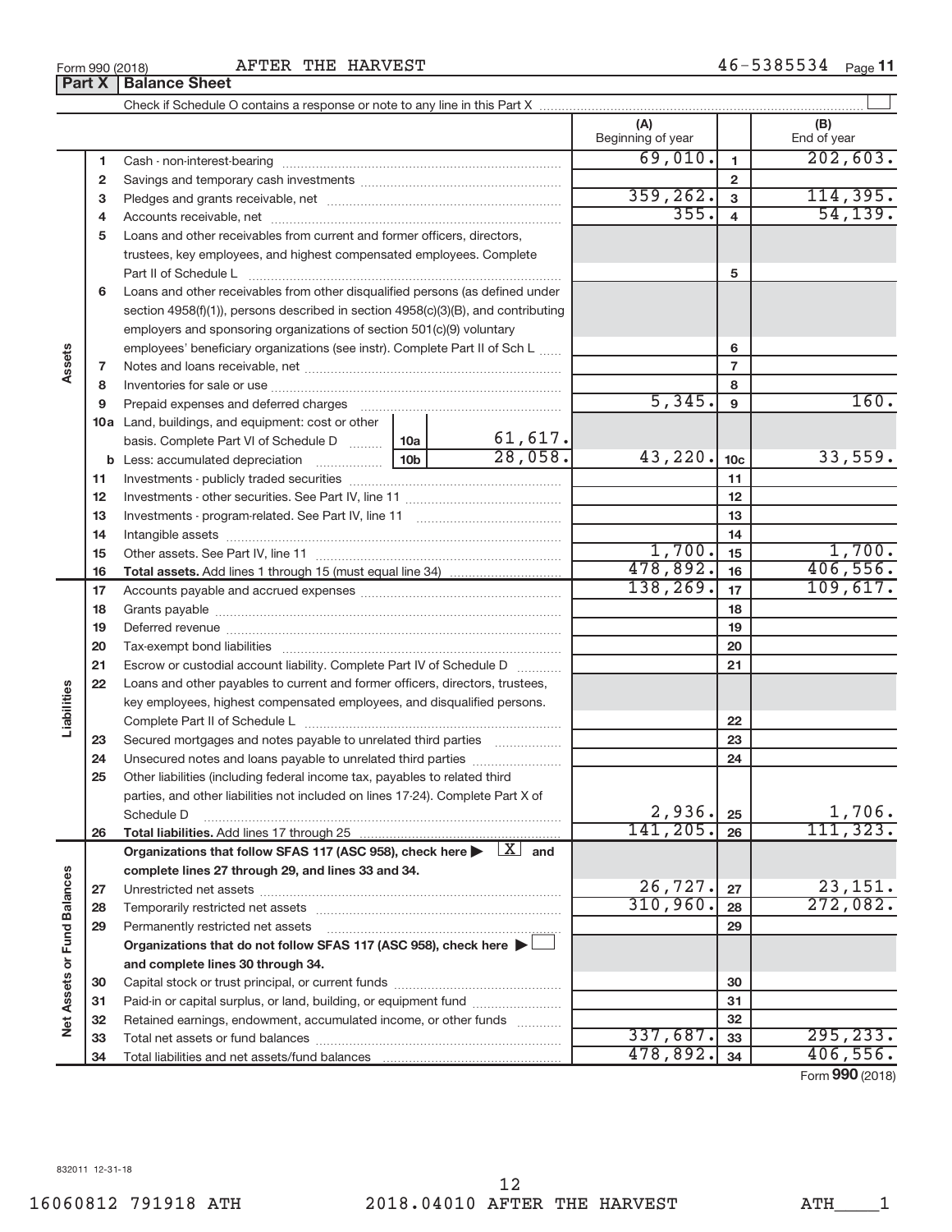Form 990 (2018) AFTER THE HARVEST 46-5385534 Page 11

## Part X Balance Sheet

Check if Schedule O contains a response or note to any line in this Part X ☐

| | | | | (A) Beginning of year | | (B) End of year |
|---|---|---|---|---|---|---|
| **Assets** | 1 | Cash - non-interest-bearing | | 69,010. | 1 | 202,603. |
| | 2 | Savings and temporary cash investments | | | 2 | |
| | 3 | Pledges and grants receivable, net | | 359,262. | 3 | 114,395. |
| | 4 | Accounts receivable, net | | 355. | 4 | 54,139. |
| | 5 | Loans and other receivables from current and former officers, directors, trustees, key employees, and highest compensated employees. Complete Part II of Schedule L | | | 5 | |
| | 6 | Loans and other receivables from other disqualified persons (as defined under section 4958(f)(1)), persons described in section 4958(c)(3)(B), and contributing employers and sponsoring organizations of section 501(c)(9) voluntary employees' beneficiary organizations (see instr). Complete Part II of Sch L | | | 6 | |
| | 7 | Notes and loans receivable, net | | | 7 | |
| | 8 | Inventories for sale or use | | | 8 | |
| | 9 | Prepaid expenses and deferred charges | | 5,345. | 9 | 160. |
| | 10a | Land, buildings, and equipment: cost or other basis. Complete Part VI of Schedule D | 10a 61,617. | | | |
| | b | Less: accumulated depreciation | 10b 28,058. | 43,220. | 10c | 33,559. |
| | 11 | Investments - publicly traded securities | | | 11 | |
| | 12 | Investments - other securities. See Part IV, line 11 | | | 12 | |
| | 13 | Investments - program-related. See Part IV, line 11 | | | 13 | |
| | 14 | Intangible assets | | | 14 | |
| | 15 | Other assets. See Part IV, line 11 | | 1,700. | 15 | 1,700. |
| | 16 | **Total assets.** Add lines 1 through 15 (must equal line 34) | | 478,892. | 16 | 406,556. |
| **Liabilities** | 17 | Accounts payable and accrued expenses | | 138,269. | 17 | 109,617. |
| | 18 | Grants payable | | | 18 | |
| | 19 | Deferred revenue | | | 19 | |
| | 20 | Tax-exempt bond liabilities | | | 20 | |
| | 21 | Escrow or custodial account liability. Complete Part IV of Schedule D | | | 21 | |
| | 22 | Loans and other payables to current and former officers, directors, trustees, key employees, highest compensated employees, and disqualified persons. Complete Part II of Schedule L | | | 22 | |
| | 23 | Secured mortgages and notes payable to unrelated third parties | | | 23 | |
| | 24 | Unsecured notes and loans payable to unrelated third parties | | | 24 | |
| | 25 | Other liabilities (including federal income tax, payables to related third parties, and other liabilities not included on lines 17-24). Complete Part X of Schedule D | | 2,936. | 25 | 1,706. |
| | 26 | **Total liabilities.** Add lines 17 through 25 | | 141,205. | 26 | 111,323. |
| **Net Assets or Fund Balances** | | **Organizations that follow SFAS 117 (ASC 958), check here ▶ ☒ and complete lines 27 through 29, and lines 33 and 34.** | | | | |
| | 27 | Unrestricted net assets | | 26,727. | 27 | 23,151. |
| | 28 | Temporarily restricted net assets | | 310,960. | 28 | 272,082. |
| | 29 | Permanently restricted net assets | | | 29 | |
| | | **Organizations that do not follow SFAS 117 (ASC 958), check here ▶ ☐ and complete lines 30 through 34.** | | | | |
| | 30 | Capital stock or trust principal, or current funds | | | 30 | |
| | 31 | Paid-in or capital surplus, or land, building, or equipment fund | | | 31 | |
| | 32 | Retained earnings, endowment, accumulated income, or other funds | | | 32 | |
| | 33 | Total net assets or fund balances | | 337,687. | 33 | 295,233. |
| | 34 | Total liabilities and net assets/fund balances | | 478,892. | 34 | 406,556. |

Form **990** (2018)

832011 12-31-18

16060812 791918 ATH 2018.04010 AFTER THE HARVEST ATH____1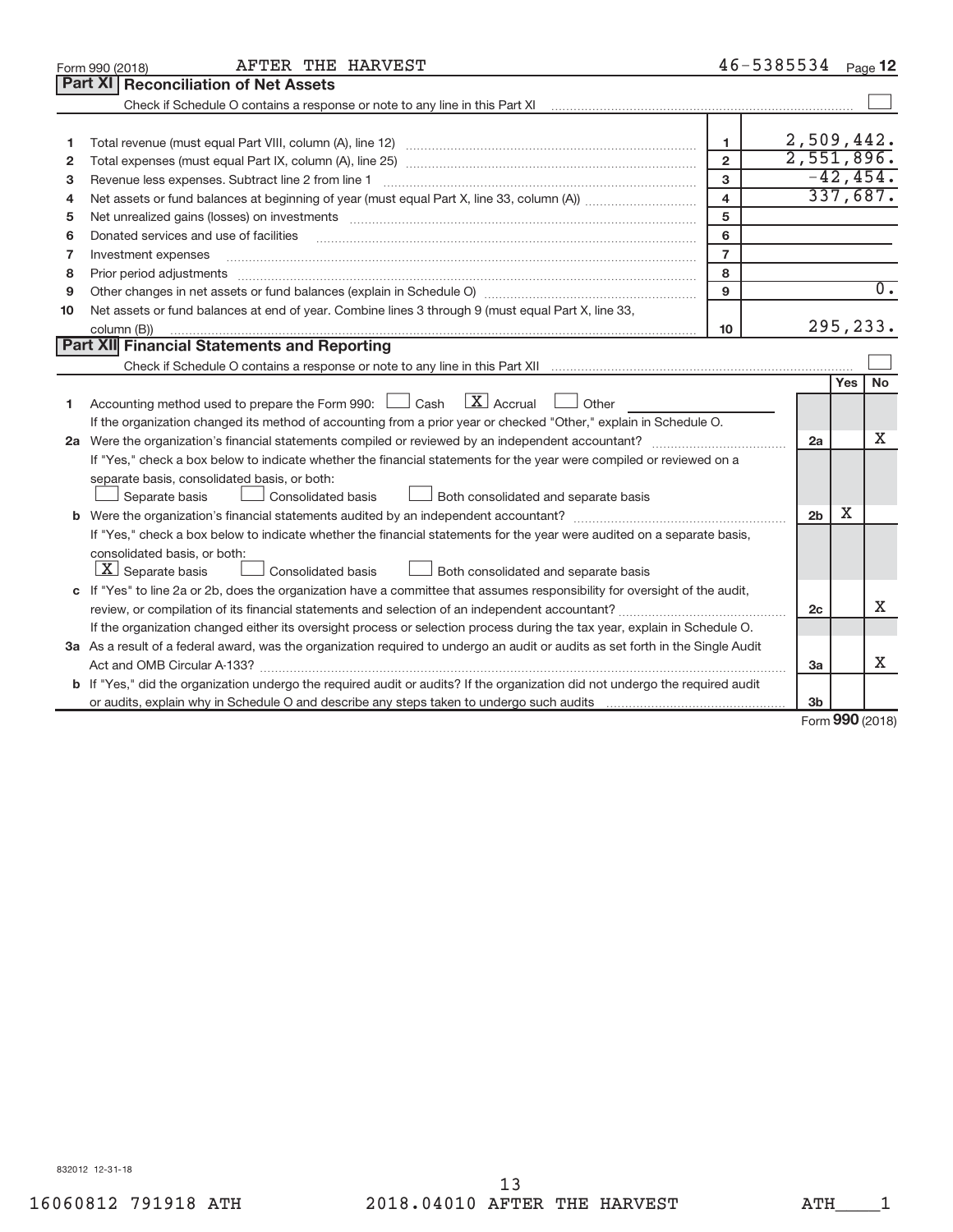Form 990 (2018) AFTER THE HARVEST 46-5385534 Page **12**

## Part XI Reconciliation of Net Assets

Check if Schedule O contains a response or note to any line in this Part XI ☐

| | | | |
|---|---|---|---|
| 1 | Total revenue (must equal Part VIII, column (A), line 12) | 1 | 2,509,442. |
| 2 | Total expenses (must equal Part IX, column (A), line 25) | 2 | 2,551,896. |
| 3 | Revenue less expenses. Subtract line 2 from line 1 | 3 | -42,454. |
| 4 | Net assets or fund balances at beginning of year (must equal Part X, line 33, column (A)) | 4 | 337,687. |
| 5 | Net unrealized gains (losses) on investments | 5 | |
| 6 | Donated services and use of facilities | 6 | |
| 7 | Investment expenses | 7 | |
| 8 | Prior period adjustments | 8 | |
| 9 | Other changes in net assets or fund balances (explain in Schedule O) | 9 | 0. |
| 10 | Net assets or fund balances at end of year. Combine lines 3 through 9 (must equal Part X, line 33, column (B)) | 10 | 295,233. |

## Part XII Financial Statements and Reporting

Check if Schedule O contains a response or note to any line in this Part XII ☐

| | | | Yes | No |
|---|---|---|---|---|
| 1 | Accounting method used to prepare the Form 990: ☐ Cash ☒ Accrual ☐ Other<br>If the organization changed its method of accounting from a prior year or checked "Other," explain in Schedule O. | | | |
| 2a | Were the organization's financial statements compiled or reviewed by an independent accountant?<br>If "Yes," check a box below to indicate whether the financial statements for the year were compiled or reviewed on a separate basis, consolidated basis, or both:<br>☐ Separate basis ☐ Consolidated basis ☐ Both consolidated and separate basis | 2a | | X |
| b | Were the organization's financial statements audited by an independent accountant?<br>If "Yes," check a box below to indicate whether the financial statements for the year were audited on a separate basis, consolidated basis, or both:<br>☒ Separate basis ☐ Consolidated basis ☐ Both consolidated and separate basis | 2b | X | |
| c | If "Yes" to line 2a or 2b, does the organization have a committee that assumes responsibility for oversight of the audit, review, or compilation of its financial statements and selection of an independent accountant?<br>If the organization changed either its oversight process or selection process during the tax year, explain in Schedule O. | 2c | | X |
| 3a | As a result of a federal award, was the organization required to undergo an audit or audits as set forth in the Single Audit Act and OMB Circular A-133? | 3a | | X |
| b | If "Yes," did the organization undergo the required audit or audits? If the organization did not undergo the required audit or audits, explain why in Schedule O and describe any steps taken to undergo such audits | 3b | | |

Form **990** (2018)

832012 12-31-18

16060812 791918 ATH 2018.04010 AFTER THE HARVEST ATH____1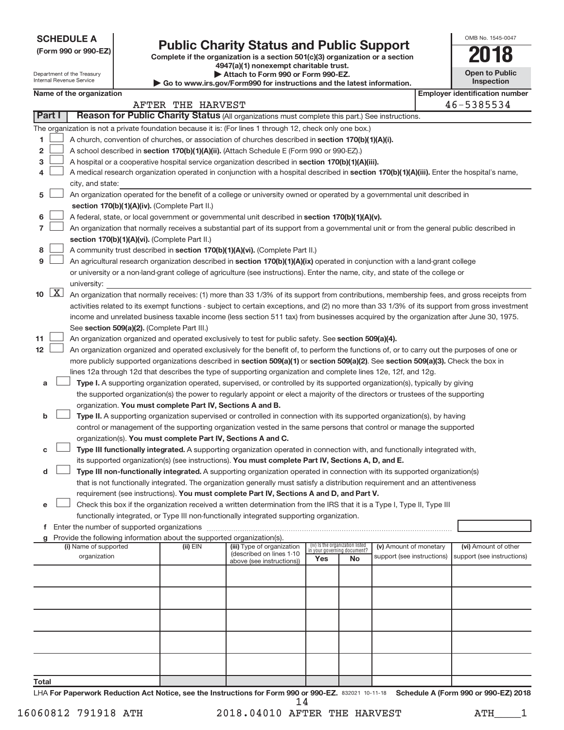**SCHEDULE A**
**(Form 990 or 990-EZ)**

Department of the Treasury
Internal Revenue Service

# Public Charity Status and Public Support

**Complete if the organization is a section 501(c)(3) organization or a section 4947(a)(1) nonexempt charitable trust.**
**▶ Attach to Form 990 or Form 990-EZ.**
**▶ Go to www.irs.gov/Form990 for instructions and the latest information.**

OMB No. 1545-0047

**2018**

**Open to Public Inspection**

**Name of the organization:** AFTER THE HARVEST

**Employer identification number:** 46-5385534

**Part I — Reason for Public Charity Status** (All organizations must complete this part.) See instructions.

The organization is not a private foundation because it is: (For lines 1 through 12, check only one box.)

1. ☐ A church, convention of churches, or association of churches described in **section 170(b)(1)(A)(i).**
2. ☐ A school described in **section 170(b)(1)(A)(ii).** (Attach Schedule E (Form 990 or 990-EZ).)
3. ☐ A hospital or a cooperative hospital service organization described in **section 170(b)(1)(A)(iii).**
4. ☐ A medical research organization operated in conjunction with a hospital described in **section 170(b)(1)(A)(iii).** Enter the hospital's name, city, and state:
5. ☐ An organization operated for the benefit of a college or university owned or operated by a governmental unit described in **section 170(b)(1)(A)(iv).** (Complete Part II.)
6. ☐ A federal, state, or local government or governmental unit described in **section 170(b)(1)(A)(v).**
7. ☐ An organization that normally receives a substantial part of its support from a governmental unit or from the general public described in **section 170(b)(1)(A)(vi).** (Complete Part II.)
8. ☐ A community trust described in **section 170(b)(1)(A)(vi).** (Complete Part II.)
9. ☐ An agricultural research organization described in **section 170(b)(1)(A)(ix)** operated in conjunction with a land-grant college or university or a non-land-grant college of agriculture (see instructions). Enter the name, city, and state of the college or university:
10. ☒ An organization that normally receives: (1) more than 33 1/3% of its support from contributions, membership fees, and gross receipts from activities related to its exempt functions - subject to certain exceptions, and (2) no more than 33 1/3% of its support from gross investment income and unrelated business taxable income (less section 511 tax) from businesses acquired by the organization after June 30, 1975. See **section 509(a)(2).** (Complete Part III.)
11. ☐ An organization organized and operated exclusively to test for public safety. See **section 509(a)(4).**
12. ☐ An organization organized and operated exclusively for the benefit of, to perform the functions of, or to carry out the purposes of one or more publicly supported organizations described in **section 509(a)(1)** or **section 509(a)(2)**. See **section 509(a)(3).** Check the box in lines 12a through 12d that describes the type of supporting organization and complete lines 12e, 12f, and 12g.
   - **a** ☐ **Type I.** A supporting organization operated, supervised, or controlled by its supported organization(s), typically by giving the supported organization(s) the power to regularly appoint or elect a majority of the directors or trustees of the supporting organization. **You must complete Part IV, Sections A and B.**
   - **b** ☐ **Type II.** A supporting organization supervised or controlled in connection with its supported organization(s), by having control or management of the supporting organization vested in the same persons that control or manage the supported organization(s). **You must complete Part IV, Sections A and C.**
   - **c** ☐ **Type III functionally integrated.** A supporting organization operated in connection with, and functionally integrated with, its supported organization(s) (see instructions). **You must complete Part IV, Sections A, D, and E.**
   - **d** ☐ **Type III non-functionally integrated.** A supporting organization operated in connection with its supported organization(s) that is not functionally integrated. The organization generally must satisfy a distribution requirement and an attentiveness requirement (see instructions). **You must complete Part IV, Sections A and D, and Part V.**
   - **e** ☐ Check this box if the organization received a written determination from the IRS that it is a Type I, Type II, Type III functionally integrated, or Type III non-functionally integrated supporting organization.
   - **f** Enter the number of supported organizations
   - **g** Provide the following information about the supported organization(s).

| (i) Name of supported organization | (ii) EIN | (iii) Type of organization (described on lines 1-10 above (see instructions)) | (iv) Is the organization listed in your governing document? Yes | No | (v) Amount of monetary support (see instructions) | (vi) Amount of other support (see instructions) |
|---|---|---|---|---|---|---|
| | | | | | | |
| | | | | | | |
| | | | | | | |
| | | | | | | |
| | | | | | | |
| **Total** | | | | | | |

LHA **For Paperwork Reduction Act Notice, see the Instructions for Form 990 or 990-EZ.** 832021 10-11-18 **Schedule A (Form 990 or 990-EZ) 2018**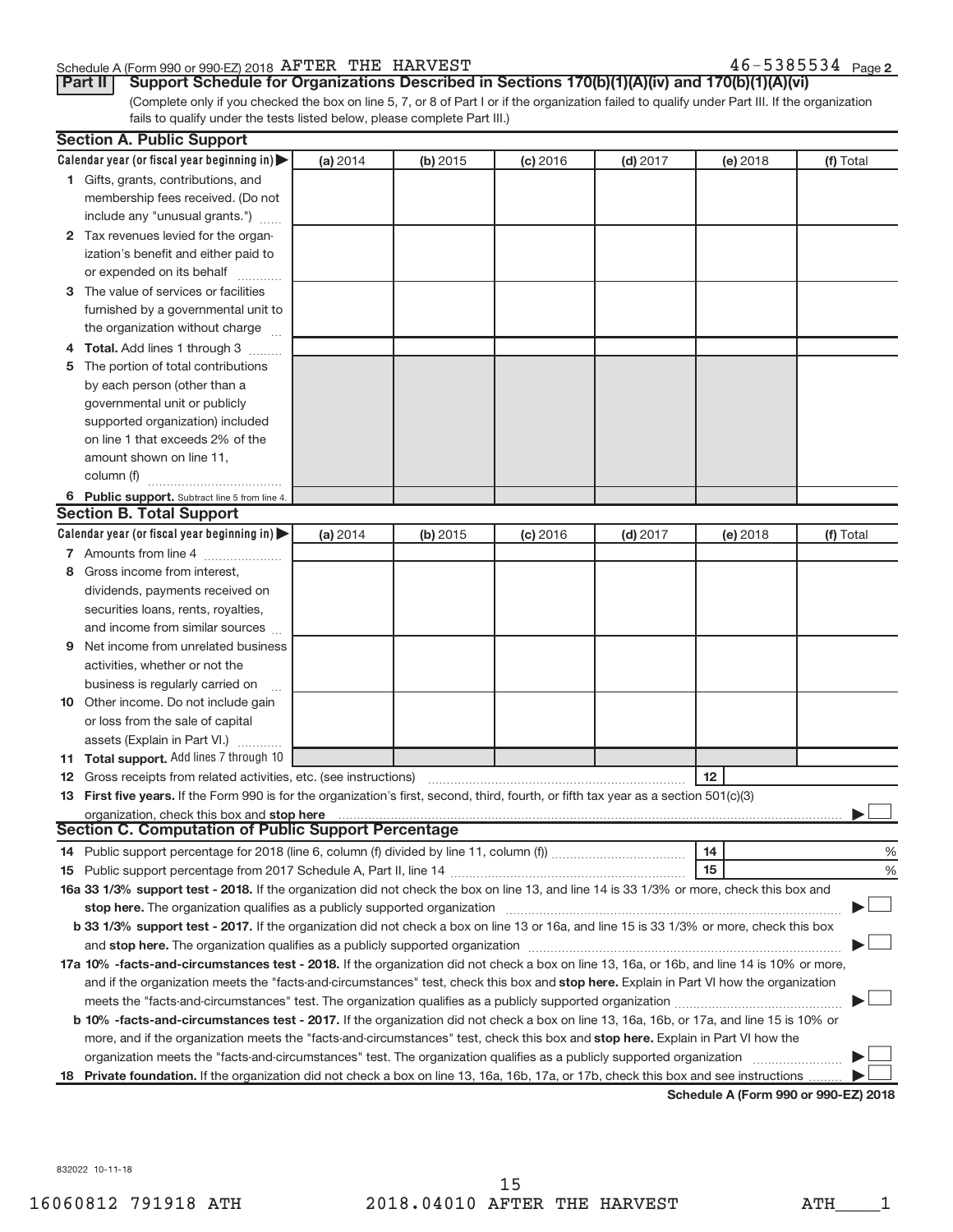Schedule A (Form 990 or 990-EZ) 2018 AFTER THE HARVEST 46-5385534 Page 2

**Part II Support Schedule for Organizations Described in Sections 170(b)(1)(A)(iv) and 170(b)(1)(A)(vi)**

(Complete only if you checked the box on line 5, 7, or 8 of Part I or if the organization failed to qualify under Part III. If the organization fails to qualify under the tests listed below, please complete Part III.)

**Section A. Public Support**

| Calendar year (or fiscal year beginning in) | (a) 2014 | (b) 2015 | (c) 2016 | (d) 2017 | (e) 2018 | (f) Total |
|---|---|---|---|---|---|---|
| 1 Gifts, grants, contributions, and membership fees received. (Do not include any "unusual grants.") | | | | | | |
| 2 Tax revenues levied for the organization's benefit and either paid to or expended on its behalf | | | | | | |
| 3 The value of services or facilities furnished by a governmental unit to the organization without charge | | | | | | |
| 4 **Total.** Add lines 1 through 3 | | | | | | |
| 5 The portion of total contributions by each person (other than a governmental unit or publicly supported organization) included on line 1 that exceeds 2% of the amount shown on line 11, column (f) | | | | | | |
| 6 **Public support.** Subtract line 5 from line 4. | | | | | | |

**Section B. Total Support**

| Calendar year (or fiscal year beginning in) | (a) 2014 | (b) 2015 | (c) 2016 | (d) 2017 | (e) 2018 | (f) Total |
|---|---|---|---|---|---|---|
| 7 Amounts from line 4 | | | | | | |
| 8 Gross income from interest, dividends, payments received on securities loans, rents, royalties, and income from similar sources | | | | | | |
| 9 Net income from unrelated business activities, whether or not the business is regularly carried on | | | | | | |
| 10 Other income. Do not include gain or loss from the sale of capital assets (Explain in Part VI.) | | | | | | |
| 11 **Total support.** Add lines 7 through 10 | | | | | | |

12 Gross receipts from related activities, etc. (see instructions) | 12 |

13 **First five years.** If the Form 990 is for the organization's first, second, third, fourth, or fifth tax year as a section 501(c)(3) organization, check this box and **stop here** ☐

**Section C. Computation of Public Support Percentage**

14 Public support percentage for 2018 (line 6, column (f) divided by line 11, column (f)) | 14 | %

15 Public support percentage from 2017 Schedule A, Part II, line 14 | 15 | %

16a **33 1/3% support test - 2018.** If the organization did not check the box on line 13, and line 14 is 33 1/3% or more, check this box and **stop here.** The organization qualifies as a publicly supported organization ☐

b **33 1/3% support test - 2017.** If the organization did not check a box on line 13 or 16a, and line 15 is 33 1/3% or more, check this box and **stop here.** The organization qualifies as a publicly supported organization ☐

17a **10% -facts-and-circumstances test - 2018.** If the organization did not check a box on line 13, 16a, or 16b, and line 14 is 10% or more, and if the organization meets the "facts-and-circumstances" test, check this box and **stop here.** Explain in Part VI how the organization meets the "facts-and-circumstances" test. The organization qualifies as a publicly supported organization ☐

b **10% -facts-and-circumstances test - 2017.** If the organization did not check a box on line 13, 16a, 16b, or 17a, and line 15 is 10% or more, and if the organization meets the "facts-and-circumstances" test, check this box and **stop here.** Explain in Part VI how the organization meets the "facts-and-circumstances" test. The organization qualifies as a publicly supported organization ☐

18 **Private foundation.** If the organization did not check a box on line 13, 16a, 16b, 17a, or 17b, check this box and see instructions ☐

**Schedule A (Form 990 or 990-EZ) 2018**

832022 10-11-18

16060812 791918 ATH 2018.04010 AFTER THE HARVEST ATH____1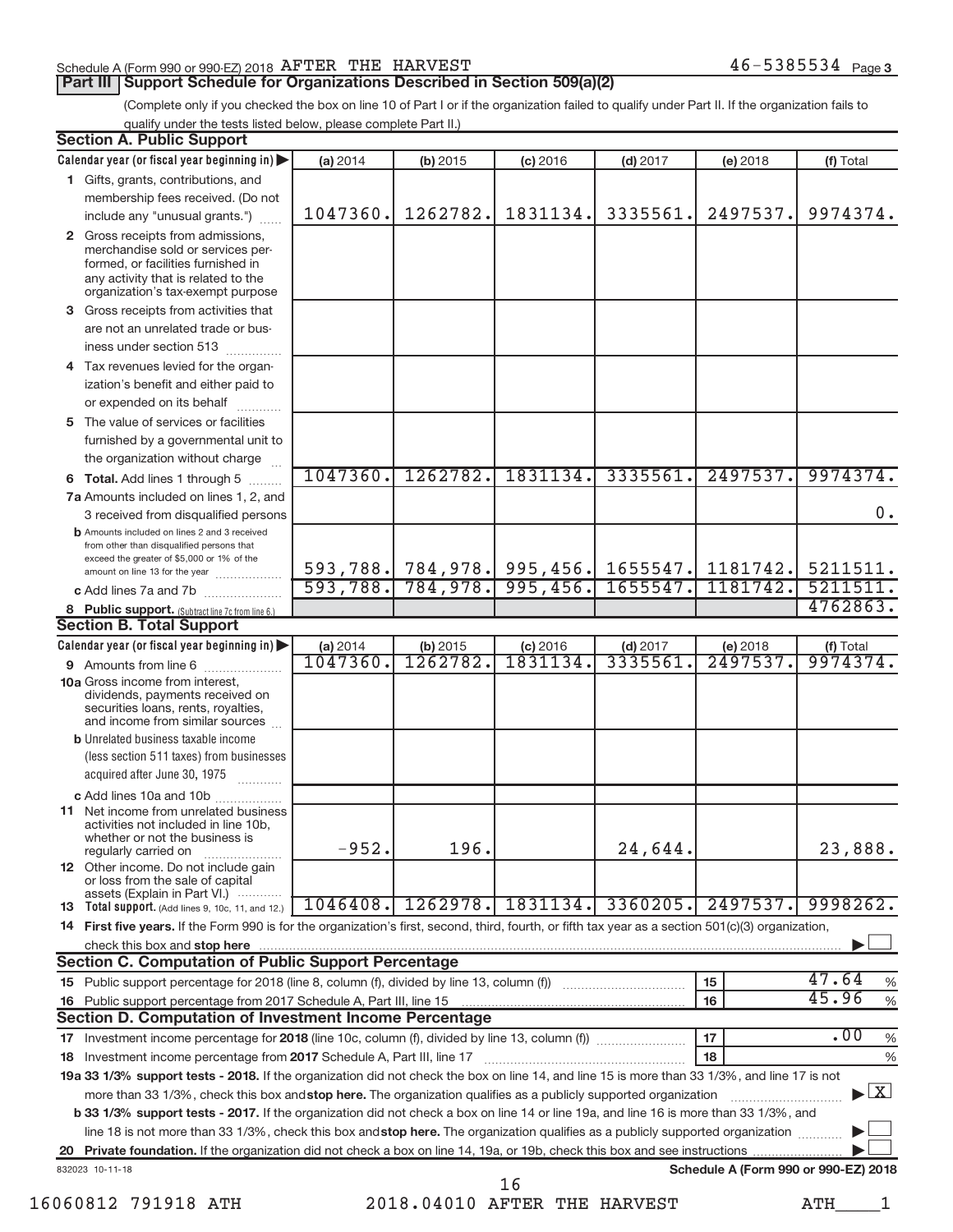Schedule A (Form 990 or 990-EZ) 2018 AFTER THE HARVEST 46-5385534 Page 3

## Part III Support Schedule for Organizations Described in Section 509(a)(2)

(Complete only if you checked the box on line 10 of Part I or if the organization failed to qualify under Part II. If the organization fails to qualify under the tests listed below, please complete Part II.)

### Section A. Public Support

| Calendar year (or fiscal year beginning in) | (a) 2014 | (b) 2015 | (c) 2016 | (d) 2017 | (e) 2018 | (f) Total |
|---|---|---|---|---|---|---|
| 1 Gifts, grants, contributions, and membership fees received. (Do not include any "unusual grants.") | 1047360. | 1262782. | 1831134. | 3335561. | 2497537. | 9974374. |
| 2 Gross receipts from admissions, merchandise sold or services performed, or facilities furnished in any activity that is related to the organization's tax-exempt purpose | | | | | | |
| 3 Gross receipts from activities that are not an unrelated trade or business under section 513 | | | | | | |
| 4 Tax revenues levied for the organization's benefit and either paid to or expended on its behalf | | | | | | |
| 5 The value of services or facilities furnished by a governmental unit to the organization without charge | | | | | | |
| 6 Total. Add lines 1 through 5 | 1047360. | 1262782. | 1831134. | 3335561. | 2497537. | 9974374. |
| 7a Amounts included on lines 1, 2, and 3 received from disqualified persons | | | | | | 0. |
| b Amounts included on lines 2 and 3 received from other than disqualified persons that exceed the greater of $5,000 or 1% of the amount on line 13 for the year | 593,788. | 784,978. | 995,456. | 1655547. | 1181742. | 5211511. |
| c Add lines 7a and 7b | 593,788. | 784,978. | 995,456. | 1655547. | 1181742. | 5211511. |
| 8 Public support. (Subtract line 7c from line 6.) | | | | | | 4762863. |

### Section B. Total Support

| Calendar year (or fiscal year beginning in) | (a) 2014 | (b) 2015 | (c) 2016 | (d) 2017 | (e) 2018 | (f) Total |
|---|---|---|---|---|---|---|
| 9 Amounts from line 6 | 1047360. | 1262782. | 1831134. | 3335561. | 2497537. | 9974374. |
| 10a Gross income from interest, dividends, payments received on securities loans, rents, royalties, and income from similar sources | | | | | | |
| b Unrelated business taxable income (less section 511 taxes) from businesses acquired after June 30, 1975 | | | | | | |
| c Add lines 10a and 10b | | | | | | |
| 11 Net income from unrelated business activities not included in line 10b, whether or not the business is regularly carried on | -952. | 196. | | 24,644. | | 23,888. |
| 12 Other income. Do not include gain or loss from the sale of capital assets (Explain in Part VI.) | | | | | | |
| 13 Total support. (Add lines 9, 10c, 11, and 12.) | 1046408. | 1262978. | 1831134. | 3360205. | 2497537. | 9998262. |

**14 First five years.** If the Form 990 is for the organization's first, second, third, fourth, or fifth tax year as a section 501(c)(3) organization, check this box and **stop here** ☐

### Section C. Computation of Public Support Percentage

| | | | |
|---|---|---|---|
| 15 Public support percentage for 2018 (line 8, column (f), divided by line 13, column (f)) | 15 | 47.64 | % |
| 16 Public support percentage from 2017 Schedule A, Part III, line 15 | 16 | 45.96 | % |

### Section D. Computation of Investment Income Percentage

| | | | |
|---|---|---|---|
| 17 Investment income percentage for **2018** (line 10c, column (f), divided by line 13, column (f)) | 17 | .00 | % |
| 18 Investment income percentage from **2017** Schedule A, Part III, line 17 | 18 | | % |

**19a 33 1/3% support tests - 2018.** If the organization did not check the box on line 14, and line 15 is more than 33 1/3%, and line 17 is not more than 33 1/3%, check this box and **stop here.** The organization qualifies as a publicly supported organization ☒

**b 33 1/3% support tests - 2017.** If the organization did not check a box on line 14 or line 19a, and line 16 is more than 33 1/3%, and line 18 is not more than 33 1/3%, check this box and **stop here.** The organization qualifies as a publicly supported organization ☐

**20 Private foundation.** If the organization did not check a box on line 14, 19a, or 19b, check this box and see instructions ☐

832023 10-11-18 **Schedule A (Form 990 or 990-EZ) 2018**

16060812 791918 ATH 2018.04010 AFTER THE HARVEST ATH____1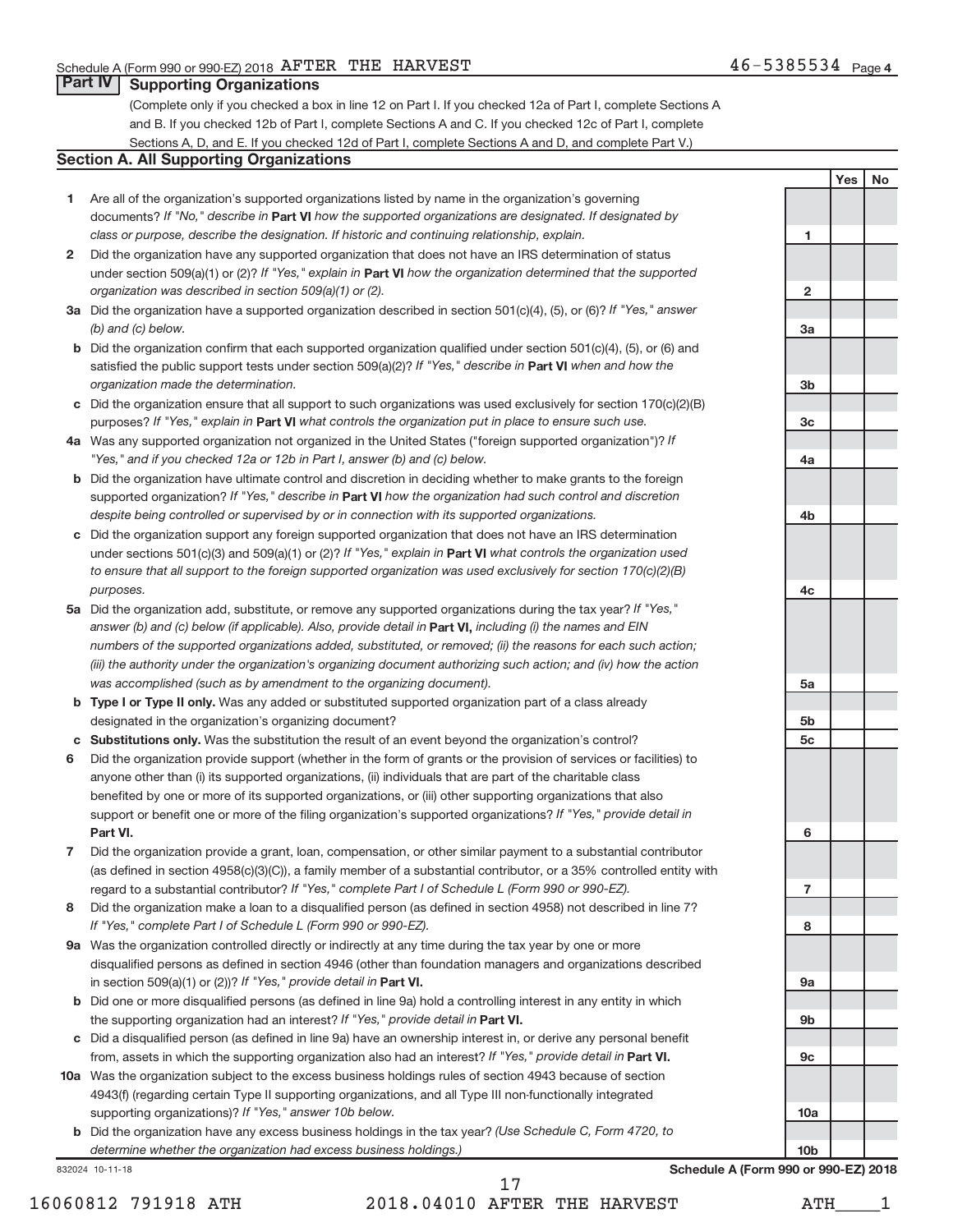Schedule A (Form 990 or 990-EZ) 2018 AFTER THE HARVEST 46-5385534 Page 4

## Part IV Supporting Organizations

(Complete only if you checked a box in line 12 on Part I. If you checked 12a of Part I, complete Sections A and B. If you checked 12b of Part I, complete Sections A and C. If you checked 12c of Part I, complete Sections A, D, and E. If you checked 12d of Part I, complete Sections A and D, and complete Part V.)

### Section A. All Supporting Organizations

| | | | Yes | No |
|---|---|---|---|---|
| 1 | Are all of the organization's supported organizations listed by name in the organization's governing documents? *If "No," describe in* **Part VI** *how the supported organizations are designated. If designated by class or purpose, describe the designation. If historic and continuing relationship, explain.* | 1 | | |
| 2 | Did the organization have any supported organization that does not have an IRS determination of status under section 509(a)(1) or (2)? *If "Yes," explain in* **Part VI** *how the organization determined that the supported organization was described in section 509(a)(1) or (2).* | 2 | | |
| 3a | Did the organization have a supported organization described in section 501(c)(4), (5), or (6)? *If "Yes," answer (b) and (c) below.* | 3a | | |
| b | Did the organization confirm that each supported organization qualified under section 501(c)(4), (5), or (6) and satisfied the public support tests under section 509(a)(2)? *If "Yes," describe in* **Part VI** *when and how the organization made the determination.* | 3b | | |
| c | Did the organization ensure that all support to such organizations was used exclusively for section 170(c)(2)(B) purposes? *If "Yes," explain in* **Part VI** *what controls the organization put in place to ensure such use.* | 3c | | |
| 4a | Was any supported organization not organized in the United States ("foreign supported organization")? *If "Yes," and if you checked 12a or 12b in Part I, answer (b) and (c) below.* | 4a | | |
| b | Did the organization have ultimate control and discretion in deciding whether to make grants to the foreign supported organization? *If "Yes," describe in* **Part VI** *how the organization had such control and discretion despite being controlled or supervised by or in connection with its supported organizations.* | 4b | | |
| c | Did the organization support any foreign supported organization that does not have an IRS determination under sections 501(c)(3) and 509(a)(1) or (2)? *If "Yes," explain in* **Part VI** *what controls the organization used to ensure that all support to the foreign supported organization was used exclusively for section 170(c)(2)(B) purposes.* | 4c | | |
| 5a | Did the organization add, substitute, or remove any supported organizations during the tax year? *If "Yes," answer (b) and (c) below (if applicable). Also, provide detail in* **Part VI,** *including (i) the names and EIN numbers of the supported organizations added, substituted, or removed; (ii) the reasons for each such action; (iii) the authority under the organization's organizing document authorizing such action; and (iv) how the action was accomplished (such as by amendment to the organizing document).* | 5a | | |
| b | **Type I or Type II only.** Was any added or substituted supported organization part of a class already designated in the organization's organizing document? | 5b | | |
| c | **Substitutions only.** Was the substitution the result of an event beyond the organization's control? | 5c | | |
| 6 | Did the organization provide support (whether in the form of grants or the provision of services or facilities) to anyone other than (i) its supported organizations, (ii) individuals that are part of the charitable class benefited by one or more of its supported organizations, or (iii) other supporting organizations that also support or benefit one or more of the filing organization's supported organizations? *If "Yes," provide detail in* **Part VI.** | 6 | | |
| 7 | Did the organization provide a grant, loan, compensation, or other similar payment to a substantial contributor (as defined in section 4958(c)(3)(C)), a family member of a substantial contributor, or a 35% controlled entity with regard to a substantial contributor? *If "Yes," complete Part I of Schedule L (Form 990 or 990-EZ).* | 7 | | |
| 8 | Did the organization make a loan to a disqualified person (as defined in section 4958) not described in line 7? *If "Yes," complete Part I of Schedule L (Form 990 or 990-EZ).* | 8 | | |
| 9a | Was the organization controlled directly or indirectly at any time during the tax year by one or more disqualified persons as defined in section 4946 (other than foundation managers and organizations described in section 509(a)(1) or (2))? *If "Yes," provide detail in* **Part VI.** | 9a | | |
| b | Did one or more disqualified persons (as defined in line 9a) hold a controlling interest in any entity in which the supporting organization had an interest? *If "Yes," provide detail in* **Part VI.** | 9b | | |
| c | Did a disqualified person (as defined in line 9a) have an ownership interest in, or derive any personal benefit from, assets in which the supporting organization also had an interest? *If "Yes," provide detail in* **Part VI.** | 9c | | |
| 10a | Was the organization subject to the excess business holdings rules of section 4943 because of section 4943(f) (regarding certain Type II supporting organizations, and all Type III non-functionally integrated supporting organizations)? *If "Yes," answer 10b below.* | 10a | | |
| b | Did the organization have any excess business holdings in the tax year? *(Use Schedule C, Form 4720, to determine whether the organization had excess business holdings.)* | 10b | | |

832024 10-11-18 **Schedule A (Form 990 or 990-EZ) 2018**

16060812 791918 ATH 2018.04010 AFTER THE HARVEST ATH____1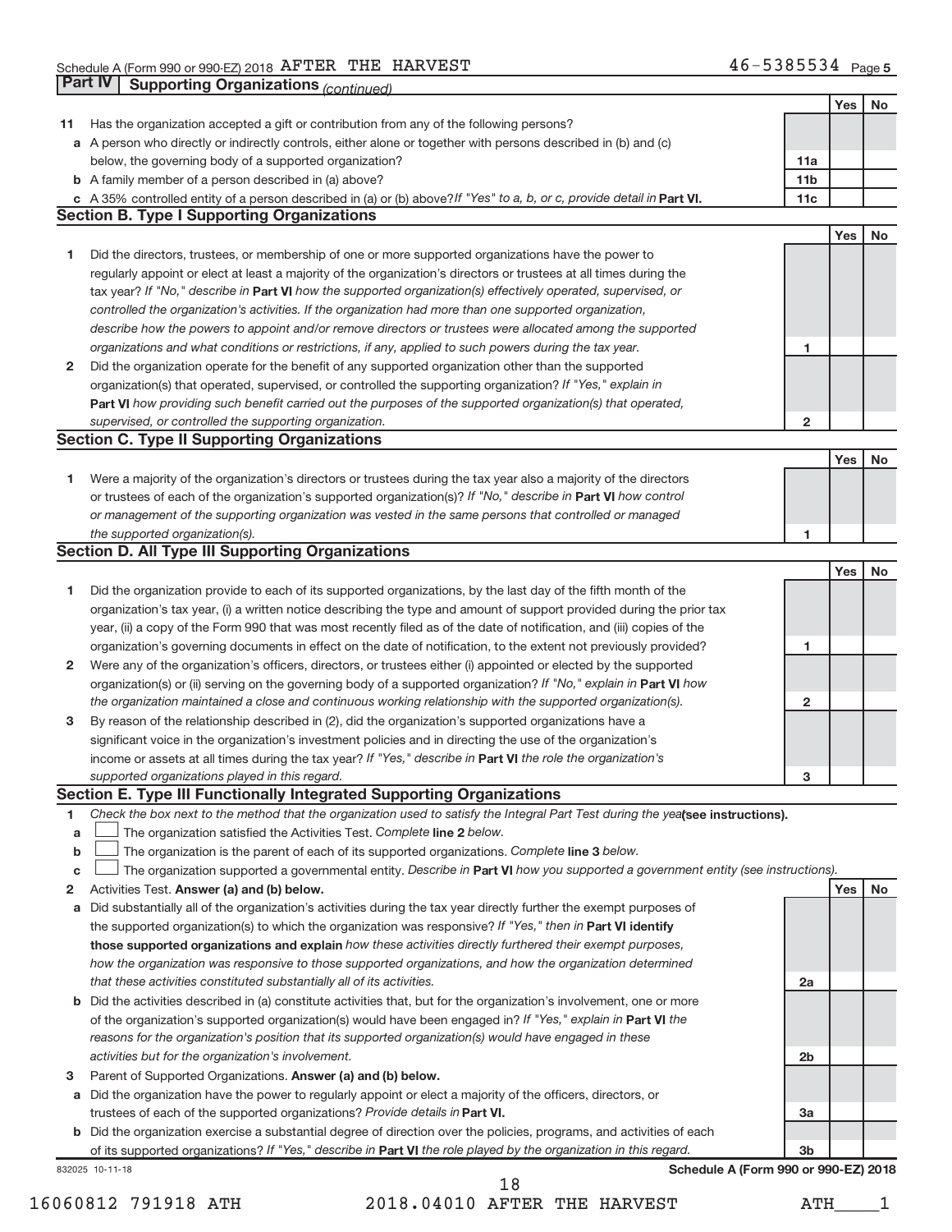Schedule A (Form 990 or 990-EZ) 2018 AFTER THE HARVEST 46-5385534 Page 5

## Part IV Supporting Organizations *(continued)*

| | | | Yes | No |
|---|---|---|---|---|
| **11** | Has the organization accepted a gift or contribution from any of the following persons? | | | |
| **a** | A person who directly or indirectly controls, either alone or together with persons described in (b) and (c) below, the governing body of a supported organization? | **11a** | | |
| **b** | A family member of a person described in (a) above? | **11b** | | |
| **c** | A 35% controlled entity of a person described in (a) or (b) above? *If "Yes" to a, b, or c, provide detail in* **Part VI.** | **11c** | | |

### Section B. Type I Supporting Organizations

| | | | Yes | No |
|---|---|---|---|---|
| **1** | Did the directors, trustees, or membership of one or more supported organizations have the power to regularly appoint or elect at least a majority of the organization's directors or trustees at all times during the tax year? *If "No," describe in* **Part VI** *how the supported organization(s) effectively operated, supervised, or controlled the organization's activities. If the organization had more than one supported organization, describe how the powers to appoint and/or remove directors or trustees were allocated among the supported organizations and what conditions or restrictions, if any, applied to such powers during the tax year.* | **1** | | |
| **2** | Did the organization operate for the benefit of any supported organization other than the supported organization(s) that operated, supervised, or controlled the supporting organization? *If "Yes," explain in* **Part VI** *how providing such benefit carried out the purposes of the supported organization(s) that operated, supervised, or controlled the supporting organization.* | **2** | | |

### Section C. Type II Supporting Organizations

| | | | Yes | No |
|---|---|---|---|---|
| **1** | Were a majority of the organization's directors or trustees during the tax year also a majority of the directors or trustees of each of the organization's supported organization(s)? *If "No," describe in* **Part VI** *how control or management of the supporting organization was vested in the same persons that controlled or managed the supported organization(s).* | **1** | | |

### Section D. All Type III Supporting Organizations

| | | | Yes | No |
|---|---|---|---|---|
| **1** | Did the organization provide to each of its supported organizations, by the last day of the fifth month of the organization's tax year, (i) a written notice describing the type and amount of support provided during the prior tax year, (ii) a copy of the Form 990 that was most recently filed as of the date of notification, and (iii) copies of the organization's governing documents in effect on the date of notification, to the extent not previously provided? | **1** | | |
| **2** | Were any of the organization's officers, directors, or trustees either (i) appointed or elected by the supported organization(s) or (ii) serving on the governing body of a supported organization? *If "No," explain in* **Part VI** *how the organization maintained a close and continuous working relationship with the supported organization(s).* | **2** | | |
| **3** | By reason of the relationship described in (2), did the organization's supported organizations have a significant voice in the organization's investment policies and in directing the use of the organization's income or assets at all times during the tax year? *If "Yes," describe in* **Part VI** *the role the organization's supported organizations played in this regard.* | **3** | | |

### Section E. Type III Functionally Integrated Supporting Organizations

**1** *Check the box next to the method that the organization used to satisfy the Integral Part Test during the year* **(see instructions).**

- **a** ☐ The organization satisfied the Activities Test. *Complete* **line 2** *below.*
- **b** ☐ The organization is the parent of each of its supported organizations. *Complete* **line 3** *below.*
- **c** ☐ The organization supported a governmental entity. *Describe in* **Part VI** *how you supported a government entity (see instructions).*

| | | | Yes | No |
|---|---|---|---|---|
| **2** | Activities Test. **Answer (a) and (b) below.** | | | |
| **a** | Did substantially all of the organization's activities during the tax year directly further the exempt purposes of the supported organization(s) to which the organization was responsive? *If "Yes," then in* **Part VI identify those supported organizations and explain** *how these activities directly furthered their exempt purposes, how the organization was responsive to those supported organizations, and how the organization determined that these activities constituted substantially all of its activities.* | **2a** | | |
| **b** | Did the activities described in (a) constitute activities that, but for the organization's involvement, one or more of the organization's supported organization(s) would have been engaged in? *If "Yes," explain in* **Part VI** *the reasons for the organization's position that its supported organization(s) would have engaged in these activities but for the organization's involvement.* | **2b** | | |
| **3** | Parent of Supported Organizations. **Answer (a) and (b) below.** | | | |
| **a** | Did the organization have the power to regularly appoint or elect a majority of the officers, directors, or trustees of each of the supported organizations? *Provide details in* **Part VI.** | **3a** | | |
| **b** | Did the organization exercise a substantial degree of direction over the policies, programs, and activities of each of its supported organizations? *If "Yes," describe in* **Part VI** *the role played by the organization in this regard.* | **3b** | | |

832025 10-11-18 **Schedule A (Form 990 or 990-EZ) 2018**

16060812 791918 ATH 2018.04010 AFTER THE HARVEST ATH____1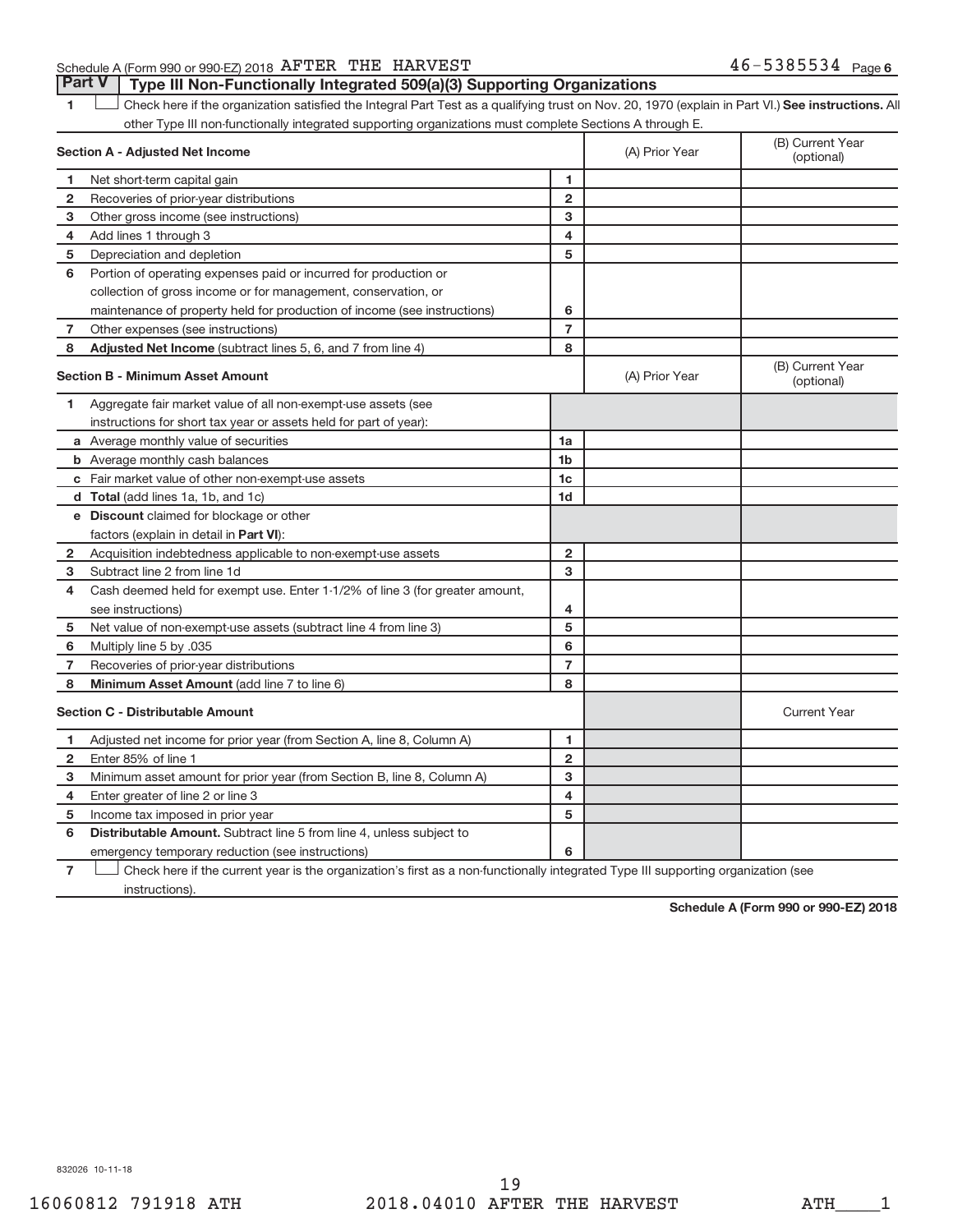Schedule A (Form 990 or 990-EZ) 2018 AFTER THE HARVEST 46-5385534 Page 6

## Part V Type III Non-Functionally Integrated 509(a)(3) Supporting Organizations

1 ☐ Check here if the organization satisfied the Integral Part Test as a qualifying trust on Nov. 20, 1970 (explain in Part VI.) **See instructions.** All other Type III non-functionally integrated supporting organizations must complete Sections A through E.

| **Section A - Adjusted Net Income** | | (A) Prior Year | (B) Current Year (optional) |
|---|---|---|---|
| 1 Net short-term capital gain | 1 | | |
| 2 Recoveries of prior-year distributions | 2 | | |
| 3 Other gross income (see instructions) | 3 | | |
| 4 Add lines 1 through 3 | 4 | | |
| 5 Depreciation and depletion | 5 | | |
| 6 Portion of operating expenses paid or incurred for production or collection of gross income or for management, conservation, or maintenance of property held for production of income (see instructions) | 6 | | |
| 7 Other expenses (see instructions) | 7 | | |
| 8 **Adjusted Net Income** (subtract lines 5, 6, and 7 from line 4) | 8 | | |

| **Section B - Minimum Asset Amount** | | (A) Prior Year | (B) Current Year (optional) |
|---|---|---|---|
| 1 Aggregate fair market value of all non-exempt-use assets (see instructions for short tax year or assets held for part of year): | | | |
| a Average monthly value of securities | 1a | | |
| b Average monthly cash balances | 1b | | |
| c Fair market value of other non-exempt-use assets | 1c | | |
| d **Total** (add lines 1a, 1b, and 1c) | 1d | | |
| e **Discount** claimed for blockage or other factors (explain in detail in **Part VI**): | | | |
| 2 Acquisition indebtedness applicable to non-exempt-use assets | 2 | | |
| 3 Subtract line 2 from line 1d | 3 | | |
| 4 Cash deemed held for exempt use. Enter 1-1/2% of line 3 (for greater amount, see instructions) | 4 | | |
| 5 Net value of non-exempt-use assets (subtract line 4 from line 3) | 5 | | |
| 6 Multiply line 5 by .035 | 6 | | |
| 7 Recoveries of prior-year distributions | 7 | | |
| 8 **Minimum Asset Amount** (add line 7 to line 6) | 8 | | |

| **Section C - Distributable Amount** | | | Current Year |
|---|---|---|---|
| 1 Adjusted net income for prior year (from Section A, line 8, Column A) | 1 | | |
| 2 Enter 85% of line 1 | 2 | | |
| 3 Minimum asset amount for prior year (from Section B, line 8, Column A) | 3 | | |
| 4 Enter greater of line 2 or line 3 | 4 | | |
| 5 Income tax imposed in prior year | 5 | | |
| 6 **Distributable Amount.** Subtract line 5 from line 4, unless subject to emergency temporary reduction (see instructions) | 6 | | |

7 ☐ Check here if the current year is the organization's first as a non-functionally integrated Type III supporting organization (see instructions).

**Schedule A (Form 990 or 990-EZ) 2018**

832026 10-11-18

16060812 791918 ATH 2018.04010 AFTER THE HARVEST ATH____1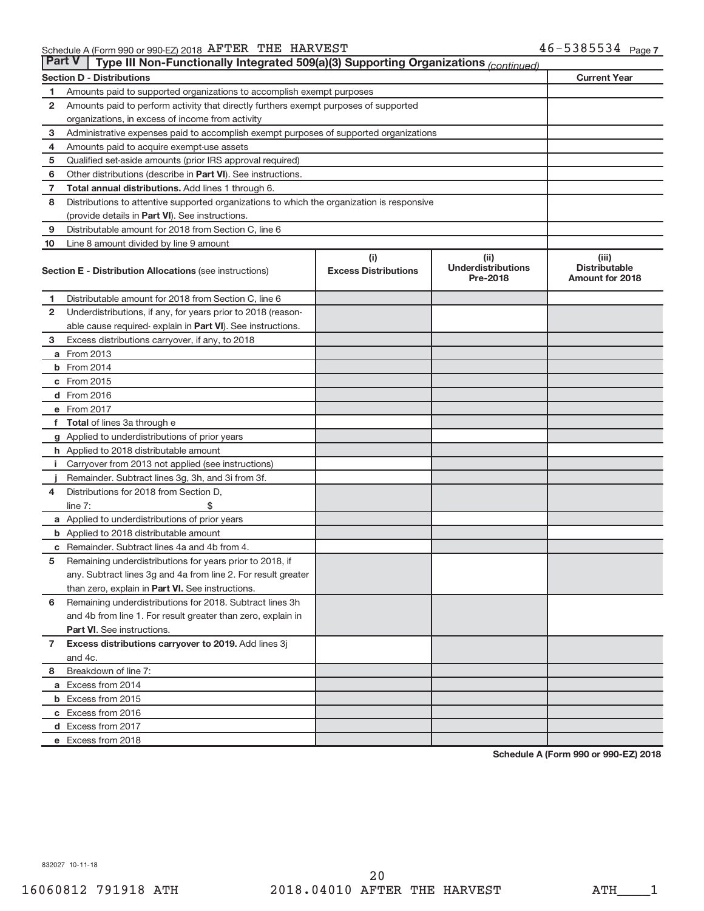Schedule A (Form 990 or 990-EZ) 2018 AFTER THE HARVEST 46-5385534 Page 7

**Part V | Type III Non-Functionally Integrated 509(a)(3) Supporting Organizations** *(continued)*

| Section D - Distributions | | Current Year |
|---|---|---|
| 1 | Amounts paid to supported organizations to accomplish exempt purposes | |
| 2 | Amounts paid to perform activity that directly furthers exempt purposes of supported organizations, in excess of income from activity | |
| 3 | Administrative expenses paid to accomplish exempt purposes of supported organizations | |
| 4 | Amounts paid to acquire exempt-use assets | |
| 5 | Qualified set-aside amounts (prior IRS approval required) | |
| 6 | Other distributions (describe in **Part VI**). See instructions. | |
| 7 | **Total annual distributions.** Add lines 1 through 6. | |
| 8 | Distributions to attentive supported organizations to which the organization is responsive (provide details in **Part VI**). See instructions. | |
| 9 | Distributable amount for 2018 from Section C, line 6 | |
| 10 | Line 8 amount divided by line 9 amount | |

| Section E - Distribution Allocations (see instructions) | (i) Excess Distributions | (ii) Underdistributions Pre-2018 | (iii) Distributable Amount for 2018 |
|---|---|---|---|
| 1 Distributable amount for 2018 from Section C, line 6 | | | |
| 2 Underdistributions, if any, for years prior to 2018 (reasonable cause required- explain in **Part VI**). See instructions. | | | |
| 3 Excess distributions carryover, if any, to 2018 | | | |
| a From 2013 | | | |
| b From 2014 | | | |
| c From 2015 | | | |
| d From 2016 | | | |
| e From 2017 | | | |
| f **Total** of lines 3a through e | | | |
| g Applied to underdistributions of prior years | | | |
| h Applied to 2018 distributable amount | | | |
| i Carryover from 2013 not applied (see instructions) | | | |
| j Remainder. Subtract lines 3g, 3h, and 3i from 3f. | | | |
| 4 Distributions for 2018 from Section D, line 7: $ | | | |
| a Applied to underdistributions of prior years | | | |
| b Applied to 2018 distributable amount | | | |
| c Remainder. Subtract lines 4a and 4b from 4. | | | |
| 5 Remaining underdistributions for years prior to 2018, if any. Subtract lines 3g and 4a from line 2. For result greater than zero, explain in **Part VI.** See instructions. | | | |
| 6 Remaining underdistributions for 2018. Subtract lines 3h and 4b from line 1. For result greater than zero, explain in **Part VI**. See instructions. | | | |
| 7 **Excess distributions carryover to 2019.** Add lines 3j and 4c. | | | |
| 8 Breakdown of line 7: | | | |
| a Excess from 2014 | | | |
| b Excess from 2015 | | | |
| c Excess from 2016 | | | |
| d Excess from 2017 | | | |
| e Excess from 2018 | | | |

**Schedule A (Form 990 or 990-EZ) 2018**

832027 10-11-18

16060812 791918 ATH 2018.04010 AFTER THE HARVEST ATH____1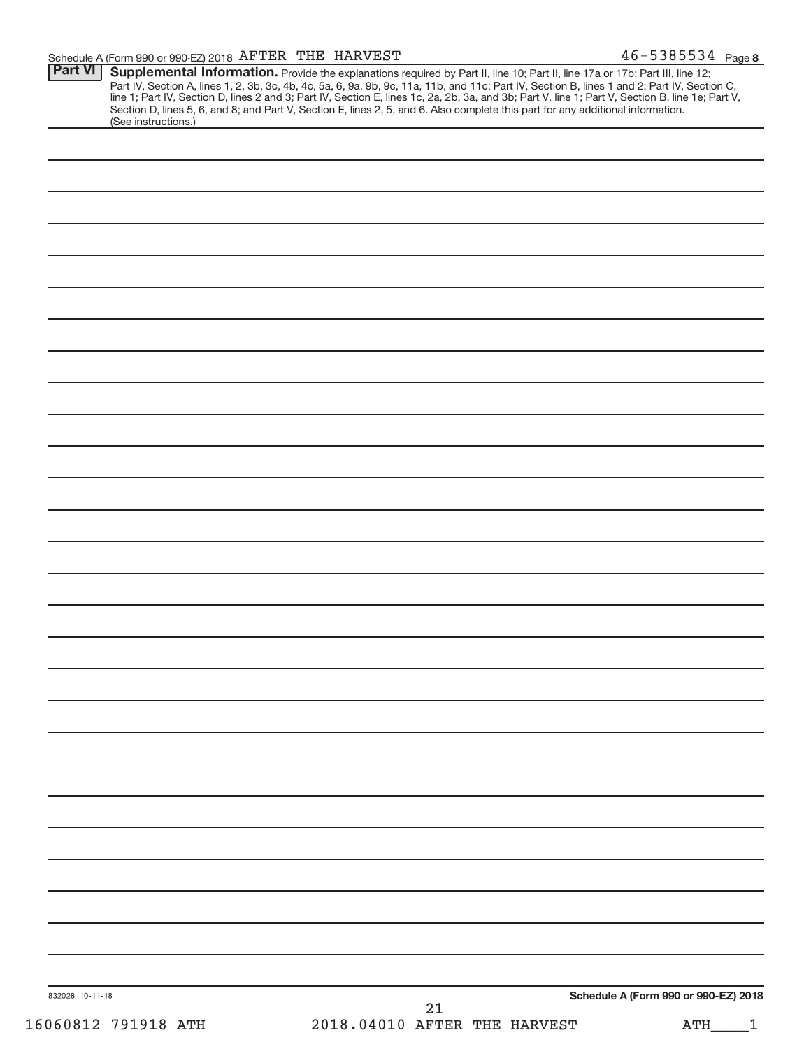Schedule A (Form 990 or 990-EZ) 2018 AFTER THE HARVEST 46-5385534 Page 8

**Part VI** **Supplemental Information.** Provide the explanations required by Part II, line 10; Part II, line 17a or 17b; Part III, line 12; Part IV, Section A, lines 1, 2, 3b, 3c, 4b, 4c, 5a, 6, 9a, 9b, 9c, 11a, 11b, and 11c; Part IV, Section B, lines 1 and 2; Part IV, Section C, line 1; Part IV, Section D, lines 2 and 3; Part IV, Section E, lines 1c, 2a, 2b, 3a, and 3b; Part V, line 1; Part V, Section B, line 1e; Part V, Section D, lines 5, 6, and 8; and Part V, Section E, lines 2, 5, and 6. Also complete this part for any additional information. (See instructions.)

832028 10-11-18

**Schedule A (Form 990 or 990-EZ) 2018**

16060812 791918 ATH 2018.04010 AFTER THE HARVEST ATH____1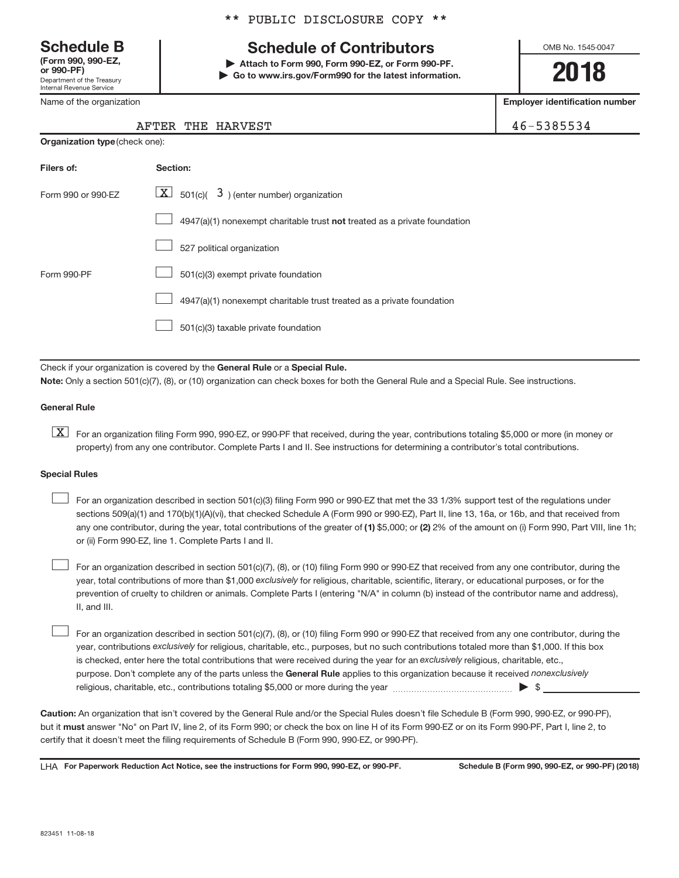\*\* PUBLIC DISCLOSURE COPY \*\*

# Schedule B

**(Form 990, 990-EZ, or 990-PF)**
Department of the Treasury
Internal Revenue Service

## Schedule of Contributors

▶ **Attach to Form 990, Form 990-EZ, or Form 990-PF.**
▶ **Go to www.irs.gov/Form990 for the latest information.**

OMB No. 1545-0047

**2018**

| Name of the organization | Employer identification number |
|---|---|
| AFTER THE HARVEST | 46-5385534 |

**Organization type** (check one):

| Filers of: | Section: |
|---|---|
| Form 990 or 990-EZ | [X] 501(c)( 3 ) (enter number) organization |
| | [ ] 4947(a)(1) nonexempt charitable trust **not** treated as a private foundation |
| | [ ] 527 political organization |
| Form 990-PF | [ ] 501(c)(3) exempt private foundation |
| | [ ] 4947(a)(1) nonexempt charitable trust treated as a private foundation |
| | [ ] 501(c)(3) taxable private foundation |

Check if your organization is covered by the **General Rule** or a **Special Rule.**

**Note:** Only a section 501(c)(7), (8), or (10) organization can check boxes for both the General Rule and a Special Rule. See instructions.

**General Rule**

[X] For an organization filing Form 990, 990-EZ, or 990-PF that received, during the year, contributions totaling $5,000 or more (in money or property) from any one contributor. Complete Parts I and II. See instructions for determining a contributor's total contributions.

**Special Rules**

[ ] For an organization described in section 501(c)(3) filing Form 990 or 990-EZ that met the 33 1/3% support test of the regulations under sections 509(a)(1) and 170(b)(1)(A)(vi), that checked Schedule A (Form 990 or 990-EZ), Part II, line 13, 16a, or 16b, and that received from any one contributor, during the year, total contributions of the greater of **(1)** $5,000; or **(2)** 2% of the amount on (i) Form 990, Part VIII, line 1h; or (ii) Form 990-EZ, line 1. Complete Parts I and II.

[ ] For an organization described in section 501(c)(7), (8), or (10) filing Form 990 or 990-EZ that received from any one contributor, during the year, total contributions of more than $1,000 *exclusively* for religious, charitable, scientific, literary, or educational purposes, or for the prevention of cruelty to children or animals. Complete Parts I (entering "N/A" in column (b) instead of the contributor name and address), II, and III.

[ ] For an organization described in section 501(c)(7), (8), or (10) filing Form 990 or 990-EZ that received from any one contributor, during the year, contributions *exclusively* for religious, charitable, etc., purposes, but no such contributions totaled more than $1,000. If this box is checked, enter here the total contributions that were received during the year for an *exclusively* religious, charitable, etc., purpose. Don't complete any of the parts unless the **General Rule** applies to this organization because it received *nonexclusively* religious, charitable, etc., contributions totaling $5,000 or more during the year ▶ $ ____________

**Caution:** An organization that isn't covered by the General Rule and/or the Special Rules doesn't file Schedule B (Form 990, 990-EZ, or 990-PF), but it **must** answer "No" on Part IV, line 2, of its Form 990; or check the box on line H of its Form 990-EZ or on its Form 990-PF, Part I, line 2, to certify that it doesn't meet the filing requirements of Schedule B (Form 990, 990-EZ, or 990-PF).

LHA **For Paperwork Reduction Act Notice, see the instructions for Form 990, 990-EZ, or 990-PF.** **Schedule B (Form 990, 990-EZ, or 990-PF) (2018)**

823451 11-08-18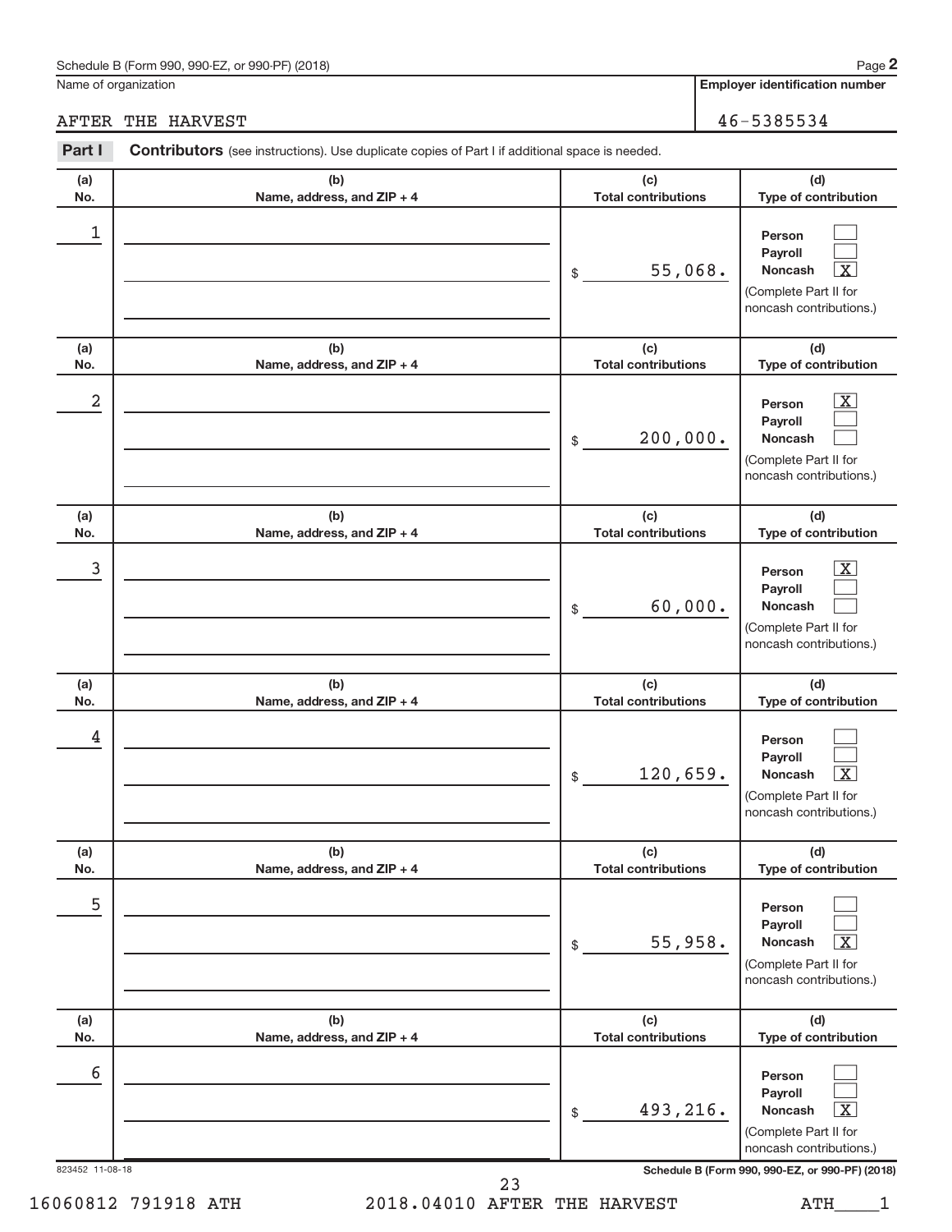Schedule B (Form 990, 990-EZ, or 990-PF) (2018) Page **2**

Name of organization: AFTER THE HARVEST

**Employer identification number:** 46-5385534

**Part I** **Contributors** (see instructions). Use duplicate copies of Part I if additional space is needed.

| (a) No. | (b) Name, address, and ZIP + 4 | (c) Total contributions | (d) Type of contribution |
|---|---|---|---|
| 1 | | $ 55,068. | Person [ ] Payroll [ ] Noncash [X] (Complete Part II for noncash contributions.) |
| 2 | | $ 200,000. | Person [X] Payroll [ ] Noncash [ ] (Complete Part II for noncash contributions.) |
| 3 | | $ 60,000. | Person [X] Payroll [ ] Noncash [ ] (Complete Part II for noncash contributions.) |
| 4 | | $ 120,659. | Person [ ] Payroll [ ] Noncash [X] (Complete Part II for noncash contributions.) |
| 5 | | $ 55,958. | Person [ ] Payroll [ ] Noncash [X] (Complete Part II for noncash contributions.) |
| 6 | | $ 493,216. | Person [ ] Payroll [ ] Noncash [X] (Complete Part II for noncash contributions.) |

823452 11-08-18

Schedule B (Form 990, 990-EZ, or 990-PF) (2018)

16060812 791918 ATH 2018.04010 AFTER THE HARVEST ATH\_\_\_\_1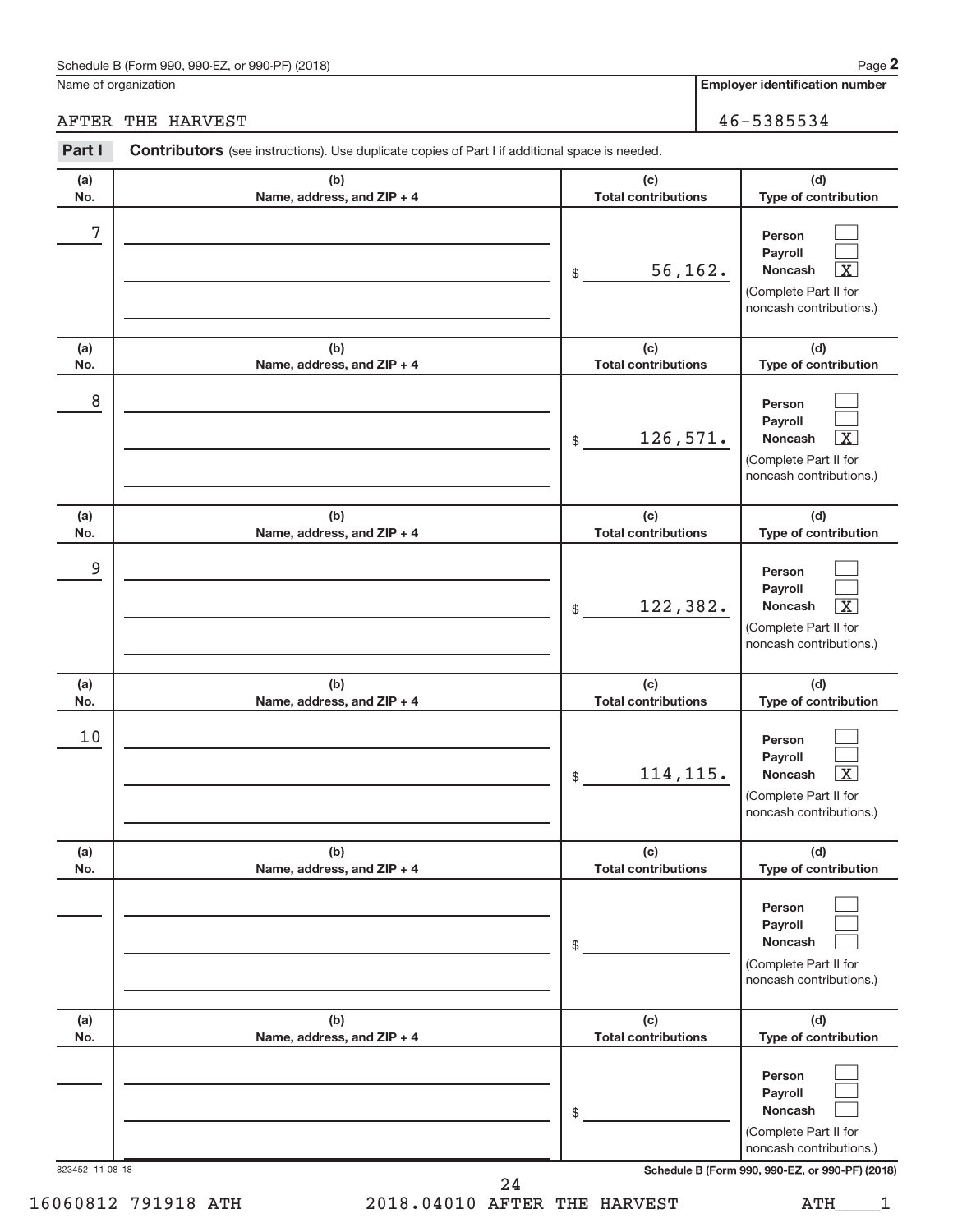Schedule B (Form 990, 990-EZ, or 990-PF) (2018) Page **2**

Name of organization: AFTER THE HARVEST

**Employer identification number:** 46-5385534

**Part I** **Contributors** (see instructions). Use duplicate copies of Part I if additional space is needed.

| (a) No. | (b) Name, address, and ZIP + 4 | (c) Total contributions | (d) Type of contribution |
|---|---|---|---|
| 7 | | $ 56,162. | Person [ ] Payroll [ ] Noncash [X] (Complete Part II for noncash contributions.) |
| 8 | | $ 126,571. | Person [ ] Payroll [ ] Noncash [X] (Complete Part II for noncash contributions.) |
| 9 | | $ 122,382. | Person [ ] Payroll [ ] Noncash [X] (Complete Part II for noncash contributions.) |
| 10 | | $ 114,115. | Person [ ] Payroll [ ] Noncash [X] (Complete Part II for noncash contributions.) |
| | | $ | Person [ ] Payroll [ ] Noncash [ ] (Complete Part II for noncash contributions.) |
| | | $ | Person [ ] Payroll [ ] Noncash [ ] (Complete Part II for noncash contributions.) |

823452 11-08-18 **Schedule B (Form 990, 990-EZ, or 990-PF) (2018)**

16060812 791918 ATH 2018.04010 AFTER THE HARVEST ATH____1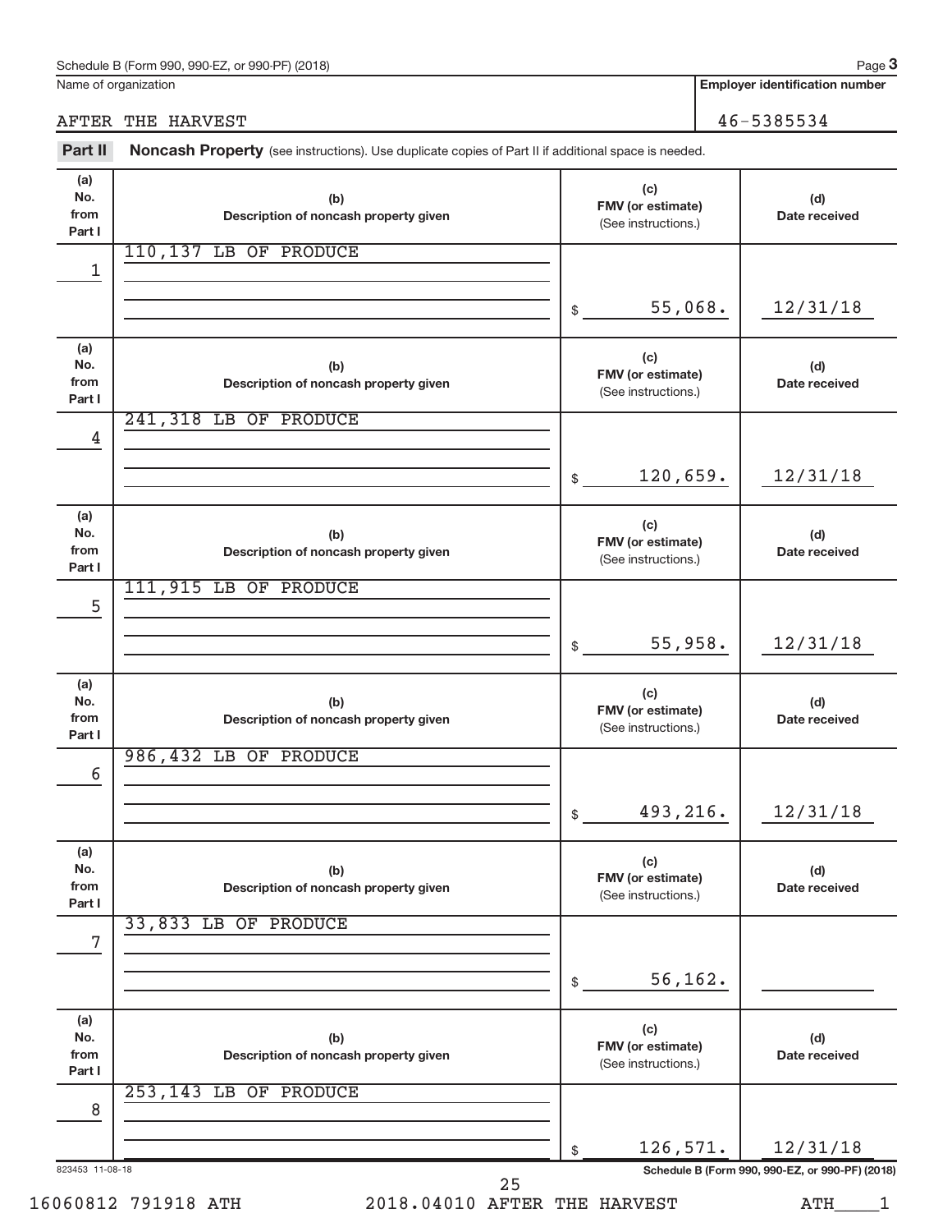Schedule B (Form 990, 990-EZ, or 990-PF) (2018)

Name of organization: AFTER THE HARVEST

Employer identification number: 46-5385534

**Part II** **Noncash Property** (see instructions). Use duplicate copies of Part II if additional space is needed.

| (a) No. from Part I | (b) Description of noncash property given | (c) FMV (or estimate) (See instructions.) | (d) Date received |
|---|---|---|---|
| 1 | 110,137 LB OF PRODUCE | $ 55,068. | 12/31/18 |
| 4 | 241,318 LB OF PRODUCE | $ 120,659. | 12/31/18 |
| 5 | 111,915 LB OF PRODUCE | $ 55,958. | 12/31/18 |
| 6 | 986,432 LB OF PRODUCE | $ 493,216. | 12/31/18 |
| 7 | 33,833 LB OF PRODUCE | $ 56,162. | |
| 8 | 253,143 LB OF PRODUCE | $ 126,571. | 12/31/18 |

823453 11-08-18

Schedule B (Form 990, 990-EZ, or 990-PF) (2018)

16060812 791918 ATH 2018.04010 AFTER THE HARVEST ATH____1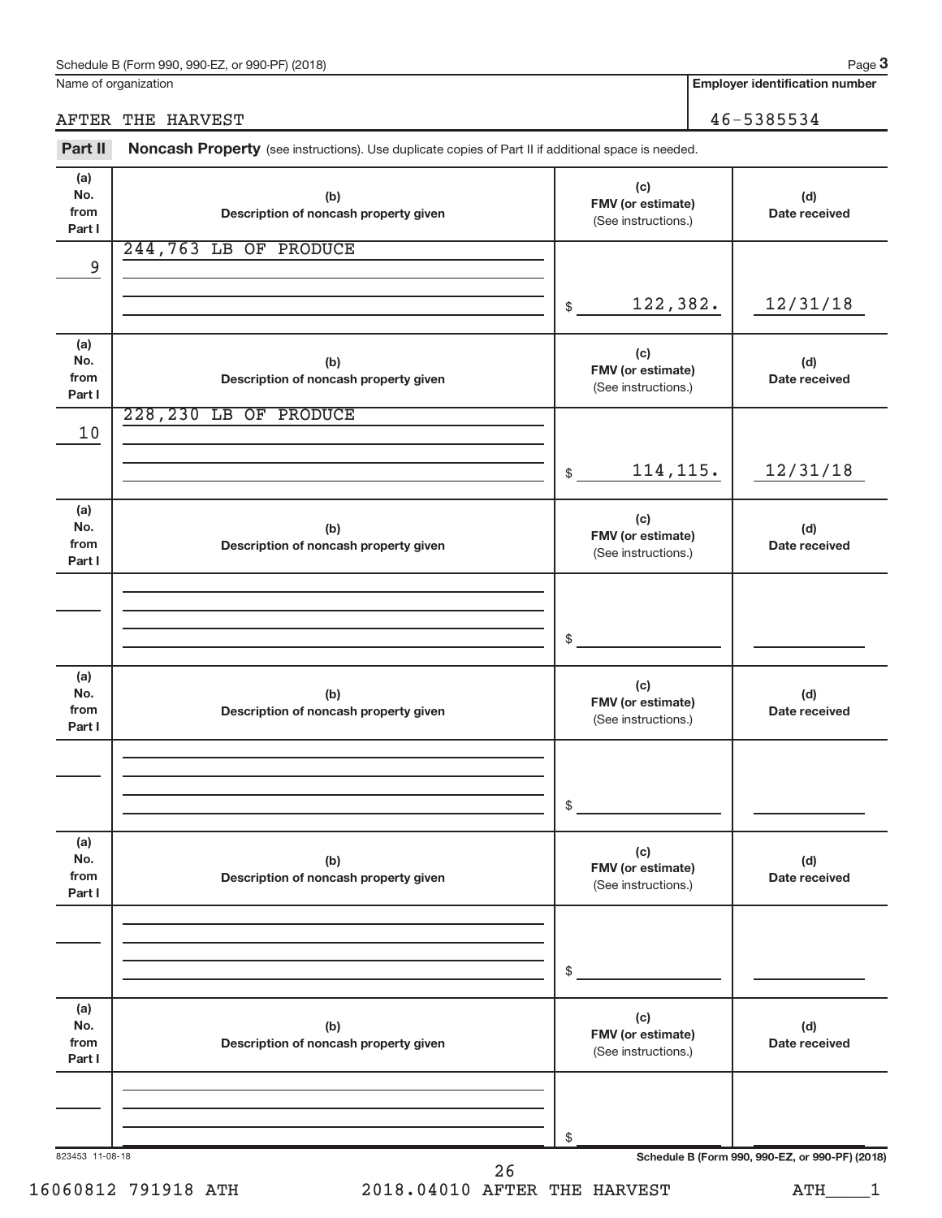Schedule B (Form 990, 990-EZ, or 990-PF) (2018) Page **3**

| Name of organization | Employer identification number |
| --- | --- |
| AFTER THE HARVEST | 46-5385534 |

**Part II** **Noncash Property** (see instructions). Use duplicate copies of Part II if additional space is needed.

| (a) No. from Part I | (b) Description of noncash property given | (c) FMV (or estimate) (See instructions.) | (d) Date received |
| --- | --- | --- | --- |
| 9 | 244,763 LB OF PRODUCE | $ 122,382. | 12/31/18 |

| (a) No. from Part I | (b) Description of noncash property given | (c) FMV (or estimate) (See instructions.) | (d) Date received |
| --- | --- | --- | --- |
| 10 | 228,230 LB OF PRODUCE | $ 114,115. | 12/31/18 |

| (a) No. from Part I | (b) Description of noncash property given | (c) FMV (or estimate) (See instructions.) | (d) Date received |
| --- | --- | --- | --- |
| | | $ | |

| (a) No. from Part I | (b) Description of noncash property given | (c) FMV (or estimate) (See instructions.) | (d) Date received |
| --- | --- | --- | --- |
| | | $ | |

| (a) No. from Part I | (b) Description of noncash property given | (c) FMV (or estimate) (See instructions.) | (d) Date received |
| --- | --- | --- | --- |
| | | $ | |

| (a) No. from Part I | (b) Description of noncash property given | (c) FMV (or estimate) (See instructions.) | (d) Date received |
| --- | --- | --- | --- |
| | | $ | |

823453 11-08-18 **Schedule B (Form 990, 990-EZ, or 990-PF) (2018)**

16060812 791918 ATH 2018.04010 AFTER THE HARVEST ATH____1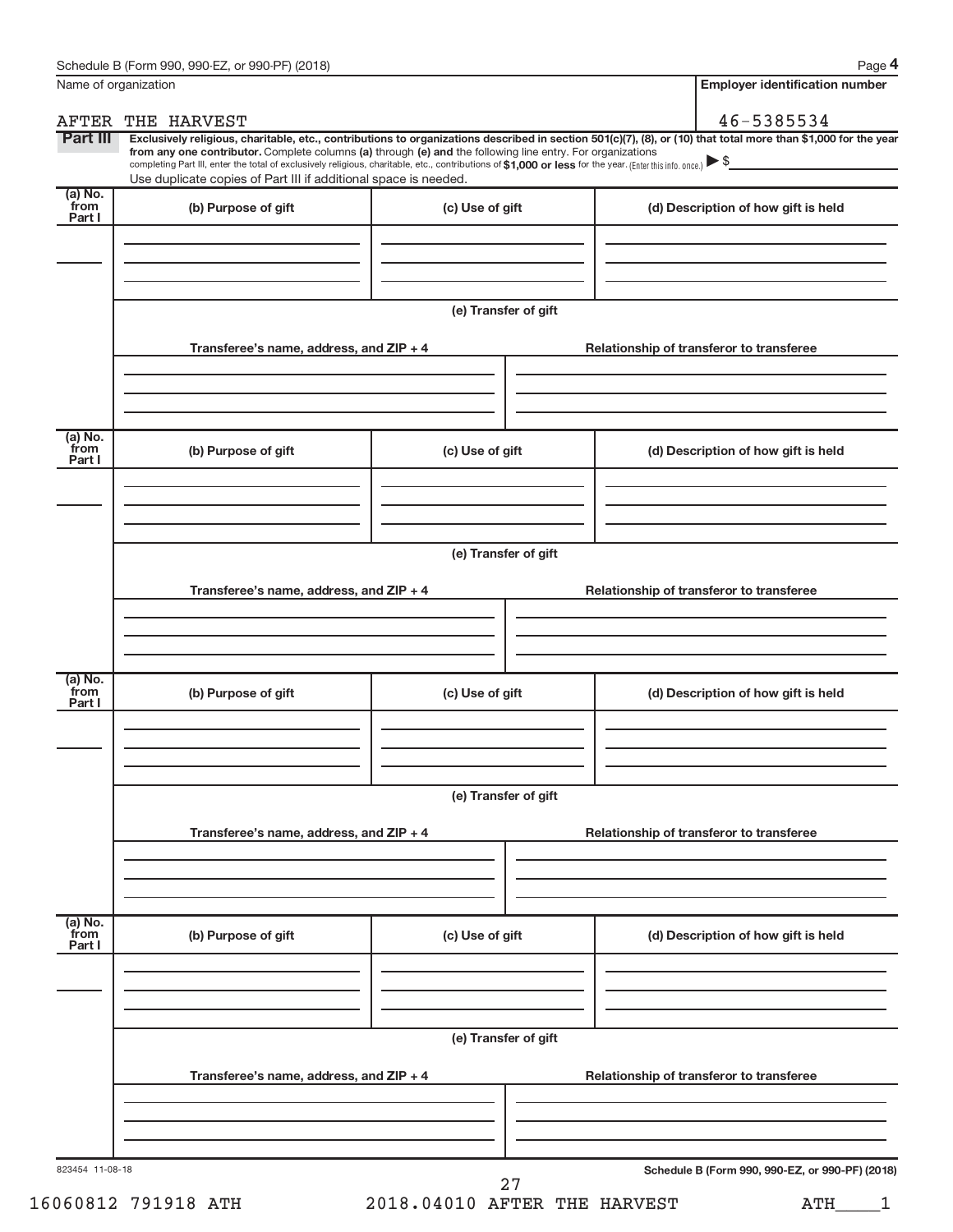Name of organization

AFTER THE HARVEST

**Employer identification number**

46-5385534

**Part III** **Exclusively religious, charitable, etc., contributions to organizations described in section 501(c)(7), (8), or (10) that total more than $1,000 for the year from any one contributor.** Complete columns **(a)** through **(e) and** the following line entry. For organizations completing Part III, enter the total of exclusively religious, charitable, etc., contributions of **$1,000 or less** for the year. (Enter this info. once.) ▶ $

Use duplicate copies of Part III if additional space is needed.

| (a) No. from Part I | (b) Purpose of gift | (c) Use of gift | (d) Description of how gift is held |
| --- | --- | --- | --- |
| | | | |

**(e) Transfer of gift**

| Transferee's name, address, and ZIP + 4 | Relationship of transferor to transferee |
| --- | --- |
| | |

| (a) No. from Part I | (b) Purpose of gift | (c) Use of gift | (d) Description of how gift is held |
| --- | --- | --- | --- |
| | | | |

**(e) Transfer of gift**

| Transferee's name, address, and ZIP + 4 | Relationship of transferor to transferee |
| --- | --- |
| | |

| (a) No. from Part I | (b) Purpose of gift | (c) Use of gift | (d) Description of how gift is held |
| --- | --- | --- | --- |
| | | | |

**(e) Transfer of gift**

| Transferee's name, address, and ZIP + 4 | Relationship of transferor to transferee |
| --- | --- |
| | |

| (a) No. from Part I | (b) Purpose of gift | (c) Use of gift | (d) Description of how gift is held |
| --- | --- | --- | --- |
| | | | |

**(e) Transfer of gift**

| Transferee's name, address, and ZIP + 4 | Relationship of transferor to transferee |
| --- | --- |
| | |

823454 11-08-18

**Schedule B (Form 990, 990-EZ, or 990-PF) (2018)**

16060812 791918 ATH 2018.04010 AFTER THE HARVEST ATH____1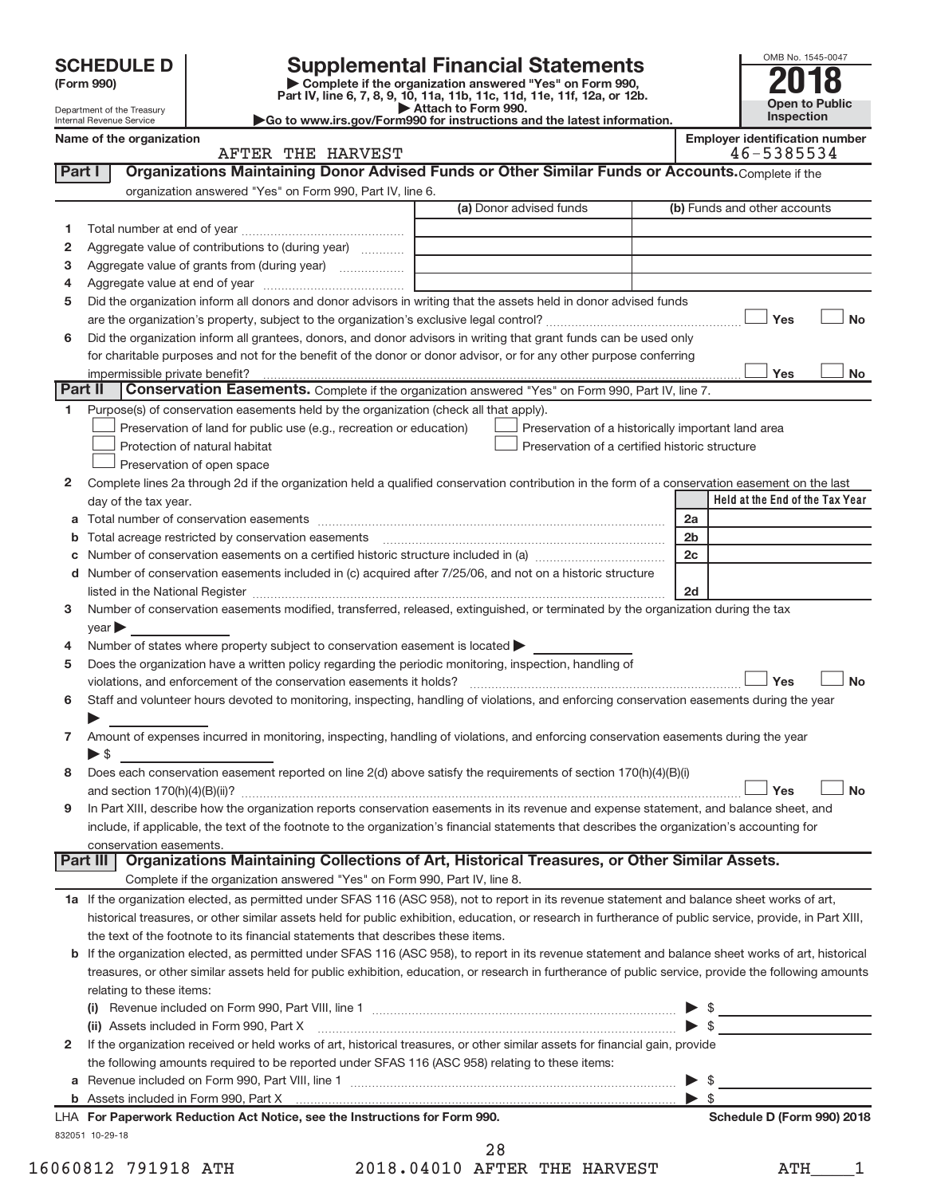# SCHEDULE D (Form 990)

Department of the Treasury
Internal Revenue Service

## Supplemental Financial Statements

▶ Complete if the organization answered "Yes" on Form 990, Part IV, line 6, 7, 8, 9, 10, 11a, 11b, 11c, 11d, 11e, 11f, 12a, or 12b.
▶ Attach to Form 990.
▶Go to www.irs.gov/Form990 for instructions and the latest information.

OMB No. 1545-0047
**2018**
**Open to Public Inspection**

Name of the organization: AFTER THE HARVEST
Employer identification number: 46-5385534

### Part I Organizations Maintaining Donor Advised Funds or Other Similar Funds or Accounts. Complete if the organization answered "Yes" on Form 990, Part IV, line 6.

| | | (a) Donor advised funds | (b) Funds and other accounts |
|---|---|---|---|
| 1 | Total number at end of year | | |
| 2 | Aggregate value of contributions to (during year) | | |
| 3 | Aggregate value of grants from (during year) | | |
| 4 | Aggregate value at end of year | | |

5 Did the organization inform all donors and donor advisors in writing that the assets held in donor advised funds are the organization's property, subject to the organization's exclusive legal control? ☐ Yes ☐ No

6 Did the organization inform all grantees, donors, and donor advisors in writing that grant funds can be used only for charitable purposes and not for the benefit of the donor or donor advisor, or for any other purpose conferring impermissible private benefit? ☐ Yes ☐ No

### Part II Conservation Easements. Complete if the organization answered "Yes" on Form 990, Part IV, line 7.

1 Purpose(s) of conservation easements held by the organization (check all that apply).

- ☐ Preservation of land for public use (e.g., recreation or education)
- ☐ Preservation of a historically important land area
- ☐ Protection of natural habitat
- ☐ Preservation of a certified historic structure
- ☐ Preservation of open space

2 Complete lines 2a through 2d if the organization held a qualified conservation contribution in the form of a conservation easement on the last day of the tax year.

| | | | Held at the End of the Tax Year |
|---|---|---|---|
| a | Total number of conservation easements | 2a | |
| b | Total acreage restricted by conservation easements | 2b | |
| c | Number of conservation easements on a certified historic structure included in (a) | 2c | |
| d | Number of conservation easements included in (c) acquired after 7/25/06, and not on a historic structure listed in the National Register | 2d | |

3 Number of conservation easements modified, transferred, released, extinguished, or terminated by the organization during the tax year ▶

4 Number of states where property subject to conservation easement is located ▶

5 Does the organization have a written policy regarding the periodic monitoring, inspection, handling of violations, and enforcement of the conservation easements it holds? ☐ Yes ☐ No

6 Staff and volunteer hours devoted to monitoring, inspecting, handling of violations, and enforcing conservation easements during the year ▶

7 Amount of expenses incurred in monitoring, inspecting, handling of violations, and enforcing conservation easements during the year ▶ $

8 Does each conservation easement reported on line 2(d) above satisfy the requirements of section 170(h)(4)(B)(i) and section 170(h)(4)(B)(ii)? ☐ Yes ☐ No

9 In Part XIII, describe how the organization reports conservation easements in its revenue and expense statement, and balance sheet, and include, if applicable, the text of the footnote to the organization's financial statements that describes the organization's accounting for conservation easements.

### Part III Organizations Maintaining Collections of Art, Historical Treasures, or Other Similar Assets. Complete if the organization answered "Yes" on Form 990, Part IV, line 8.

1a If the organization elected, as permitted under SFAS 116 (ASC 958), not to report in its revenue statement and balance sheet works of art, historical treasures, or other similar assets held for public exhibition, education, or research in furtherance of public service, provide, in Part XIII, the text of the footnote to its financial statements that describes these items.

b If the organization elected, as permitted under SFAS 116 (ASC 958), to report in its revenue statement and balance sheet works of art, historical treasures, or other similar assets held for public exhibition, education, or research in furtherance of public service, provide the following amounts relating to these items:

(i) Revenue included on Form 990, Part VIII, line 1 ▶ $

(ii) Assets included in Form 990, Part X ▶ $

2 If the organization received or held works of art, historical treasures, or other similar assets for financial gain, provide the following amounts required to be reported under SFAS 116 (ASC 958) relating to these items:

a Revenue included on Form 990, Part VIII, line 1 ▶ $

b Assets included in Form 990, Part X ▶ $

LHA For Paperwork Reduction Act Notice, see the Instructions for Form 990. Schedule D (Form 990) 2018

832051 10-29-18

16060812 791918 ATH 2018.04010 AFTER THE HARVEST ATH____1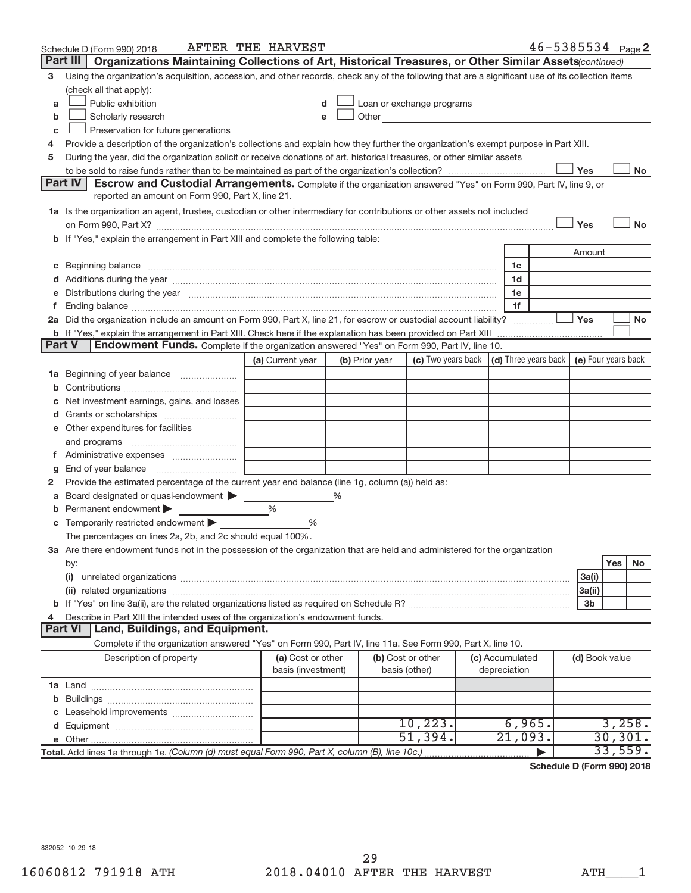Schedule D (Form 990) 2018 AFTER THE HARVEST 46-5385534 Page 2

## Part III Organizations Maintaining Collections of Art, Historical Treasures, or Other Similar Assets *(continued)*

3 Using the organization's acquisition, accession, and other records, check any of the following that are a significant use of its collection items (check all that apply):

- a ☐ Public exhibition
- b ☐ Scholarly research
- c ☐ Preservation for future generations
- d ☐ Loan or exchange programs
- e ☐ Other

4 Provide a description of the organization's collections and explain how they further the organization's exempt purpose in Part XIII.

5 During the year, did the organization solicit or receive donations of art, historical treasures, or other similar assets to be sold to raise funds rather than to be maintained as part of the organization's collection? ☐ Yes ☐ No

## Part IV Escrow and Custodial Arrangements.

Complete if the organization answered "Yes" on Form 990, Part IV, line 9, or reported an amount on Form 990, Part X, line 21.

1a Is the organization an agent, trustee, custodian or other intermediary for contributions or other assets not included on Form 990, Part X? ☐ Yes ☐ No

b If "Yes," explain the arrangement in Part XIII and complete the following table:

| | | Amount |
|---|---|---|
| c Beginning balance | 1c | |
| d Additions during the year | 1d | |
| e Distributions during the year | 1e | |
| f Ending balance | 1f | |

2a Did the organization include an amount on Form 990, Part X, line 21, for escrow or custodial account liability? ☐ Yes ☐ No

b If "Yes," explain the arrangement in Part XIII. Check here if the explanation has been provided on Part XIII ☐

## Part V Endowment Funds.

Complete if the organization answered "Yes" on Form 990, Part IV, line 10.

| | (a) Current year | (b) Prior year | (c) Two years back | (d) Three years back | (e) Four years back |
|---|---|---|---|---|---|
| 1a Beginning of year balance | | | | | |
| b Contributions | | | | | |
| c Net investment earnings, gains, and losses | | | | | |
| d Grants or scholarships | | | | | |
| e Other expenditures for facilities and programs | | | | | |
| f Administrative expenses | | | | | |
| g End of year balance | | | | | |

2 Provide the estimated percentage of the current year end balance (line 1g, column (a)) held as:

- a Board designated or quasi-endowment ▶ %
- b Permanent endowment ▶ %
- c Temporarily restricted endowment ▶ %

The percentages on lines 2a, 2b, and 2c should equal 100%.

3a Are there endowment funds not in the possession of the organization that are held and administered for the organization by:

| | | Yes | No |
|---|---|---|---|
| (i) unrelated organizations | 3a(i) | | |
| (ii) related organizations | 3a(ii) | | |
| b If "Yes" on line 3a(ii), are the related organizations listed as required on Schedule R? | 3b | | |

4 Describe in Part XIII the intended uses of the organization's endowment funds.

## Part VI Land, Buildings, and Equipment.

Complete if the organization answered "Yes" on Form 990, Part IV, line 11a. See Form 990, Part X, line 10.

| Description of property | (a) Cost or other basis (investment) | (b) Cost or other basis (other) | (c) Accumulated depreciation | (d) Book value |
|---|---|---|---|---|
| 1a Land | | | | |
| b Buildings | | | | |
| c Leasehold improvements | | | | |
| d Equipment | | 10,223. | 6,965. | 3,258. |
| e Other | | 51,394. | 21,093. | 30,301. |
| **Total.** Add lines 1a through 1e. *(Column (d) must equal Form 990, Part X, column (B), line 10c.)* ▶ | | | | 33,559. |

**Schedule D (Form 990) 2018**

832052 10-29-18

16060812 791918 ATH 2018.04010 AFTER THE HARVEST ATH____1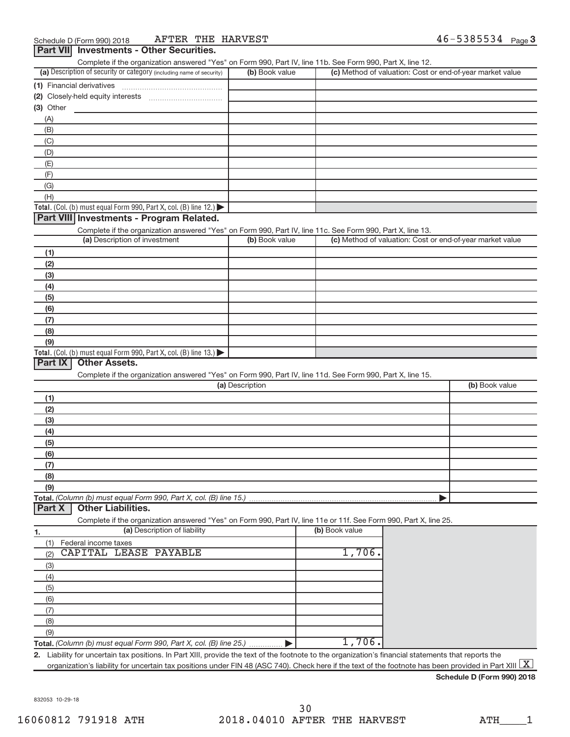Schedule D (Form 990) 2018 AFTER THE HARVEST 46-5385534 Page 3

## Part VII Investments - Other Securities.

Complete if the organization answered "Yes" on Form 990, Part IV, line 11b. See Form 990, Part X, line 12.

| (a) Description of security or category (including name of security) | (b) Book value | (c) Method of valuation: Cost or end-of-year market value |
|---|---|---|
| (1) Financial derivatives | | |
| (2) Closely-held equity interests | | |
| (3) Other | | |
| (A) | | |
| (B) | | |
| (C) | | |
| (D) | | |
| (E) | | |
| (F) | | |
| (G) | | |
| (H) | | |
| **Total.** (Col. (b) must equal Form 990, Part X, col. (B) line 12.) ▶ | | |

## Part VIII Investments - Program Related.

Complete if the organization answered "Yes" on Form 990, Part IV, line 11c. See Form 990, Part X, line 13.

| (a) Description of investment | (b) Book value | (c) Method of valuation: Cost or end-of-year market value |
|---|---|---|
| (1) | | |
| (2) | | |
| (3) | | |
| (4) | | |
| (5) | | |
| (6) | | |
| (7) | | |
| (8) | | |
| (9) | | |
| **Total.** (Col. (b) must equal Form 990, Part X, col. (B) line 13.) ▶ | | |

## Part IX Other Assets.

Complete if the organization answered "Yes" on Form 990, Part IV, line 11d. See Form 990, Part X, line 15.

| (a) Description | (b) Book value |
|---|---|
| (1) | |
| (2) | |
| (3) | |
| (4) | |
| (5) | |
| (6) | |
| (7) | |
| (8) | |
| (9) | |
| **Total.** *(Column (b) must equal Form 990, Part X, col. (B) line 15.)* ▶ | |

## Part X Other Liabilities.

Complete if the organization answered "Yes" on Form 990, Part IV, line 11e or 11f. See Form 990, Part X, line 25.

| 1. (a) Description of liability | (b) Book value |
|---|---|
| (1) Federal income taxes | |
| (2) CAPITAL LEASE PAYABLE | 1,706. |
| (3) | |
| (4) | |
| (5) | |
| (6) | |
| (7) | |
| (8) | |
| (9) | |
| **Total.** *(Column (b) must equal Form 990, Part X, col. (B) line 25.)* ▶ | 1,706. |

2. Liability for uncertain tax positions. In Part XIII, provide the text of the footnote to the organization's financial statements that reports the organization's liability for uncertain tax positions under FIN 48 (ASC 740). Check here if the text of the footnote has been provided in Part XIII [X]

**Schedule D (Form 990) 2018**

832053 10-29-18

16060812 791918 ATH 2018.04010 AFTER THE HARVEST ATH____1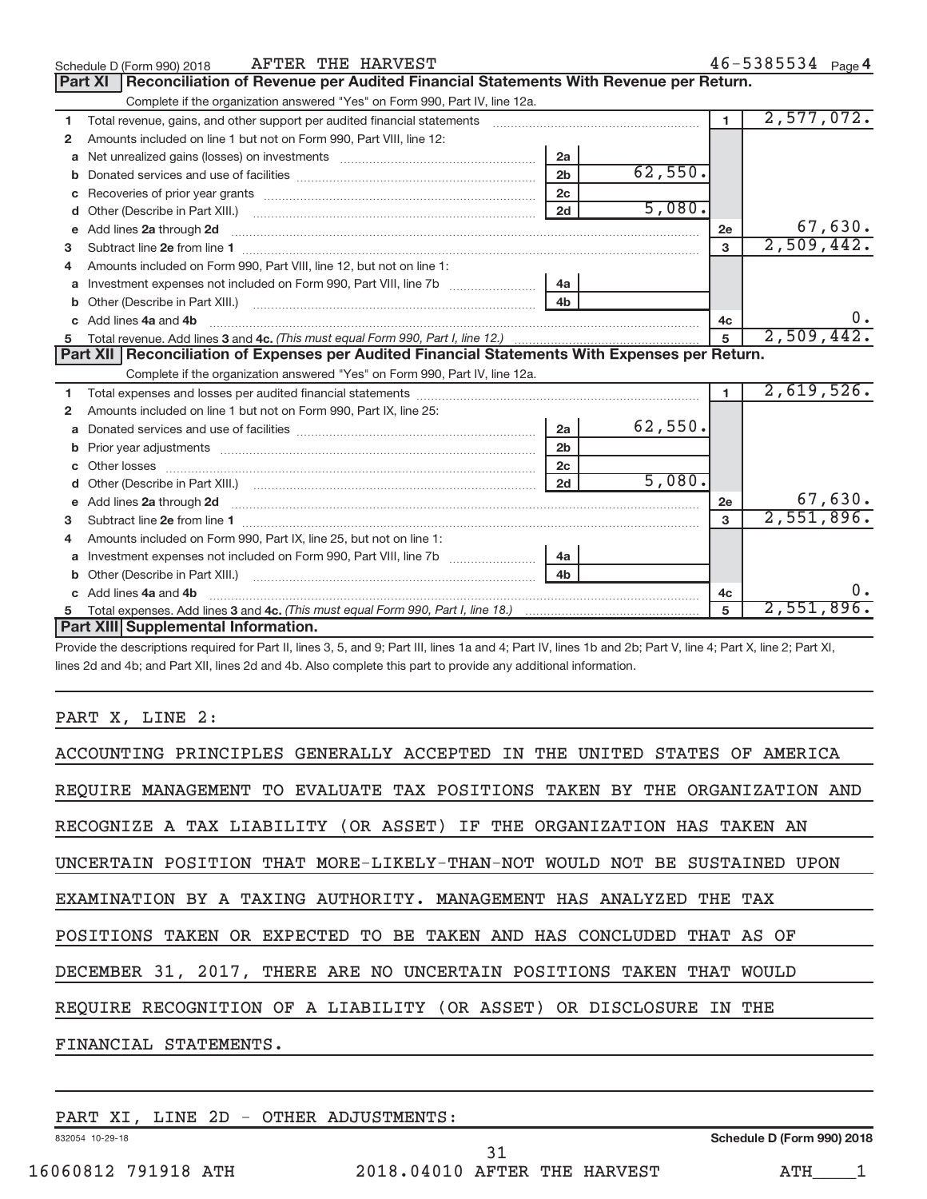Schedule D (Form 990) 2018 AFTER THE HARVEST 46-5385534 Page 4

## Part XI Reconciliation of Revenue per Audited Financial Statements With Revenue per Return.

Complete if the organization answered "Yes" on Form 990, Part IV, line 12a.

| | | | | | |
|---|---|---|---|---|---|
| 1 | Total revenue, gains, and other support per audited financial statements | | | 1 | 2,577,072. |
| 2 | Amounts included on line 1 but not on Form 990, Part VIII, line 12: | | | | |
| a | Net unrealized gains (losses) on investments | 2a | | | |
| b | Donated services and use of facilities | 2b | 62,550. | | |
| c | Recoveries of prior year grants | 2c | | | |
| d | Other (Describe in Part XIII.) | 2d | 5,080. | | |
| e | Add lines 2a through 2d | | | 2e | 67,630. |
| 3 | Subtract line 2e from line 1 | | | 3 | 2,509,442. |
| 4 | Amounts included on Form 990, Part VIII, line 12, but not on line 1: | | | | |
| a | Investment expenses not included on Form 990, Part VIII, line 7b | 4a | | | |
| b | Other (Describe in Part XIII.) | 4b | | | |
| c | Add lines 4a and 4b | | | 4c | 0. |
| 5 | Total revenue. Add lines 3 and 4c. *(This must equal Form 990, Part I, line 12.)* | | | 5 | 2,509,442. |

## Part XII Reconciliation of Expenses per Audited Financial Statements With Expenses per Return.

Complete if the organization answered "Yes" on Form 990, Part IV, line 12a.

| | | | | | |
|---|---|---|---|---|---|
| 1 | Total expenses and losses per audited financial statements | | | 1 | 2,619,526. |
| 2 | Amounts included on line 1 but not on Form 990, Part IX, line 25: | | | | |
| a | Donated services and use of facilities | 2a | 62,550. | | |
| b | Prior year adjustments | 2b | | | |
| c | Other losses | 2c | | | |
| d | Other (Describe in Part XIII.) | 2d | 5,080. | | |
| e | Add lines 2a through 2d | | | 2e | 67,630. |
| 3 | Subtract line 2e from line 1 | | | 3 | 2,551,896. |
| 4 | Amounts included on Form 990, Part IX, line 25, but not on line 1: | | | | |
| a | Investment expenses not included on Form 990, Part VIII, line 7b | 4a | | | |
| b | Other (Describe in Part XIII.) | 4b | | | |
| c | Add lines 4a and 4b | | | 4c | 0. |
| 5 | Total expenses. Add lines 3 and 4c. *(This must equal Form 990, Part I, line 18.)* | | | 5 | 2,551,896. |

## Part XIII Supplemental Information.

Provide the descriptions required for Part II, lines 3, 5, and 9; Part III, lines 1a and 4; Part IV, lines 1b and 2b; Part V, line 4; Part X, line 2; Part XI, lines 2d and 4b; and Part XII, lines 2d and 4b. Also complete this part to provide any additional information.

PART X, LINE 2:

ACCOUNTING PRINCIPLES GENERALLY ACCEPTED IN THE UNITED STATES OF AMERICA REQUIRE MANAGEMENT TO EVALUATE TAX POSITIONS TAKEN BY THE ORGANIZATION AND RECOGNIZE A TAX LIABILITY (OR ASSET) IF THE ORGANIZATION HAS TAKEN AN UNCERTAIN POSITION THAT MORE-LIKELY-THAN-NOT WOULD NOT BE SUSTAINED UPON EXAMINATION BY A TAXING AUTHORITY. MANAGEMENT HAS ANALYZED THE TAX POSITIONS TAKEN OR EXPECTED TO BE TAKEN AND HAS CONCLUDED THAT AS OF DECEMBER 31, 2017, THERE ARE NO UNCERTAIN POSITIONS TAKEN THAT WOULD REQUIRE RECOGNITION OF A LIABILITY (OR ASSET) OR DISCLOSURE IN THE FINANCIAL STATEMENTS.

PART XI, LINE 2D - OTHER ADJUSTMENTS: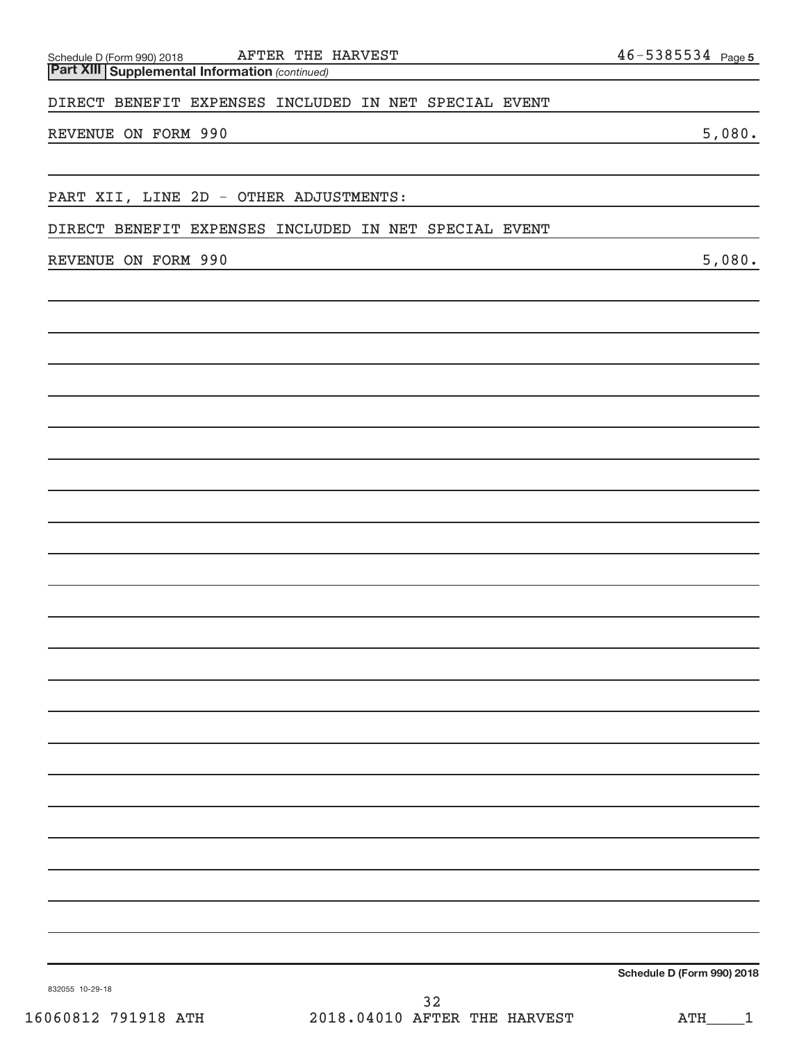Schedule D (Form 990) 2018 AFTER THE HARVEST 46-5385534 Page 5

**Part XIII Supplemental Information** *(continued)*

DIRECT BENEFIT EXPENSES INCLUDED IN NET SPECIAL EVENT
REVENUE ON FORM 990 5,080.

PART XII, LINE 2D - OTHER ADJUSTMENTS:

DIRECT BENEFIT EXPENSES INCLUDED IN NET SPECIAL EVENT
REVENUE ON FORM 990 5,080.

**Schedule D (Form 990) 2018**

832055 10-29-18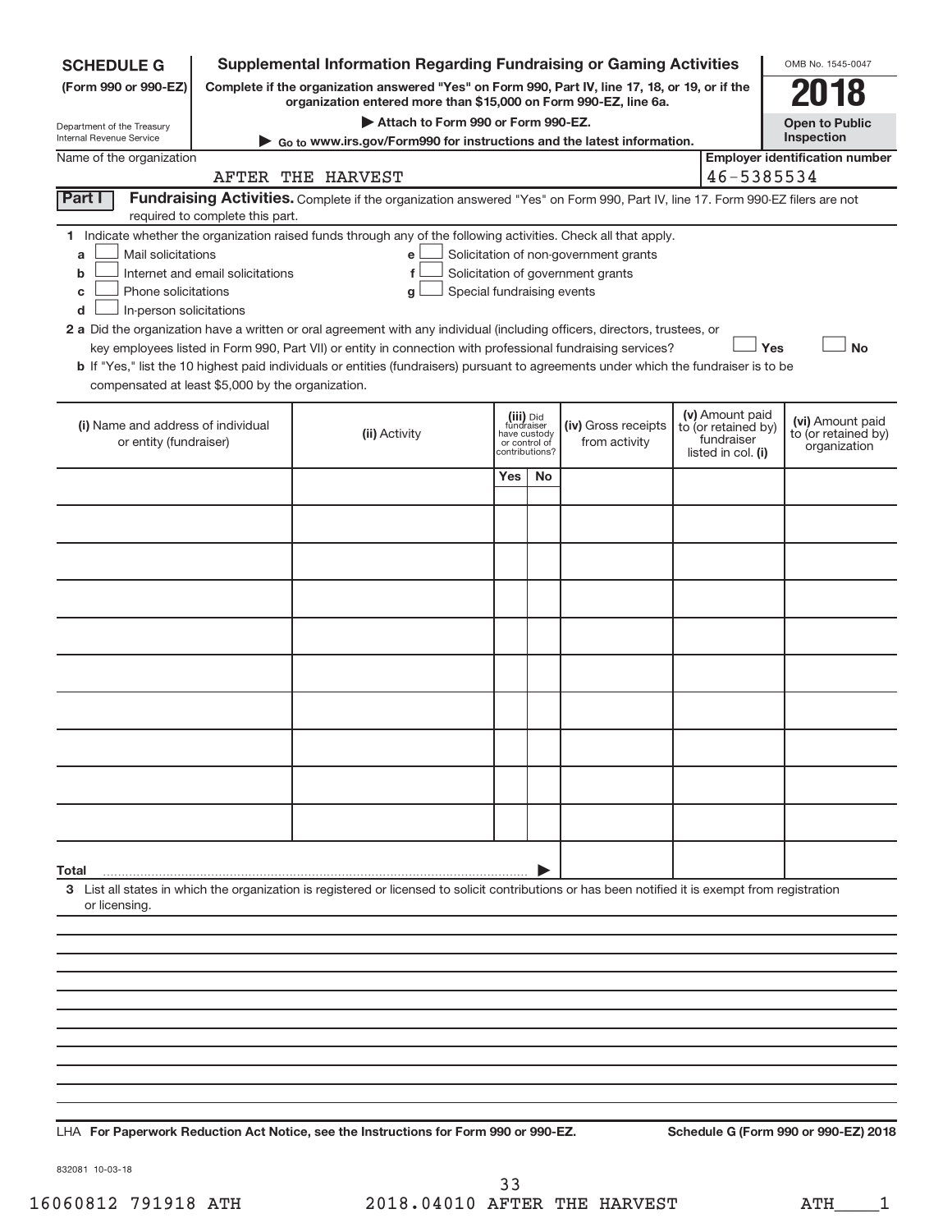**SCHEDULE G**
**(Form 990 or 990-EZ)**

Department of the Treasury
Internal Revenue Service

# Supplemental Information Regarding Fundraising or Gaming Activities

**Complete if the organization answered "Yes" on Form 990, Part IV, line 17, 18, or 19, or if the organization entered more than $15,000 on Form 990-EZ, line 6a.**

▶ **Attach to Form 990 or Form 990-EZ.**

▶ **Go to www.irs.gov/Form990 for instructions and the latest information.**

OMB No. 1545-0047

**2018**

**Open to Public Inspection**

Name of the organization: AFTER THE HARVEST

**Employer identification number:** 46-5385534

**Part I** **Fundraising Activities.** Complete if the organization answered "Yes" on Form 990, Part IV, line 17. Form 990-EZ filers are not required to complete this part.

**1** Indicate whether the organization raised funds through any of the following activities. Check all that apply.

- **a** ☐ Mail solicitations
- **b** ☐ Internet and email solicitations
- **c** ☐ Phone solicitations
- **d** ☐ In-person solicitations
- **e** ☐ Solicitation of non-government grants
- **f** ☐ Solicitation of government grants
- **g** ☐ Special fundraising events

**2 a** Did the organization have a written or oral agreement with any individual (including officers, directors, trustees, or key employees listed in Form 990, Part VII) or entity in connection with professional fundraising services? ☐ **Yes** ☐ **No**

**b** If "Yes," list the 10 highest paid individuals or entities (fundraisers) pursuant to agreements under which the fundraiser is to be compensated at least $5,000 by the organization.

| (i) Name and address of individual or entity (fundraiser) | (ii) Activity | (iii) Did fundraiser have custody or control of contributions? Yes | No | (iv) Gross receipts from activity | (v) Amount paid to (or retained by) fundraiser listed in col. (i) | (vi) Amount paid to (or retained by) organization |
|---|---|---|---|---|---|---|
| | | | | | | |
| | | | | | | |
| | | | | | | |
| | | | | | | |
| | | | | | | |
| | | | | | | |
| | | | | | | |
| | | | | | | |
| | | | | | | |
| | | | | | | |
| **Total** ▶ | | | | | | |

**3** List all states in which the organization is registered or licensed to solicit contributions or has been notified it is exempt from registration or licensing.

LHA **For Paperwork Reduction Act Notice, see the Instructions for Form 990 or 990-EZ.** **Schedule G (Form 990 or 990-EZ) 2018**

832081 10-03-18

16060812 791918 ATH 2018.04010 AFTER THE HARVEST ATH____1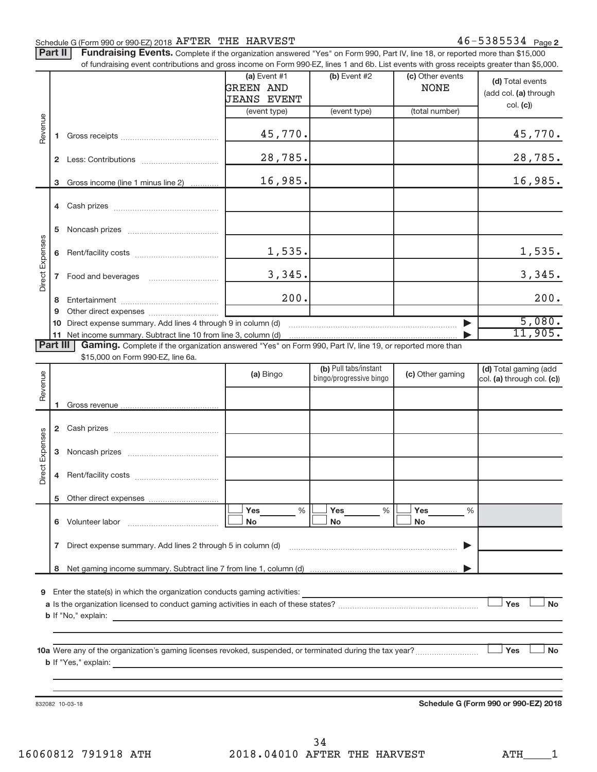Schedule G (Form 990 or 990-EZ) 2018 AFTER THE HARVEST 46-5385534 Page 2

**Part II** **Fundraising Events.** Complete if the organization answered "Yes" on Form 990, Part IV, line 18, or reported more than $15,000 of fundraising event contributions and gross income on Form 990-EZ, lines 1 and 6b. List events with gross receipts greater than $5,000.

| | | (a) Event #1 GREEN AND JEANS EVENT (event type) | (b) Event #2 (event type) | (c) Other events NONE (total number) | (d) Total events (add col. (a) through col. (c)) |
|---|---|---|---|---|---|
| Revenue | 1 Gross receipts | 45,770. | | | 45,770. |
| | 2 Less: Contributions | 28,785. | | | 28,785. |
| | 3 Gross income (line 1 minus line 2) | 16,985. | | | 16,985. |
| Direct Expenses | 4 Cash prizes | | | | |
| | 5 Noncash prizes | | | | |
| | 6 Rent/facility costs | 1,535. | | | 1,535. |
| | 7 Food and beverages | 3,345. | | | 3,345. |
| | 8 Entertainment | 200. | | | 200. |
| | 9 Other direct expenses | | | | |
| | 10 Direct expense summary. Add lines 4 through 9 in column (d) | | | | 5,080. |
| | 11 Net income summary. Subtract line 10 from line 3, column (d) | | | | 11,905. |

**Part III** **Gaming.** Complete if the organization answered "Yes" on Form 990, Part IV, line 19, or reported more than $15,000 on Form 990-EZ, line 6a.

| | | (a) Bingo | (b) Pull tabs/instant bingo/progressive bingo | (c) Other gaming | (d) Total gaming (add col. (a) through col. (c)) |
|---|---|---|---|---|---|
| Revenue | 1 Gross revenue | | | | |
| Direct Expenses | 2 Cash prizes | | | | |
| | 3 Noncash prizes | | | | |
| | 4 Rent/facility costs | | | | |
| | 5 Other direct expenses | | | | |
| | 6 Volunteer labor | ☐ Yes ____ % ☐ No | ☐ Yes ____ % ☐ No | ☐ Yes ____ % ☐ No | |
| | 7 Direct expense summary. Add lines 2 through 5 in column (d) | | | | |
| | 8 Net gaming income summary. Subtract line 7 from line 1, column (d) | | | | |

9 Enter the state(s) in which the organization conducts gaming activities:

a Is the organization licensed to conduct gaming activities in each of these states? ☐ Yes ☐ No

b If "No," explain:

10a Were any of the organization's gaming licenses revoked, suspended, or terminated during the tax year? ☐ Yes ☐ No

b If "Yes," explain:

832082 10-03-18

Schedule G (Form 990 or 990-EZ) 2018

16060812 791918 ATH 2018.04010 AFTER THE HARVEST ATH____1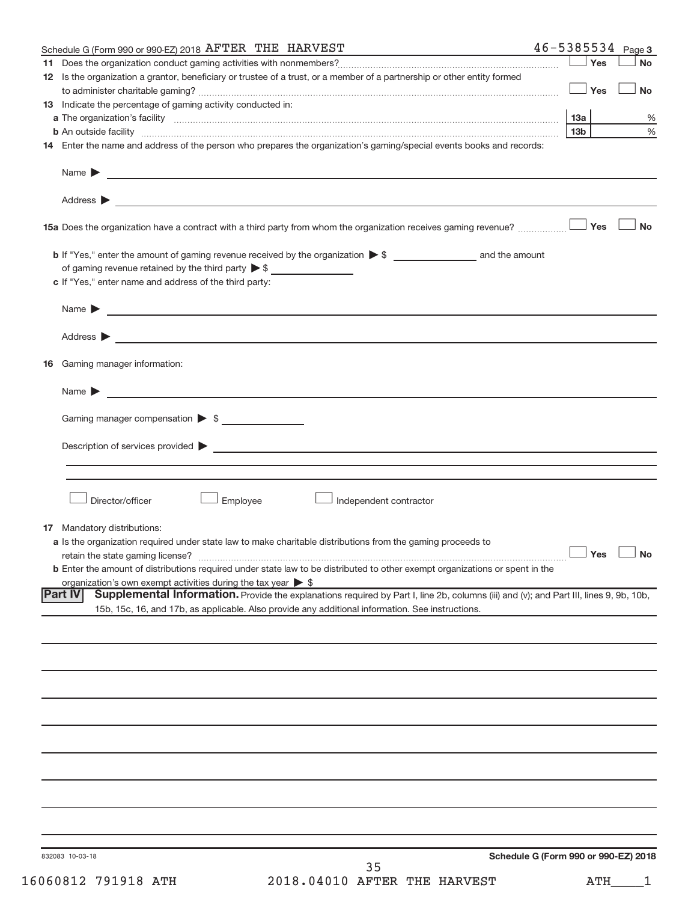Schedule G (Form 990 or 990-EZ) 2018 AFTER THE HARVEST 46-5385534 Page 3

**11** Does the organization conduct gaming activities with nonmembers? ☐ Yes ☐ No

**12** Is the organization a grantor, beneficiary or trustee of a trust, or a member of a partnership or other entity formed to administer charitable gaming? ☐ Yes ☐ No

**13** Indicate the percentage of gaming activity conducted in:

**a** The organization's facility **13a** %

**b** An outside facility **13b** %

**14** Enter the name and address of the person who prepares the organization's gaming/special events books and records:

Name ▶

Address ▶

**15a** Does the organization have a contract with a third party from whom the organization receives gaming revenue? ☐ Yes ☐ No

**b** If "Yes," enter the amount of gaming revenue received by the organization ▶ $ ______ and the amount of gaming revenue retained by the third party ▶ $ ______

**c** If "Yes," enter name and address of the third party:

Name ▶

Address ▶

**16** Gaming manager information:

Name ▶

Gaming manager compensation ▶ $

Description of services provided ▶

☐ Director/officer ☐ Employee ☐ Independent contractor

**17** Mandatory distributions:

**a** Is the organization required under state law to make charitable distributions from the gaming proceeds to retain the state gaming license? ☐ Yes ☐ No

**b** Enter the amount of distributions required under state law to be distributed to other exempt organizations or spent in the organization's own exempt activities during the tax year ▶ $

**Part IV** **Supplemental Information.** Provide the explanations required by Part I, line 2b, columns (iii) and (v); and Part III, lines 9, 9b, 10b, 15b, 15c, 16, and 17b, as applicable. Also provide any additional information. See instructions.

832083 10-03-18

**Schedule G (Form 990 or 990-EZ) 2018**

16060812 791918 ATH 2018.04010 AFTER THE HARVEST ATH____1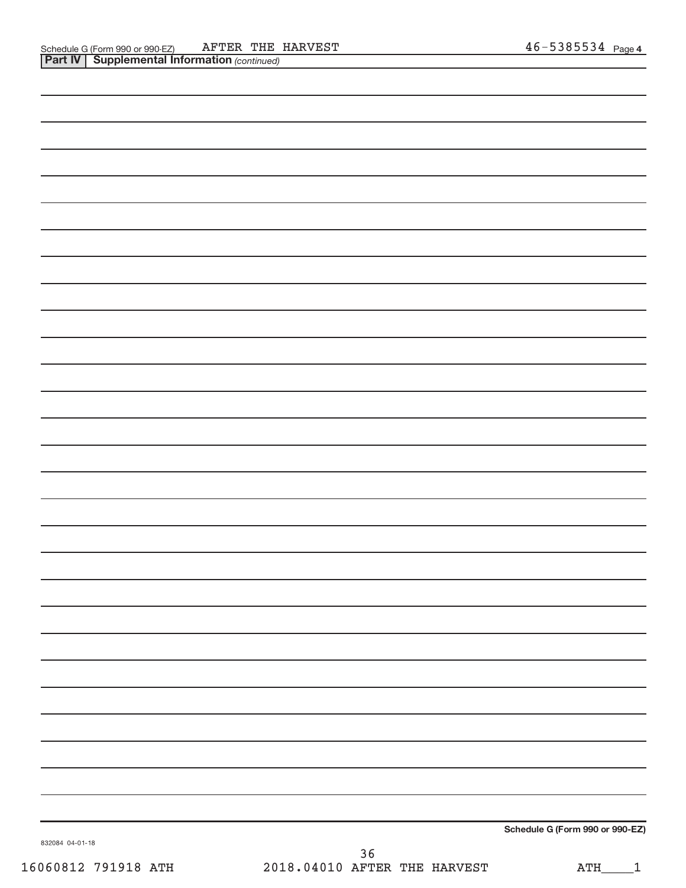Schedule G (Form 990 or 990-EZ) AFTER THE HARVEST 46-5385534 Page **4**

**Part IV | Supplemental Information** *(continued)*

**Schedule G (Form 990 or 990-EZ)**

832084 04-01-18

16060812 791918 ATH 2018.04010 AFTER THE HARVEST ATH____1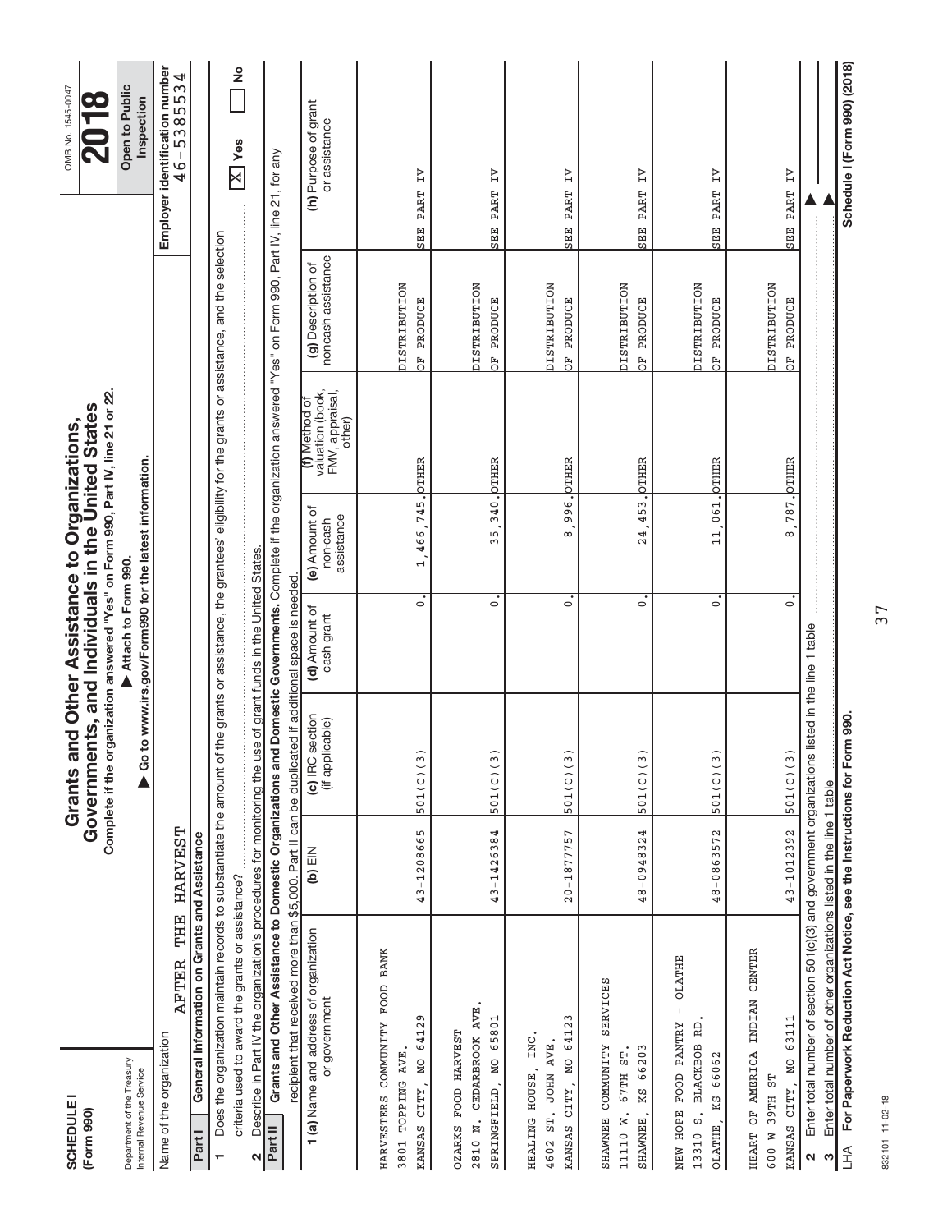**SCHEDULE I (Form 990)**

Department of the Treasury
Internal Revenue Service

# Grants and Other Assistance to Organizations, Governments, and Individuals in the United States

**Complete if the organization answered "Yes" on Form 990, Part IV, line 21 or 22.**

▶ **Attach to Form 990.**

▶ **Go to www.irs.gov/Form990 for the latest information.**

OMB No. 1545-0047

**2018**

**Open to Public Inspection**

Name of the organization: AFTER THE HARVEST

**Employer identification number** 46-5385534

**Part I — General Information on Grants and Assistance**

1 Does the organization maintain records to substantiate the amount of the grants or assistance, the grantees' eligibility for the grants or assistance, and the selection criteria used to award the grants or assistance? [X] Yes [ ] No

2 Describe in Part IV the organization's procedures for monitoring the use of grant funds in the United States.

**Part II — Grants and Other Assistance to Domestic Organizations and Domestic Governments.** Complete if the organization answered "Yes" on Form 990, Part IV, line 21, for any recipient that received more than $5,000. Part II can be duplicated if additional space is needed.

| 1 (a) Name and address of organization or government | (b) EIN | (c) IRC section (if applicable) | (d) Amount of cash grant | (e) Amount of non-cash assistance | (f) Method of valuation (book, FMV, appraisal, other) | (g) Description of noncash assistance | (h) Purpose of grant or assistance |
|---|---|---|---|---|---|---|---|
| HARVESTERS COMMUNITY FOOD BANK<br>3801 TOPPING AVE.<br>KANSAS CITY, MO 64129 | 43-1208665 | 501(C)(3) | 0. | 1,466,745. | OTHER | DISTRIBUTION OF PRODUCE | SEE PART IV |
| OZARKS FOOD HARVEST<br>2810 N. CEDARBROOK AVE.<br>SPRINGFIELD, MO 65801 | 43-1426384 | 501(C)(3) | 0. | 35,340. | OTHER | DISTRIBUTION OF PRODUCE | SEE PART IV |
| HEALING HOUSE, INC.<br>4602 ST. JOHN AVE.<br>KANSAS CITY, MO 64123 | 20-1877757 | 501(C)(3) | 0. | 8,996. | OTHER | DISTRIBUTION OF PRODUCE | SEE PART IV |
| SHAWNEE COMMUNITY SERVICES<br>11110 W. 67TH ST.<br>SHAWNEE, KS 66203 | 48-0948324 | 501(C)(3) | 0. | 24,453. | OTHER | DISTRIBUTION OF PRODUCE | SEE PART IV |
| NEW HOPE FOOD PANTRY - OLATHE<br>13310 S. BLACKBOB RD.<br>OLATHE, KS 66062 | 48-0863572 | 501(C)(3) | 0. | 11,061. | OTHER | DISTRIBUTION OF PRODUCE | SEE PART IV |
| HEART OF AMERICA INDIAN CENTER<br>600 W 39TH ST<br>KANSAS CITY, MO 63111 | 43-1012392 | 501(C)(3) | 0. | 8,787. | OTHER | DISTRIBUTION OF PRODUCE | SEE PART IV |

2 Enter total number of section 501(c)(3) and government organizations listed in the line 1 table ▶

3 Enter total number of other organizations listed in the line 1 table ▶

LHA **For Paperwork Reduction Act Notice, see the Instructions for Form 990.** **Schedule I (Form 990) (2018)**

832101 11-02-18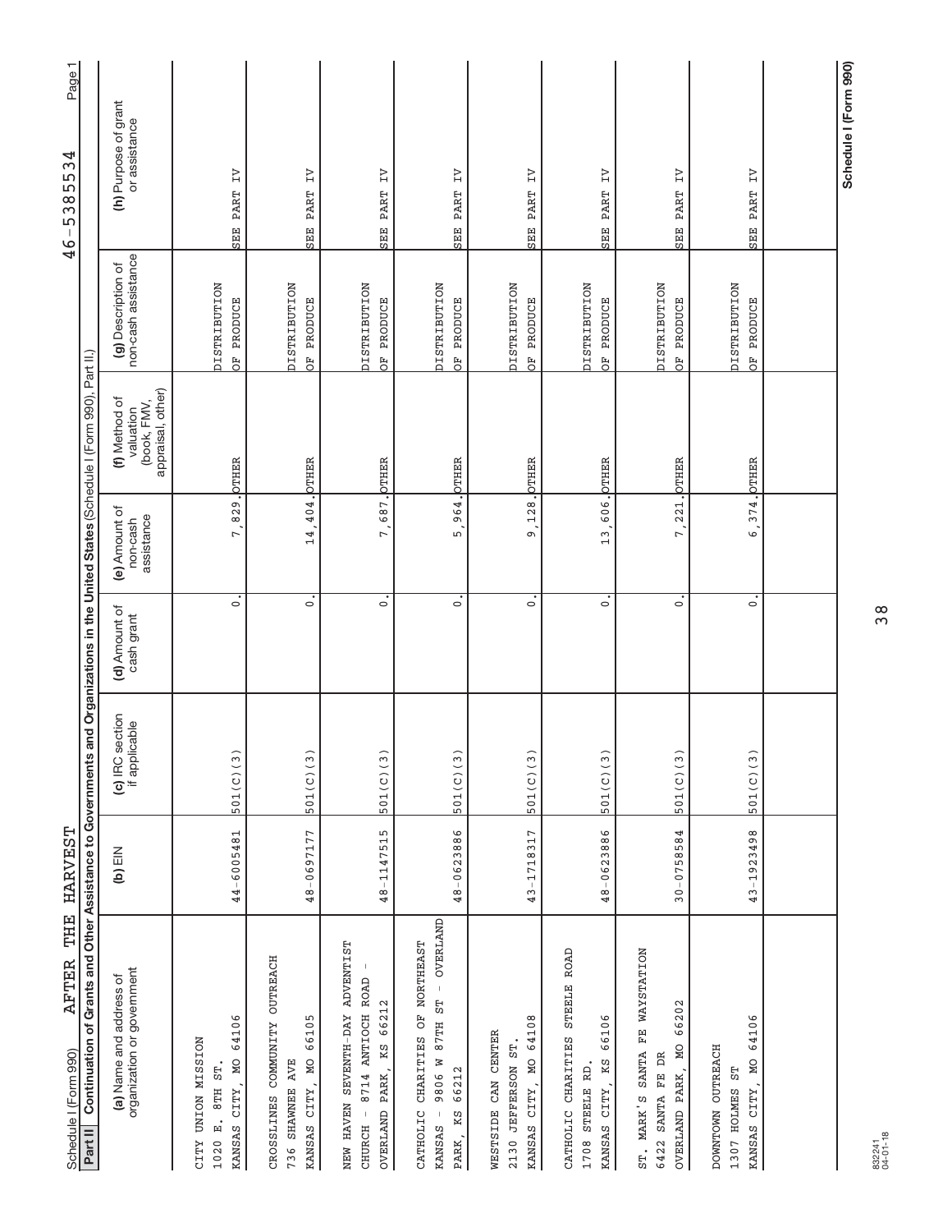Schedule I (Form 990) AFTER THE HARVEST 46-5385534

**Part II** **Continuation of Grants and Other Assistance to Governments and Organizations in the United States** (Schedule I (Form 990), Part II.)

| (a) Name and address of organization or government | (b) EIN | (c) IRC section if applicable | (d) Amount of cash grant | (e) Amount of non-cash assistance | (f) Method of valuation (book, FMV, appraisal, other) | (g) Description of non-cash assistance | (h) Purpose of grant or assistance |
|---|---|---|---|---|---|---|---|
| CITY UNION MISSION<br>1020 E. 8TH ST.<br>KANSAS CITY, MO 64106 | 44-6005481 | 501(C)(3) | 0. | 7,829. | OTHER | DISTRIBUTION OF PRODUCE | SEE PART IV |
| CROSSLINES COMMUNITY OUTREACH<br>736 SHAWNEE AVE<br>KANSAS CITY, MO 66105 | 48-0697177 | 501(C)(3) | 0. | 14,404. | OTHER | DISTRIBUTION OF PRODUCE | SEE PART IV |
| NEW HAVEN SEVENTH-DAY ADVENTIST CHURCH - 8714 ANTIOCH ROAD -<br>OVERLAND PARK, KS 66212 | 48-1147515 | 501(C)(3) | 0. | 7,687. | OTHER | DISTRIBUTION OF PRODUCE | SEE PART IV |
| CATHOLIC CHARITIES OF NORTHEAST KANSAS - 9806 W 87TH ST - OVERLAND<br>PARK, KS 66212 | 48-0623886 | 501(C)(3) | 0. | 5,964. | OTHER | DISTRIBUTION OF PRODUCE | SEE PART IV |
| WESTSIDE CAN CENTER<br>2130 JEFFERSON ST.<br>KANSAS CITY, MO 64108 | 43-1718317 | 501(C)(3) | 0. | 9,128. | OTHER | DISTRIBUTION OF PRODUCE | SEE PART IV |
| CATHOLIC CHARITIES STEELE ROAD<br>1708 STEELE RD.<br>KANSAS CITY, KS 66106 | 48-0623886 | 501(C)(3) | 0. | 13,606. | OTHER | DISTRIBUTION OF PRODUCE | SEE PART IV |
| ST. MARK'S SANTA FE WAYSTATION<br>6422 SANTA FE DR<br>OVERLAND PARK, MO 66202 | 30-0758584 | 501(C)(3) | 0. | 7,221. | OTHER | DISTRIBUTION OF PRODUCE | SEE PART IV |
| DOWNTOWN OUTREACH<br>1307 HOLMES ST<br>KANSAS CITY, MO 64106 | 43-1923498 | 501(C)(3) | 0. | 6,374. | OTHER | DISTRIBUTION OF PRODUCE | SEE PART IV |
| | | | | | | | |

832241 04-01-18

**Schedule I (Form 990)**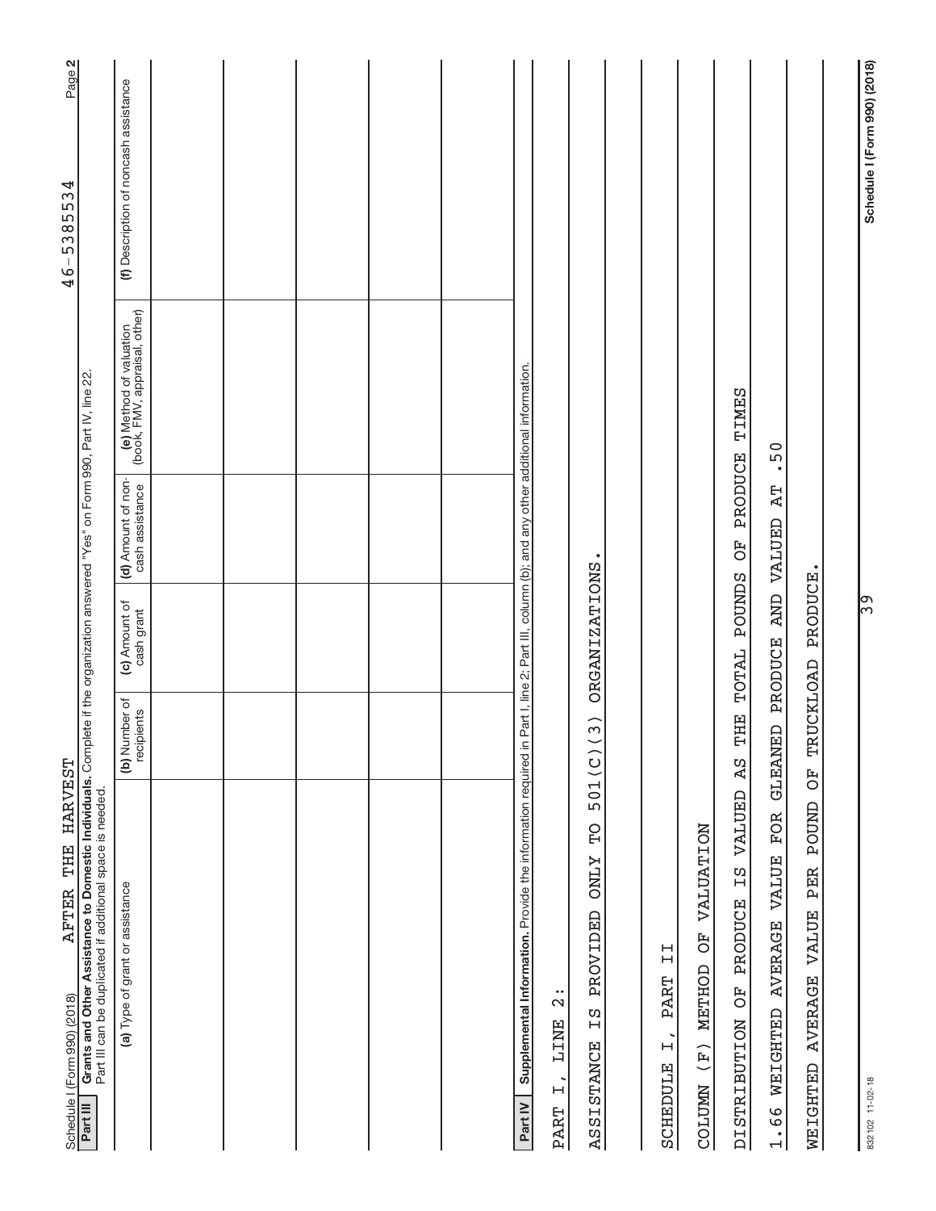Schedule I (Form 990) (2018) AFTER THE HARVEST 46-5385534 Page 2

**Part III** **Grants and Other Assistance to Domestic Individuals.** Complete if the organization answered "Yes" on Form 990, Part IV, line 22.
Part III can be duplicated if additional space is needed.

| (a) Type of grant or assistance | (b) Number of recipients | (c) Amount of cash grant | (d) Amount of non-cash assistance | (e) Method of valuation (book, FMV, appraisal, other) | (f) Description of noncash assistance |
|---|---|---|---|---|---|
| | | | | | |
| | | | | | |
| | | | | | |
| | | | | | |
| | | | | | |
| | | | | | |

**Part IV** **Supplemental Information.** Provide the information required in Part I, line 2; Part III, column (b); and any other additional information.

PART I, LINE 2:

ASSISTANCE IS PROVIDED ONLY TO 501(C)(3) ORGANIZATIONS.

SCHEDULE I, PART II

COLUMN (F) METHOD OF VALUATION

DISTRIBUTION OF PRODUCE IS VALUED AS THE TOTAL POUNDS OF PRODUCE TIMES

1.66 WEIGHTED AVERAGE VALUE FOR GLEANED PRODUCE AND VALUED AT .50

WEIGHTED AVERAGE VALUE PER POUND OF TRUCKLOAD PRODUCE.

832102 11-02-18 Schedule I (Form 990) (2018)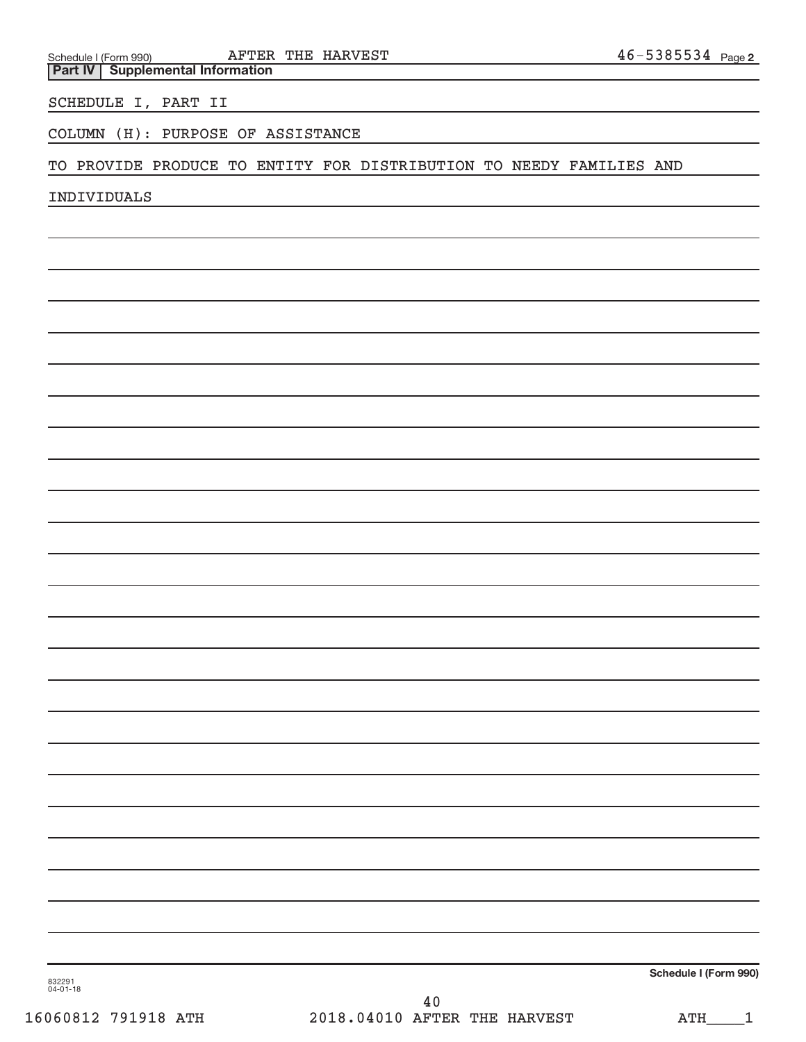Schedule I (Form 990) AFTER THE HARVEST 46-5385534 Page 2

**Part IV | Supplemental Information**

SCHEDULE I, PART II

COLUMN (H): PURPOSE OF ASSISTANCE

TO PROVIDE PRODUCE TO ENTITY FOR DISTRIBUTION TO NEEDY FAMILIES AND INDIVIDUALS

**Schedule I (Form 990)**

832291 04-01-18

16060812 791918 ATH 2018.04010 AFTER THE HARVEST ATH____1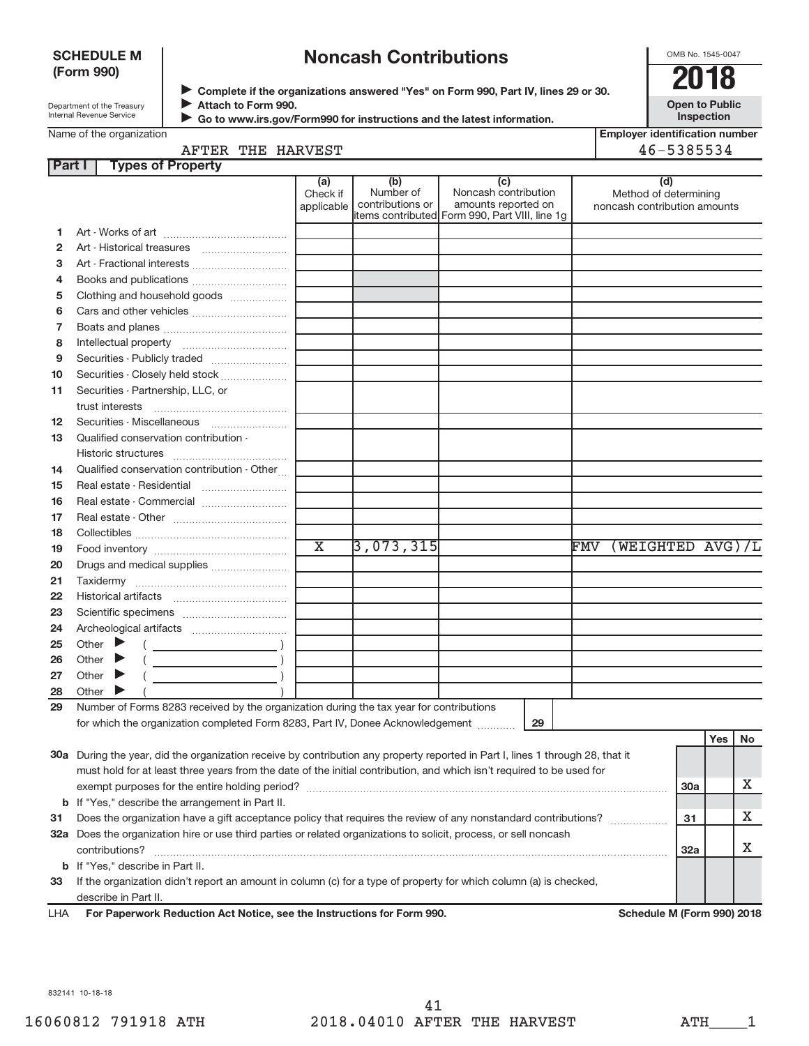**SCHEDULE M (Form 990)**

Department of the Treasury
Internal Revenue Service

# Noncash Contributions

▶ Complete if the organizations answered "Yes" on Form 990, Part IV, lines 29 or 30.
▶ Attach to Form 990.
▶ Go to www.irs.gov/Form990 for instructions and the latest information.

OMB No. 1545-0047

**2018**

**Open to Public Inspection**

Name of the organization: AFTER THE HARVEST

Employer identification number: 46-5385534

**Part I Types of Property**

| | | (a) Check if applicable | (b) Number of contributions or items contributed | (c) Noncash contribution amounts reported on Form 990, Part VIII, line 1g | (d) Method of determining noncash contribution amounts |
|---|---|---|---|---|---|
| 1 | Art - Works of art | | | | |
| 2 | Art - Historical treasures | | | | |
| 3 | Art - Fractional interests | | | | |
| 4 | Books and publications | | | | |
| 5 | Clothing and household goods | | | | |
| 6 | Cars and other vehicles | | | | |
| 7 | Boats and planes | | | | |
| 8 | Intellectual property | | | | |
| 9 | Securities - Publicly traded | | | | |
| 10 | Securities - Closely held stock | | | | |
| 11 | Securities - Partnership, LLC, or trust interests | | | | |
| 12 | Securities - Miscellaneous | | | | |
| 13 | Qualified conservation contribution - Historic structures | | | | |
| 14 | Qualified conservation contribution - Other | | | | |
| 15 | Real estate - Residential | | | | |
| 16 | Real estate - Commercial | | | | |
| 17 | Real estate - Other | | | | |
| 18 | Collectibles | | | | |
| 19 | Food inventory | X | 3,073,315 | | FMV (WEIGHTED AVG)/L |
| 20 | Drugs and medical supplies | | | | |
| 21 | Taxidermy | | | | |
| 22 | Historical artifacts | | | | |
| 23 | Scientific specimens | | | | |
| 24 | Archeological artifacts | | | | |
| 25 | Other ▶ ( ) | | | | |
| 26 | Other ▶ ( ) | | | | |
| 27 | Other ▶ ( ) | | | | |
| 28 | Other ▶ ( ) | | | | |

29 Number of Forms 8283 received by the organization during the tax year for contributions for which the organization completed Form 8283, Part IV, Donee Acknowledgement ..... **29**

| | | | Yes | No |
|---|---|---|---|---|
| 30a | During the year, did the organization receive by contribution any property reported in Part I, lines 1 through 28, that it must hold for at least three years from the date of the initial contribution, and which isn't required to be used for exempt purposes for the entire holding period? | 30a | | X |
| b | If "Yes," describe the arrangement in Part II. | | | |
| 31 | Does the organization have a gift acceptance policy that requires the review of any nonstandard contributions? | 31 | | X |
| 32a | Does the organization hire or use third parties or related organizations to solicit, process, or sell noncash contributions? | 32a | | X |
| b | If "Yes," describe in Part II. | | | |
| 33 | If the organization didn't report an amount in column (c) for a type of property for which column (a) is checked, describe in Part II. | | | |

LHA **For Paperwork Reduction Act Notice, see the Instructions for Form 990.** **Schedule M (Form 990) 2018**

832141 10-18-18

16060812 791918 ATH 2018.04010 AFTER THE HARVEST ATH____1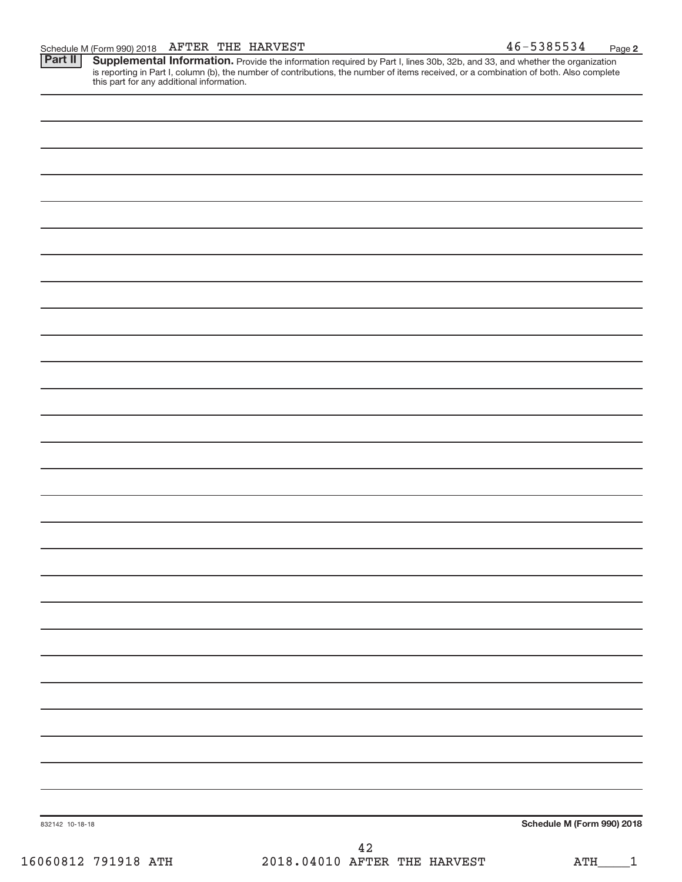Schedule M (Form 990) 2018 AFTER THE HARVEST 46-5385534 Page **2**

**Part II** **Supplemental Information.** Provide the information required by Part I, lines 30b, 32b, and 33, and whether the organization is reporting in Part I, column (b), the number of contributions, the number of items received, or a combination of both. Also complete this part for any additional information.

832142 10-18-18 **Schedule M (Form 990) 2018**

16060812 791918 ATH 2018.04010 AFTER THE HARVEST ATH____1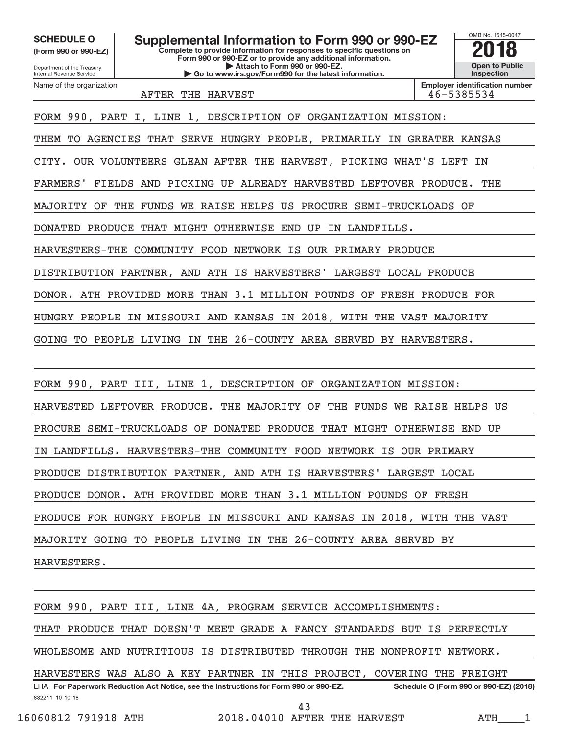**SCHEDULE O**
**(Form 990 or 990-EZ)**

Department of the Treasury
Internal Revenue Service

# Supplemental Information to Form 990 or 990-EZ

**Complete to provide information for responses to specific questions on Form 990 or 990-EZ or to provide any additional information.**
**▶ Attach to Form 990 or 990-EZ.**
**▶ Go to www.irs.gov/Form990 for the latest information.**

OMB No. 1545-0047

**2018**

**Open to Public Inspection**

| Name of the organization | Employer identification number |
|---|---|
| AFTER THE HARVEST | 46-5385534 |

FORM 990, PART I, LINE 1, DESCRIPTION OF ORGANIZATION MISSION:
THEM TO AGENCIES THAT SERVE HUNGRY PEOPLE, PRIMARILY IN GREATER KANSAS CITY. OUR VOLUNTEERS GLEAN AFTER THE HARVEST, PICKING WHAT'S LEFT IN FARMERS' FIELDS AND PICKING UP ALREADY HARVESTED LEFTOVER PRODUCE. THE MAJORITY OF THE FUNDS WE RAISE HELPS US PROCURE SEMI-TRUCKLOADS OF DONATED PRODUCE THAT MIGHT OTHERWISE END UP IN LANDFILLS. HARVESTERS-THE COMMUNITY FOOD NETWORK IS OUR PRIMARY PRODUCE DISTRIBUTION PARTNER, AND ATH IS HARVESTERS' LARGEST LOCAL PRODUCE DONOR. ATH PROVIDED MORE THAN 3.1 MILLION POUNDS OF FRESH PRODUCE FOR HUNGRY PEOPLE IN MISSOURI AND KANSAS IN 2018, WITH THE VAST MAJORITY GOING TO PEOPLE LIVING IN THE 26-COUNTY AREA SERVED BY HARVESTERS.

FORM 990, PART III, LINE 1, DESCRIPTION OF ORGANIZATION MISSION:
HARVESTED LEFTOVER PRODUCE. THE MAJORITY OF THE FUNDS WE RAISE HELPS US PROCURE SEMI-TRUCKLOADS OF DONATED PRODUCE THAT MIGHT OTHERWISE END UP IN LANDFILLS. HARVESTERS-THE COMMUNITY FOOD NETWORK IS OUR PRIMARY PRODUCE DISTRIBUTION PARTNER, AND ATH IS HARVESTERS' LARGEST LOCAL PRODUCE DONOR. ATH PROVIDED MORE THAN 3.1 MILLION POUNDS OF FRESH PRODUCE FOR HUNGRY PEOPLE IN MISSOURI AND KANSAS IN 2018, WITH THE VAST MAJORITY GOING TO PEOPLE LIVING IN THE 26-COUNTY AREA SERVED BY HARVESTERS.

FORM 990, PART III, LINE 4A, PROGRAM SERVICE ACCOMPLISHMENTS:
THAT PRODUCE THAT DOESN'T MEET GRADE A FANCY STANDARDS BUT IS PERFECTLY WHOLESOME AND NUTRITIOUS IS DISTRIBUTED THROUGH THE NONPROFIT NETWORK. HARVESTERS WAS ALSO A KEY PARTNER IN THIS PROJECT, COVERING THE FREIGHT

LHA **For Paperwork Reduction Act Notice, see the Instructions for Form 990 or 990-EZ.** **Schedule O (Form 990 or 990-EZ) (2018)**
832211 10-10-18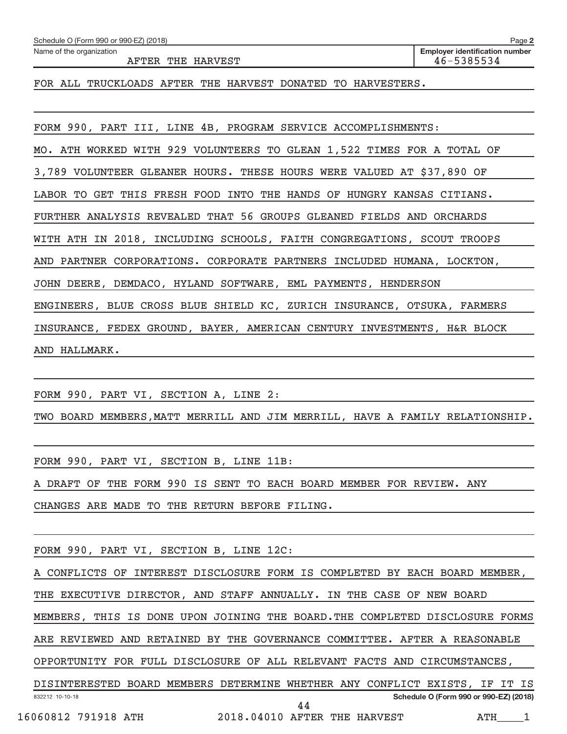Schedule O (Form 990 or 990-EZ) (2018)

Name of the organization: AFTER THE HARVEST

Employer identification number: 46-5385534

FOR ALL TRUCKLOADS AFTER THE HARVEST DONATED TO HARVESTERS.

FORM 990, PART III, LINE 4B, PROGRAM SERVICE ACCOMPLISHMENTS:

MO. ATH WORKED WITH 929 VOLUNTEERS TO GLEAN 1,522 TIMES FOR A TOTAL OF 3,789 VOLUNTEER GLEANER HOURS. THESE HOURS WERE VALUED AT $37,890 OF LABOR TO GET THIS FRESH FOOD INTO THE HANDS OF HUNGRY KANSAS CITIANS. FURTHER ANALYSIS REVEALED THAT 56 GROUPS GLEANED FIELDS AND ORCHARDS WITH ATH IN 2018, INCLUDING SCHOOLS, FAITH CONGREGATIONS, SCOUT TROOPS AND PARTNER CORPORATIONS. CORPORATE PARTNERS INCLUDED HUMANA, LOCKTON, JOHN DEERE, DEMDACO, HYLAND SOFTWARE, EML PAYMENTS, HENDERSON ENGINEERS, BLUE CROSS BLUE SHIELD KC, ZURICH INSURANCE, OTSUKA, FARMERS INSURANCE, FEDEX GROUND, BAYER, AMERICAN CENTURY INVESTMENTS, H&R BLOCK AND HALLMARK.

FORM 990, PART VI, SECTION A, LINE 2:

TWO BOARD MEMBERS,MATT MERRILL AND JIM MERRILL, HAVE A FAMILY RELATIONSHIP.

FORM 990, PART VI, SECTION B, LINE 11B:

A DRAFT OF THE FORM 990 IS SENT TO EACH BOARD MEMBER FOR REVIEW. ANY CHANGES ARE MADE TO THE RETURN BEFORE FILING.

FORM 990, PART VI, SECTION B, LINE 12C:

A CONFLICTS OF INTEREST DISCLOSURE FORM IS COMPLETED BY EACH BOARD MEMBER, THE EXECUTIVE DIRECTOR, AND STAFF ANNUALLY. IN THE CASE OF NEW BOARD MEMBERS, THIS IS DONE UPON JOINING THE BOARD.THE COMPLETED DISCLOSURE FORMS ARE REVIEWED AND RETAINED BY THE GOVERNANCE COMMITTEE. AFTER A REASONABLE OPPORTUNITY FOR FULL DISCLOSURE OF ALL RELEVANT FACTS AND CIRCUMSTANCES, DISINTERESTED BOARD MEMBERS DETERMINE WHETHER ANY CONFLICT EXISTS, IF IT IS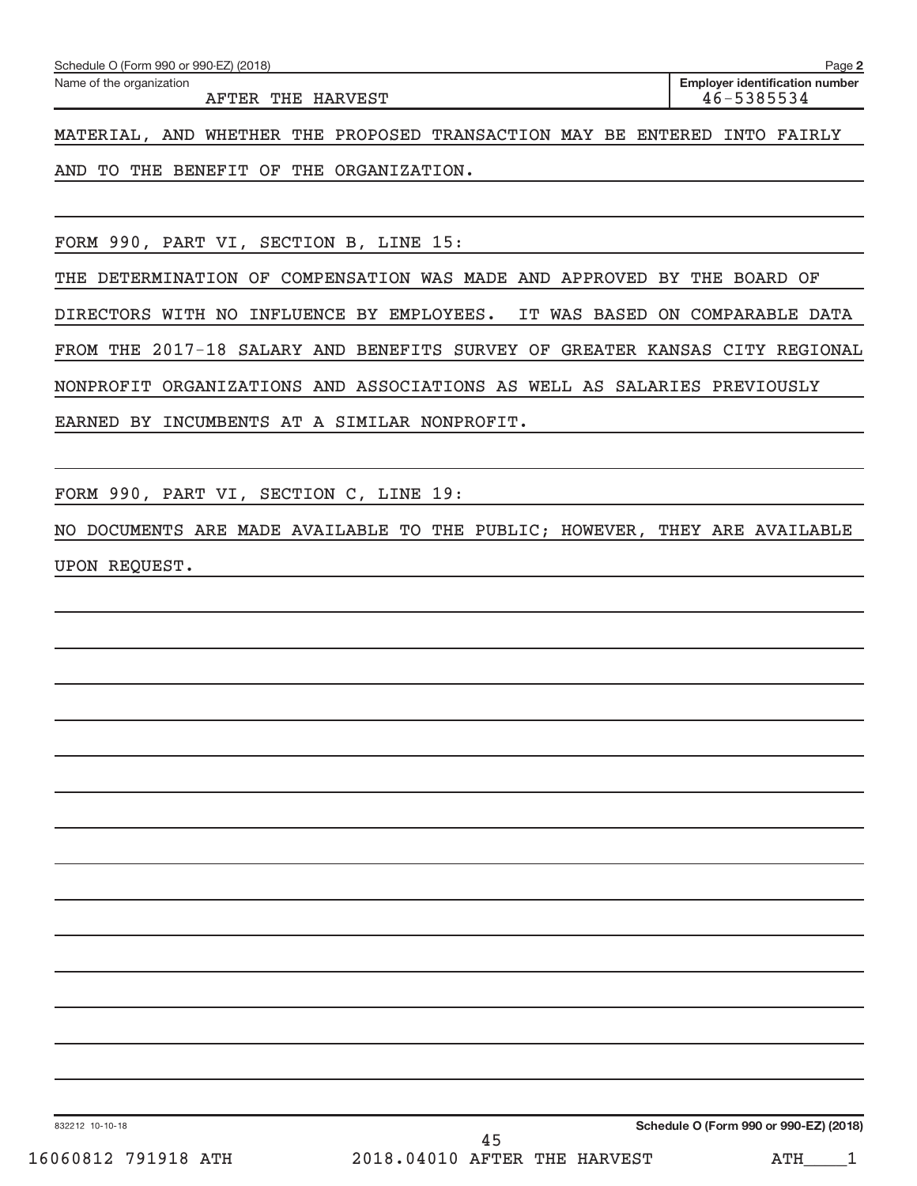Name of the organization
AFTER THE HARVEST

Employer identification number
46-5385534

MATERIAL, AND WHETHER THE PROPOSED TRANSACTION MAY BE ENTERED INTO FAIRLY AND TO THE BENEFIT OF THE ORGANIZATION.

FORM 990, PART VI, SECTION B, LINE 15:

THE DETERMINATION OF COMPENSATION WAS MADE AND APPROVED BY THE BOARD OF DIRECTORS WITH NO INFLUENCE BY EMPLOYEES. IT WAS BASED ON COMPARABLE DATA FROM THE 2017-18 SALARY AND BENEFITS SURVEY OF GREATER KANSAS CITY REGIONAL NONPROFIT ORGANIZATIONS AND ASSOCIATIONS AS WELL AS SALARIES PREVIOUSLY EARNED BY INCUMBENTS AT A SIMILAR NONPROFIT.

FORM 990, PART VI, SECTION C, LINE 19:

NO DOCUMENTS ARE MADE AVAILABLE TO THE PUBLIC; HOWEVER, THEY ARE AVAILABLE UPON REQUEST.